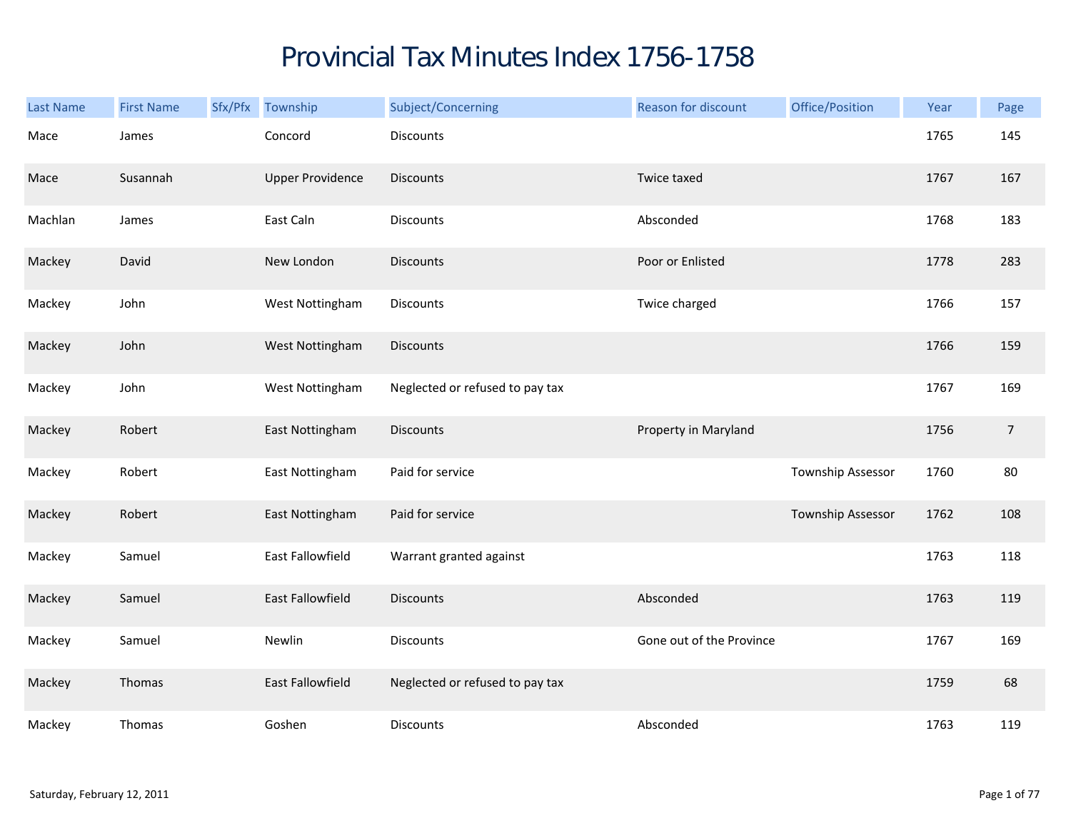# Provincial Tax Minutes Index 1756-1758

| Last Name | First Name | Sfx/Pfx | Township | Subject/Concerning | Reason for discount | Office/Position | Year | Page |
|---|---|---|---|---|---|---|---|---|
| Mace | James | | Concord | Discounts | | | 1765 | 145 |
| Mace | Susannah | | Upper Providence | Discounts | Twice taxed | | 1767 | 167 |
| Machlan | James | | East Caln | Discounts | Absconded | | 1768 | 183 |
| Mackey | David | | New London | Discounts | Poor or Enlisted | | 1778 | 283 |
| Mackey | John | | West Nottingham | Discounts | Twice charged | | 1766 | 157 |
| Mackey | John | | West Nottingham | Discounts | | | 1766 | 159 |
| Mackey | John | | West Nottingham | Neglected or refused to pay tax | | | 1767 | 169 |
| Mackey | Robert | | East Nottingham | Discounts | Property in Maryland | | 1756 | 7 |
| Mackey | Robert | | East Nottingham | Paid for service | | Township Assessor | 1760 | 80 |
| Mackey | Robert | | East Nottingham | Paid for service | | Township Assessor | 1762 | 108 |
| Mackey | Samuel | | East Fallowfield | Warrant granted against | | | 1763 | 118 |
| Mackey | Samuel | | East Fallowfield | Discounts | Absconded | | 1763 | 119 |
| Mackey | Samuel | | Newlin | Discounts | Gone out of the Province | | 1767 | 169 |
| Mackey | Thomas | | East Fallowfield | Neglected or refused to pay tax | | | 1759 | 68 |
| Mackey | Thomas | | Goshen | Discounts | Absconded | | 1763 | 119 |

Saturday, February 12, 2011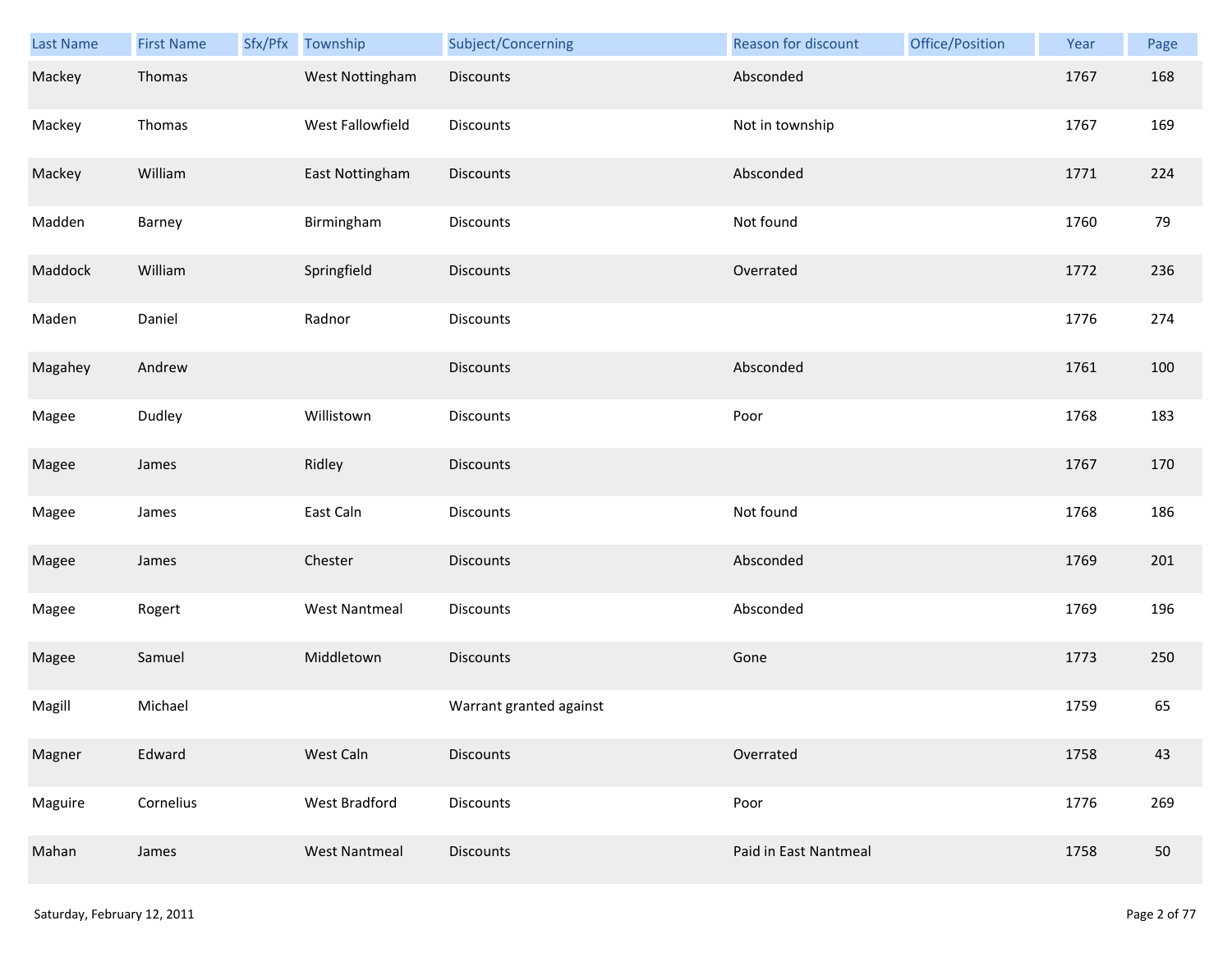| Last Name | First Name | Sfx/Pfx | Township | Subject/Concerning | Reason for discount | Office/Position | Year | Page |
|---|---|---|---|---|---|---|---|---|
| Mackey | Thomas | | West Nottingham | Discounts | Absconded | | 1767 | 168 |
| Mackey | Thomas | | West Fallowfield | Discounts | Not in township | | 1767 | 169 |
| Mackey | William | | East Nottingham | Discounts | Absconded | | 1771 | 224 |
| Madden | Barney | | Birmingham | Discounts | Not found | | 1760 | 79 |
| Maddock | William | | Springfield | Discounts | Overrated | | 1772 | 236 |
| Maden | Daniel | | Radnor | Discounts | | | 1776 | 274 |
| Magahey | Andrew | | | Discounts | Absconded | | 1761 | 100 |
| Magee | Dudley | | Willistown | Discounts | Poor | | 1768 | 183 |
| Magee | James | | Ridley | Discounts | | | 1767 | 170 |
| Magee | James | | East Caln | Discounts | Not found | | 1768 | 186 |
| Magee | James | | Chester | Discounts | Absconded | | 1769 | 201 |
| Magee | Rogert | | West Nantmeal | Discounts | Absconded | | 1769 | 196 |
| Magee | Samuel | | Middletown | Discounts | Gone | | 1773 | 250 |
| Magill | Michael | | | Warrant granted against | | | 1759 | 65 |
| Magner | Edward | | West Caln | Discounts | Overrated | | 1758 | 43 |
| Maguire | Cornelius | | West Bradford | Discounts | Poor | | 1776 | 269 |
| Mahan | James | | West Nantmeal | Discounts | Paid in East Nantmeal | | 1758 | 50 |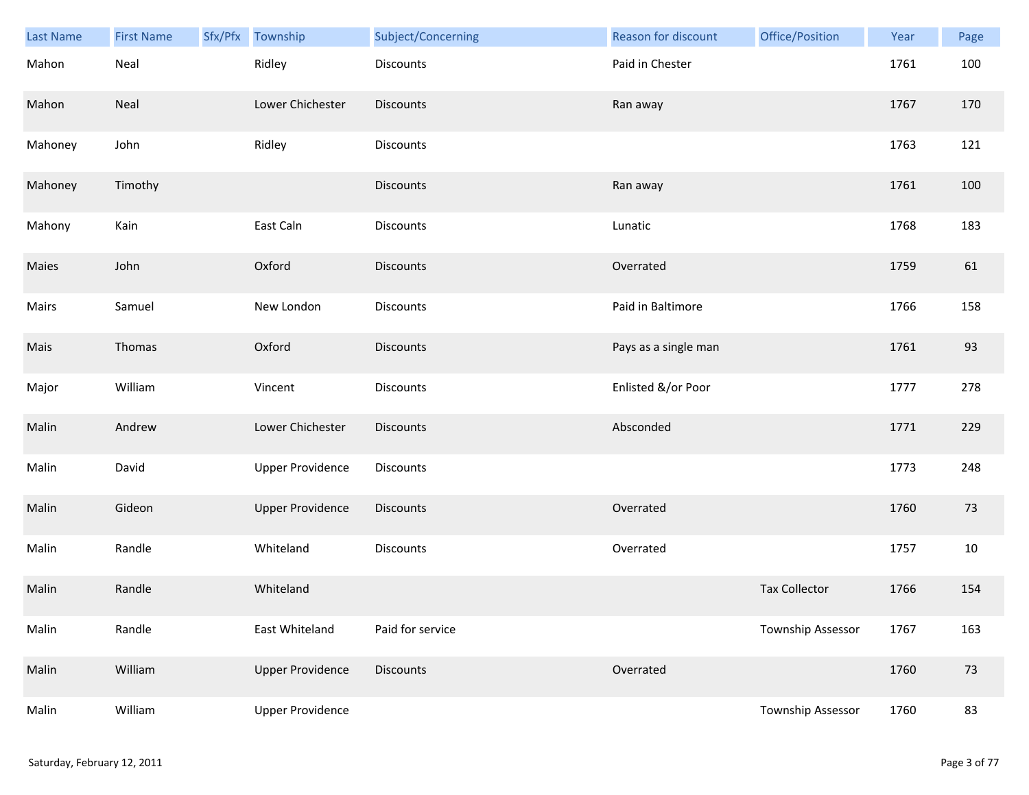| Last Name | First Name | Sfx/Pfx | Township | Subject/Concerning | Reason for discount | Office/Position | Year | Page |
|---|---|---|---|---|---|---|---|---|
| Mahon | Neal | | Ridley | Discounts | Paid in Chester | | 1761 | 100 |
| Mahon | Neal | | Lower Chichester | Discounts | Ran away | | 1767 | 170 |
| Mahoney | John | | Ridley | Discounts | | | 1763 | 121 |
| Mahoney | Timothy | | | Discounts | Ran away | | 1761 | 100 |
| Mahony | Kain | | East Caln | Discounts | Lunatic | | 1768 | 183 |
| Maies | John | | Oxford | Discounts | Overrated | | 1759 | 61 |
| Mairs | Samuel | | New London | Discounts | Paid in Baltimore | | 1766 | 158 |
| Mais | Thomas | | Oxford | Discounts | Pays as a single man | | 1761 | 93 |
| Major | William | | Vincent | Discounts | Enlisted &/or Poor | | 1777 | 278 |
| Malin | Andrew | | Lower Chichester | Discounts | Absconded | | 1771 | 229 |
| Malin | David | | Upper Providence | Discounts | | | 1773 | 248 |
| Malin | Gideon | | Upper Providence | Discounts | Overrated | | 1760 | 73 |
| Malin | Randle | | Whiteland | Discounts | Overrated | | 1757 | 10 |
| Malin | Randle | | Whiteland | | | Tax Collector | 1766 | 154 |
| Malin | Randle | | East Whiteland | Paid for service | | Township Assessor | 1767 | 163 |
| Malin | William | | Upper Providence | Discounts | Overrated | | 1760 | 73 |
| Malin | William | | Upper Providence | | | Township Assessor | 1760 | 83 |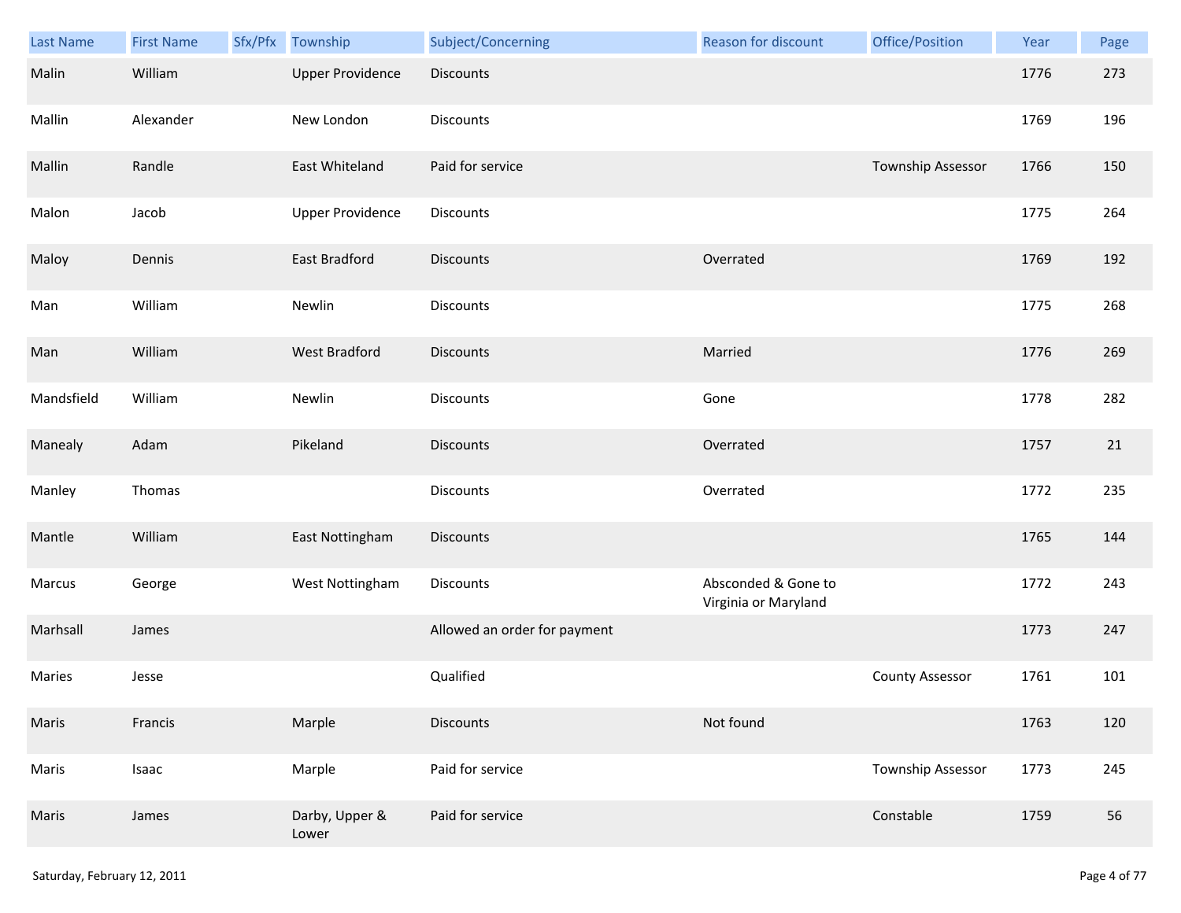| Last Name | First Name | Sfx/Pfx | Township | Subject/Concerning | Reason for discount | Office/Position | Year | Page |
|---|---|---|---|---|---|---|---|---|
| Malin | William | | Upper Providence | Discounts | | | 1776 | 273 |
| Mallin | Alexander | | New London | Discounts | | | 1769 | 196 |
| Mallin | Randle | | East Whiteland | Paid for service | | Township Assessor | 1766 | 150 |
| Malon | Jacob | | Upper Providence | Discounts | | | 1775 | 264 |
| Maloy | Dennis | | East Bradford | Discounts | Overrated | | 1769 | 192 |
| Man | William | | Newlin | Discounts | | | 1775 | 268 |
| Man | William | | West Bradford | Discounts | Married | | 1776 | 269 |
| Mandsfield | William | | Newlin | Discounts | Gone | | 1778 | 282 |
| Manealy | Adam | | Pikeland | Discounts | Overrated | | 1757 | 21 |
| Manley | Thomas | | | Discounts | Overrated | | 1772 | 235 |
| Mantle | William | | East Nottingham | Discounts | | | 1765 | 144 |
| Marcus | George | | West Nottingham | Discounts | Absconded & Gone to Virginia or Maryland | | 1772 | 243 |
| Marhsall | James | | | Allowed an order for payment | | | 1773 | 247 |
| Maries | Jesse | | | Qualified | | County Assessor | 1761 | 101 |
| Maris | Francis | | Marple | Discounts | Not found | | 1763 | 120 |
| Maris | Isaac | | Marple | Paid for service | | Township Assessor | 1773 | 245 |
| Maris | James | | Darby, Upper & Lower | Paid for service | | Constable | 1759 | 56 |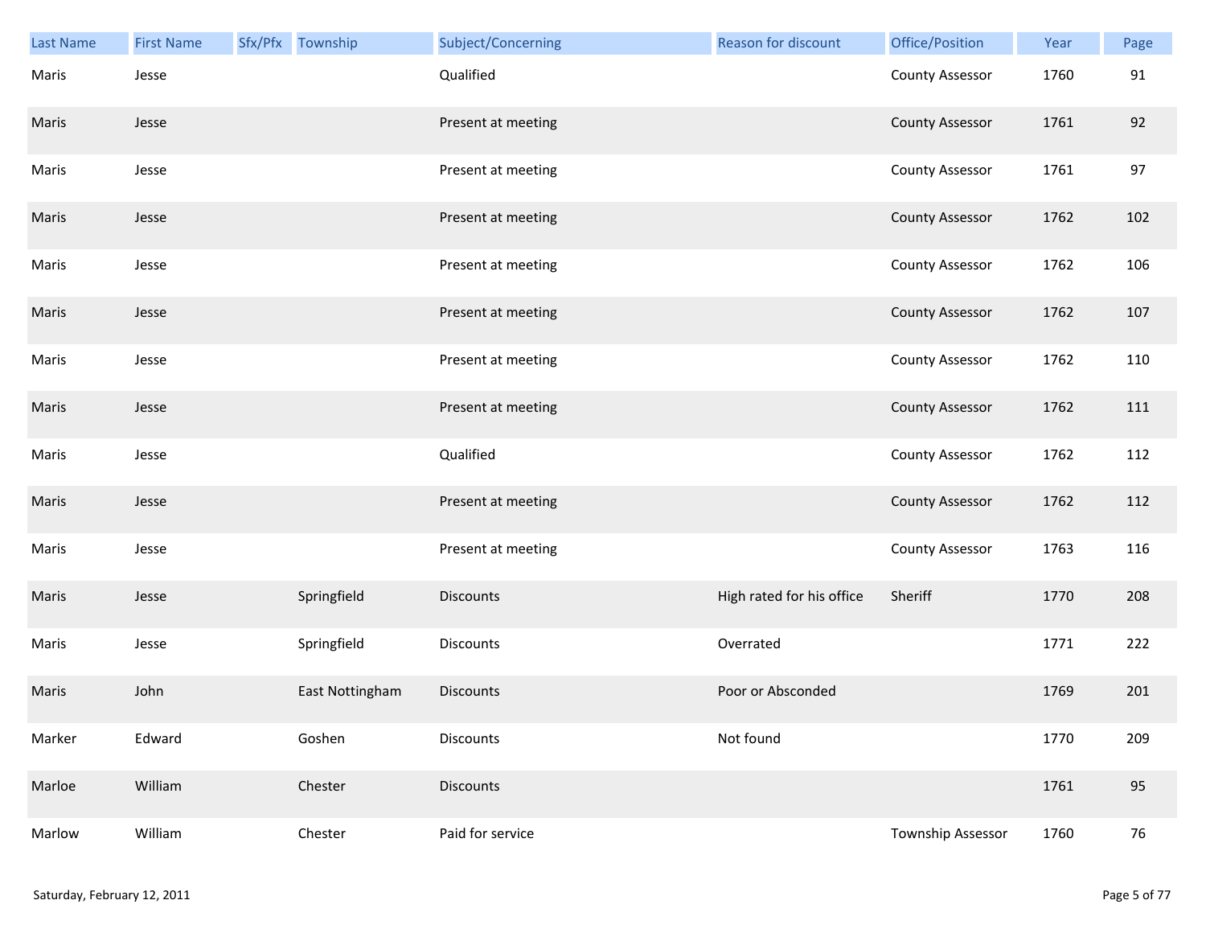| Last Name | First Name | Sfx/Pfx | Township | Subject/Concerning | Reason for discount | Office/Position | Year | Page |
|---|---|---|---|---|---|---|---|---|
| Maris | Jesse | | | Qualified | | County Assessor | 1760 | 91 |
| Maris | Jesse | | | Present at meeting | | County Assessor | 1761 | 92 |
| Maris | Jesse | | | Present at meeting | | County Assessor | 1761 | 97 |
| Maris | Jesse | | | Present at meeting | | County Assessor | 1762 | 102 |
| Maris | Jesse | | | Present at meeting | | County Assessor | 1762 | 106 |
| Maris | Jesse | | | Present at meeting | | County Assessor | 1762 | 107 |
| Maris | Jesse | | | Present at meeting | | County Assessor | 1762 | 110 |
| Maris | Jesse | | | Present at meeting | | County Assessor | 1762 | 111 |
| Maris | Jesse | | | Qualified | | County Assessor | 1762 | 112 |
| Maris | Jesse | | | Present at meeting | | County Assessor | 1762 | 112 |
| Maris | Jesse | | | Present at meeting | | County Assessor | 1763 | 116 |
| Maris | Jesse | | Springfield | Discounts | High rated for his office | Sheriff | 1770 | 208 |
| Maris | Jesse | | Springfield | Discounts | Overrated | | 1771 | 222 |
| Maris | John | | East Nottingham | Discounts | Poor or Absconded | | 1769 | 201 |
| Marker | Edward | | Goshen | Discounts | Not found | | 1770 | 209 |
| Marloe | William | | Chester | Discounts | | | 1761 | 95 |
| Marlow | William | | Chester | Paid for service | | Township Assessor | 1760 | 76 |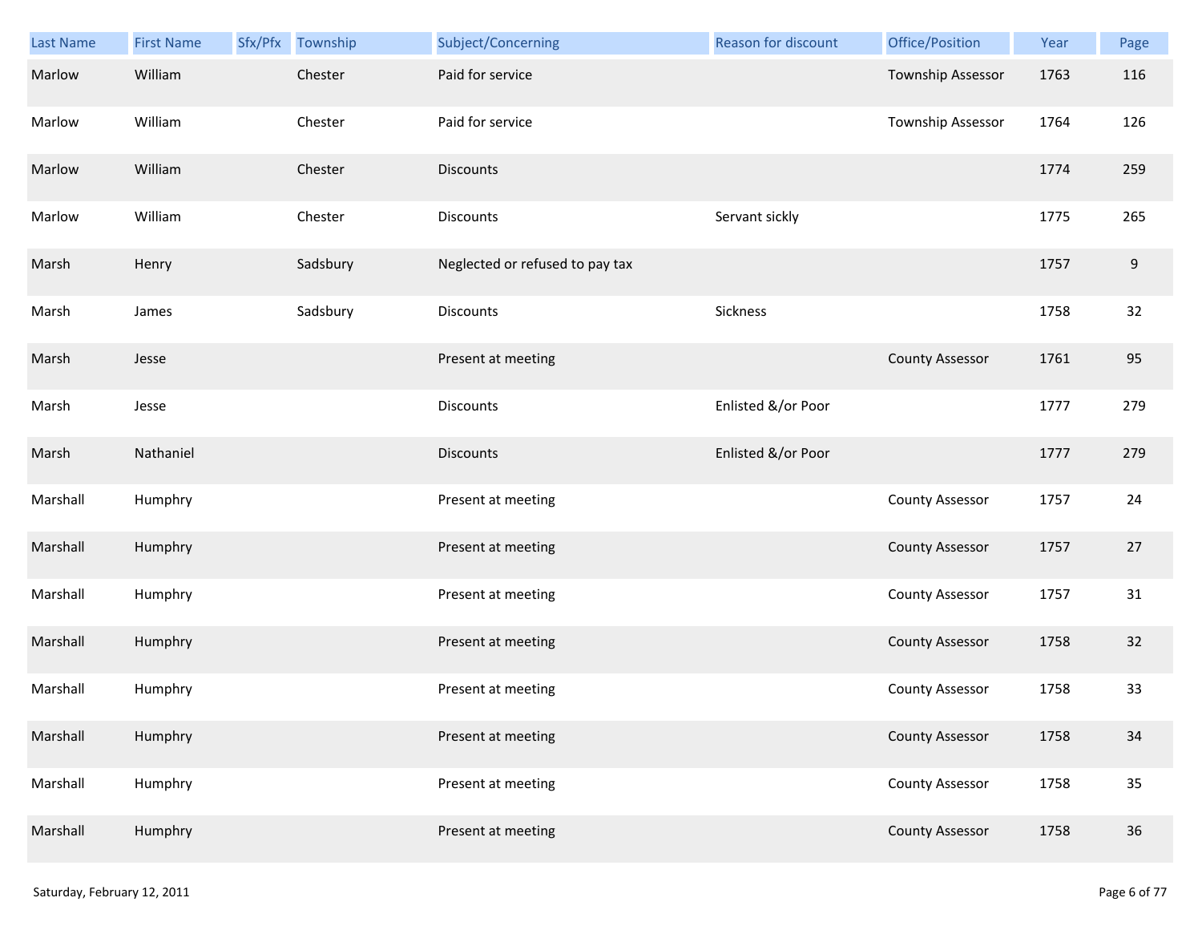| Last Name | First Name | Sfx/Pfx | Township | Subject/Concerning | Reason for discount | Office/Position | Year | Page |
|---|---|---|---|---|---|---|---|---|
| Marlow | William | | Chester | Paid for service | | Township Assessor | 1763 | 116 |
| Marlow | William | | Chester | Paid for service | | Township Assessor | 1764 | 126 |
| Marlow | William | | Chester | Discounts | | | 1774 | 259 |
| Marlow | William | | Chester | Discounts | Servant sickly | | 1775 | 265 |
| Marsh | Henry | | Sadsbury | Neglected or refused to pay tax | | | 1757 | 9 |
| Marsh | James | | Sadsbury | Discounts | Sickness | | 1758 | 32 |
| Marsh | Jesse | | | Present at meeting | | County Assessor | 1761 | 95 |
| Marsh | Jesse | | | Discounts | Enlisted &/or Poor | | 1777 | 279 |
| Marsh | Nathaniel | | | Discounts | Enlisted &/or Poor | | 1777 | 279 |
| Marshall | Humphry | | | Present at meeting | | County Assessor | 1757 | 24 |
| Marshall | Humphry | | | Present at meeting | | County Assessor | 1757 | 27 |
| Marshall | Humphry | | | Present at meeting | | County Assessor | 1757 | 31 |
| Marshall | Humphry | | | Present at meeting | | County Assessor | 1758 | 32 |
| Marshall | Humphry | | | Present at meeting | | County Assessor | 1758 | 33 |
| Marshall | Humphry | | | Present at meeting | | County Assessor | 1758 | 34 |
| Marshall | Humphry | | | Present at meeting | | County Assessor | 1758 | 35 |
| Marshall | Humphry | | | Present at meeting | | County Assessor | 1758 | 36 |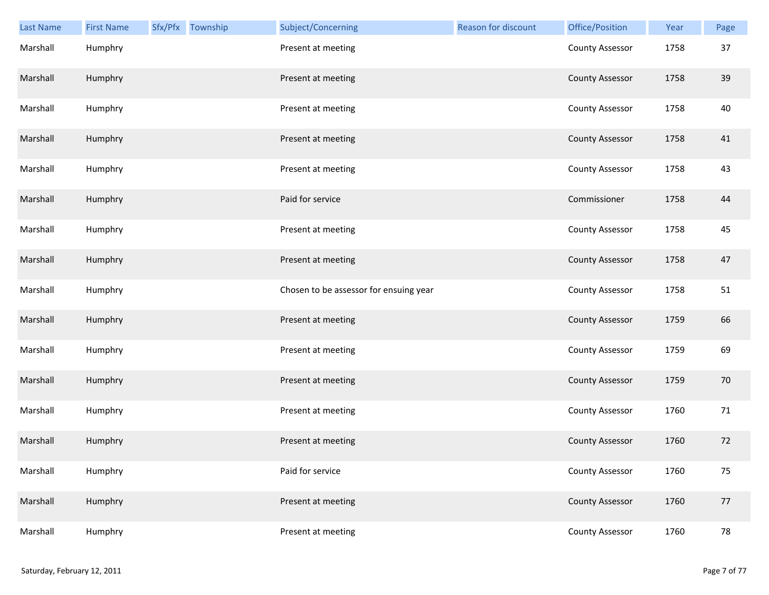| Last Name | First Name | Sfx/Pfx | Township | Subject/Concerning | Reason for discount | Office/Position | Year | Page |
|---|---|---|---|---|---|---|---|---|
| Marshall | Humphry | | | Present at meeting | | County Assessor | 1758 | 37 |
| Marshall | Humphry | | | Present at meeting | | County Assessor | 1758 | 39 |
| Marshall | Humphry | | | Present at meeting | | County Assessor | 1758 | 40 |
| Marshall | Humphry | | | Present at meeting | | County Assessor | 1758 | 41 |
| Marshall | Humphry | | | Present at meeting | | County Assessor | 1758 | 43 |
| Marshall | Humphry | | | Paid for service | | Commissioner | 1758 | 44 |
| Marshall | Humphry | | | Present at meeting | | County Assessor | 1758 | 45 |
| Marshall | Humphry | | | Present at meeting | | County Assessor | 1758 | 47 |
| Marshall | Humphry | | | Chosen to be assessor for ensuing year | | County Assessor | 1758 | 51 |
| Marshall | Humphry | | | Present at meeting | | County Assessor | 1759 | 66 |
| Marshall | Humphry | | | Present at meeting | | County Assessor | 1759 | 69 |
| Marshall | Humphry | | | Present at meeting | | County Assessor | 1759 | 70 |
| Marshall | Humphry | | | Present at meeting | | County Assessor | 1760 | 71 |
| Marshall | Humphry | | | Present at meeting | | County Assessor | 1760 | 72 |
| Marshall | Humphry | | | Paid for service | | County Assessor | 1760 | 75 |
| Marshall | Humphry | | | Present at meeting | | County Assessor | 1760 | 77 |
| Marshall | Humphry | | | Present at meeting | | County Assessor | 1760 | 78 |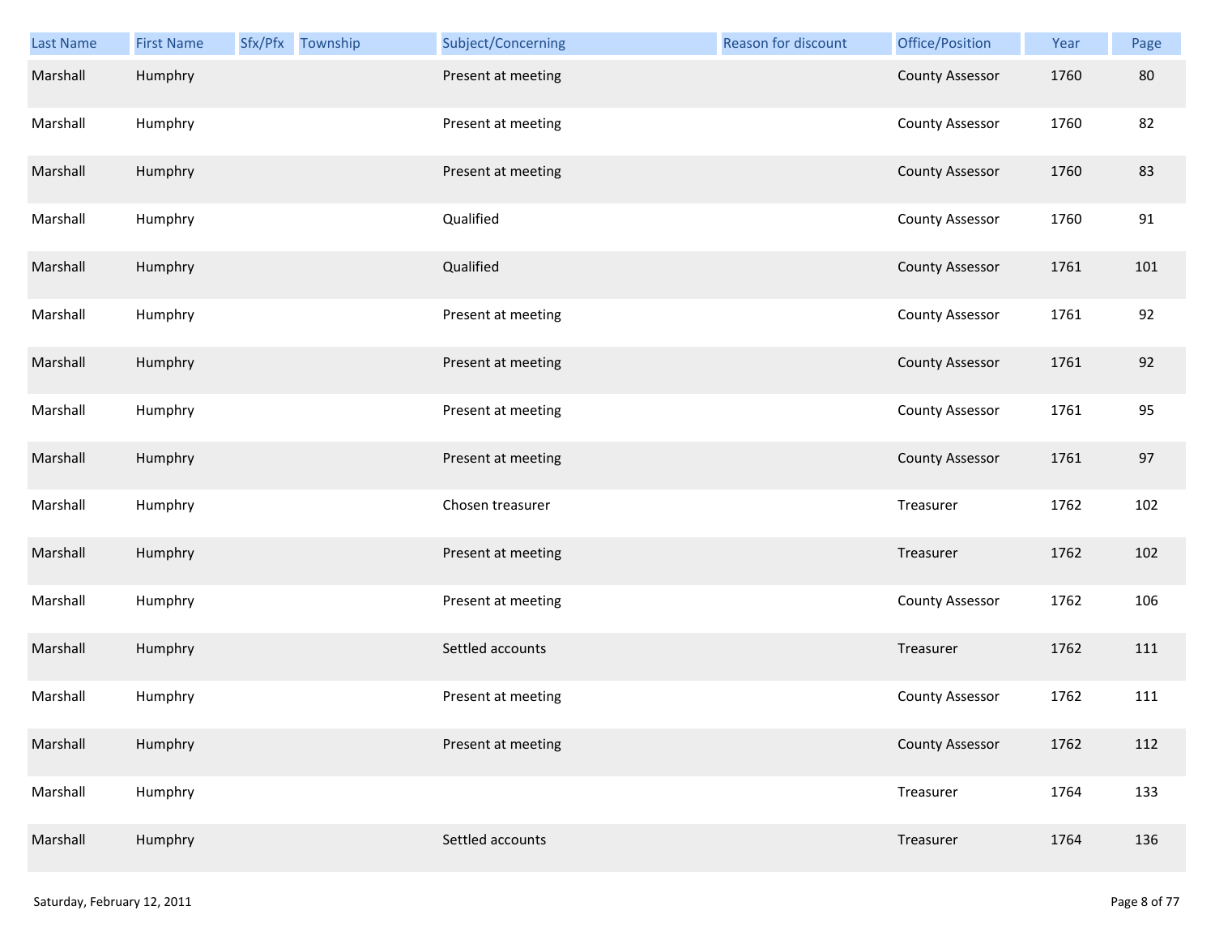| Last Name | First Name | Sfx/Pfx | Township | Subject/Concerning | Reason for discount | Office/Position | Year | Page |
|---|---|---|---|---|---|---|---|---|
| Marshall | Humphry | | | Present at meeting | | County Assessor | 1760 | 80 |
| Marshall | Humphry | | | Present at meeting | | County Assessor | 1760 | 82 |
| Marshall | Humphry | | | Present at meeting | | County Assessor | 1760 | 83 |
| Marshall | Humphry | | | Qualified | | County Assessor | 1760 | 91 |
| Marshall | Humphry | | | Qualified | | County Assessor | 1761 | 101 |
| Marshall | Humphry | | | Present at meeting | | County Assessor | 1761 | 92 |
| Marshall | Humphry | | | Present at meeting | | County Assessor | 1761 | 92 |
| Marshall | Humphry | | | Present at meeting | | County Assessor | 1761 | 95 |
| Marshall | Humphry | | | Present at meeting | | County Assessor | 1761 | 97 |
| Marshall | Humphry | | | Chosen treasurer | | Treasurer | 1762 | 102 |
| Marshall | Humphry | | | Present at meeting | | Treasurer | 1762 | 102 |
| Marshall | Humphry | | | Present at meeting | | County Assessor | 1762 | 106 |
| Marshall | Humphry | | | Settled accounts | | Treasurer | 1762 | 111 |
| Marshall | Humphry | | | Present at meeting | | County Assessor | 1762 | 111 |
| Marshall | Humphry | | | Present at meeting | | County Assessor | 1762 | 112 |
| Marshall | Humphry | | | | | Treasurer | 1764 | 133 |
| Marshall | Humphry | | | Settled accounts | | Treasurer | 1764 | 136 |

Saturday, February 12, 2011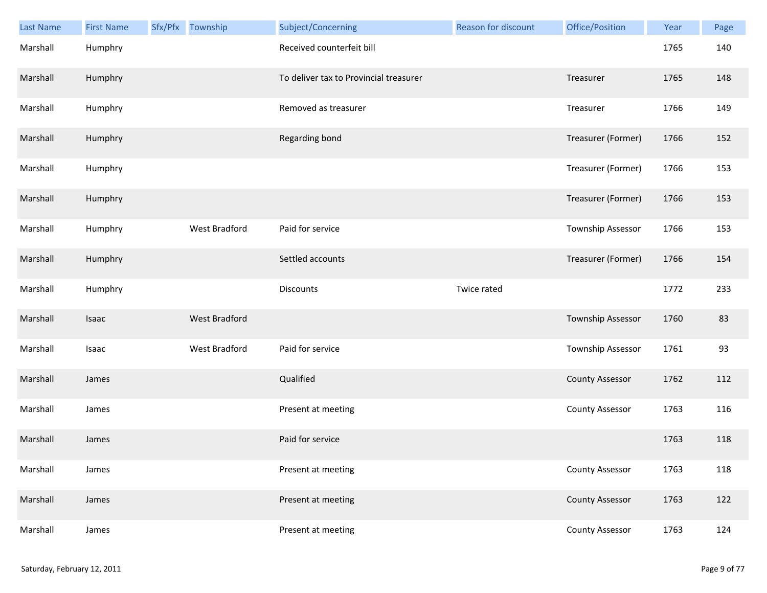| Last Name | First Name | Sfx/Pfx | Township | Subject/Concerning | Reason for discount | Office/Position | Year | Page |
|---|---|---|---|---|---|---|---|---|
| Marshall | Humphry | | | Received counterfeit bill | | | 1765 | 140 |
| Marshall | Humphry | | | To deliver tax to Provincial treasurer | | Treasurer | 1765 | 148 |
| Marshall | Humphry | | | Removed as treasurer | | Treasurer | 1766 | 149 |
| Marshall | Humphry | | | Regarding bond | | Treasurer (Former) | 1766 | 152 |
| Marshall | Humphry | | | | | Treasurer (Former) | 1766 | 153 |
| Marshall | Humphry | | | | | Treasurer (Former) | 1766 | 153 |
| Marshall | Humphry | | West Bradford | Paid for service | | Township Assessor | 1766 | 153 |
| Marshall | Humphry | | | Settled accounts | | Treasurer (Former) | 1766 | 154 |
| Marshall | Humphry | | | Discounts | Twice rated | | 1772 | 233 |
| Marshall | Isaac | | West Bradford | | | Township Assessor | 1760 | 83 |
| Marshall | Isaac | | West Bradford | Paid for service | | Township Assessor | 1761 | 93 |
| Marshall | James | | | Qualified | | County Assessor | 1762 | 112 |
| Marshall | James | | | Present at meeting | | County Assessor | 1763 | 116 |
| Marshall | James | | | Paid for service | | | 1763 | 118 |
| Marshall | James | | | Present at meeting | | County Assessor | 1763 | 118 |
| Marshall | James | | | Present at meeting | | County Assessor | 1763 | 122 |
| Marshall | James | | | Present at meeting | | County Assessor | 1763 | 124 |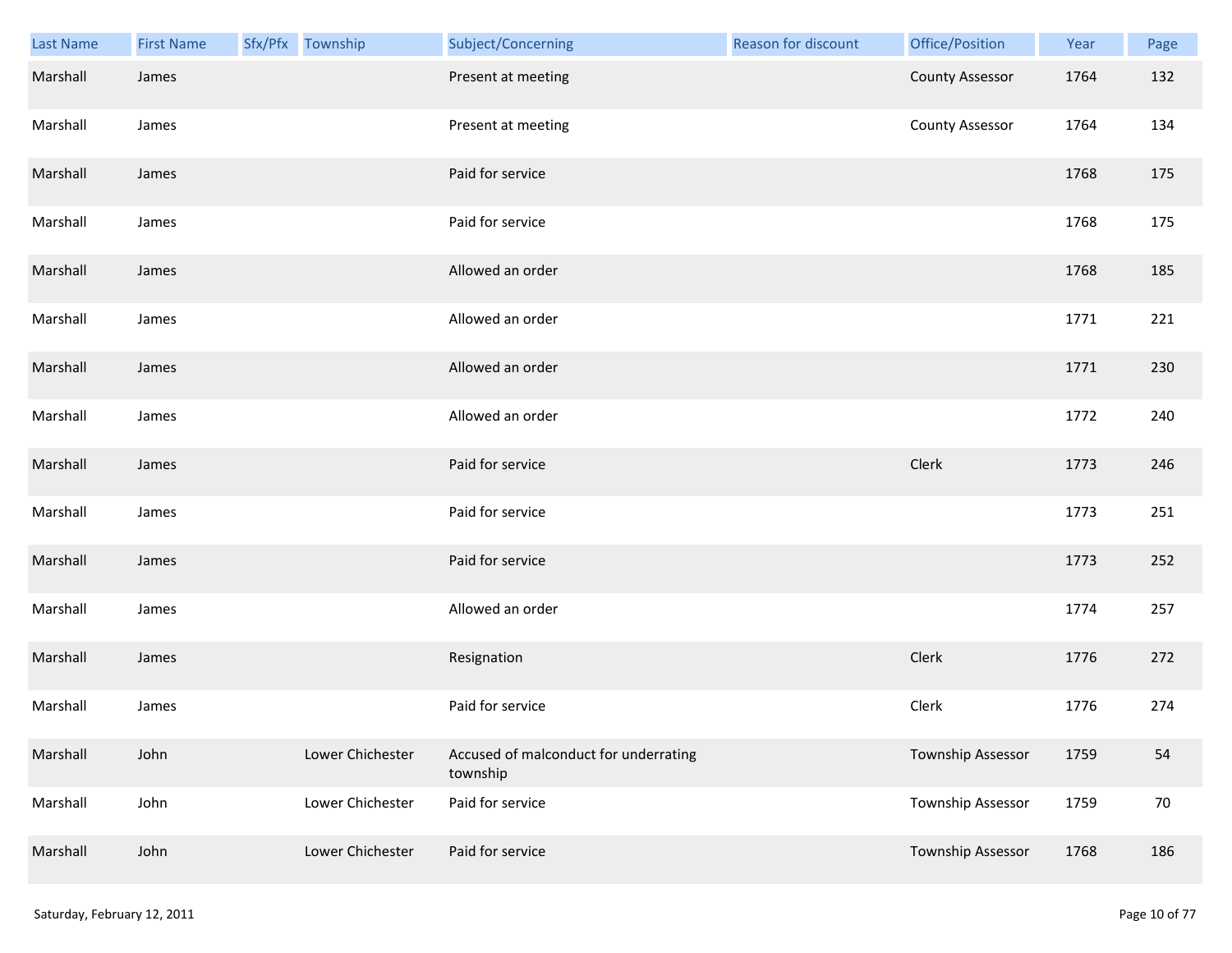| Last Name | First Name | Sfx/Pfx | Township | Subject/Concerning | Reason for discount | Office/Position | Year | Page |
|---|---|---|---|---|---|---|---|---|
| Marshall | James | | | Present at meeting | | County Assessor | 1764 | 132 |
| Marshall | James | | | Present at meeting | | County Assessor | 1764 | 134 |
| Marshall | James | | | Paid for service | | | 1768 | 175 |
| Marshall | James | | | Paid for service | | | 1768 | 175 |
| Marshall | James | | | Allowed an order | | | 1768 | 185 |
| Marshall | James | | | Allowed an order | | | 1771 | 221 |
| Marshall | James | | | Allowed an order | | | 1771 | 230 |
| Marshall | James | | | Allowed an order | | | 1772 | 240 |
| Marshall | James | | | Paid for service | | Clerk | 1773 | 246 |
| Marshall | James | | | Paid for service | | | 1773 | 251 |
| Marshall | James | | | Paid for service | | | 1773 | 252 |
| Marshall | James | | | Allowed an order | | | 1774 | 257 |
| Marshall | James | | | Resignation | | Clerk | 1776 | 272 |
| Marshall | James | | | Paid for service | | Clerk | 1776 | 274 |
| Marshall | John | | Lower Chichester | Accused of malconduct for underrating township | | Township Assessor | 1759 | 54 |
| Marshall | John | | Lower Chichester | Paid for service | | Township Assessor | 1759 | 70 |
| Marshall | John | | Lower Chichester | Paid for service | | Township Assessor | 1768 | 186 |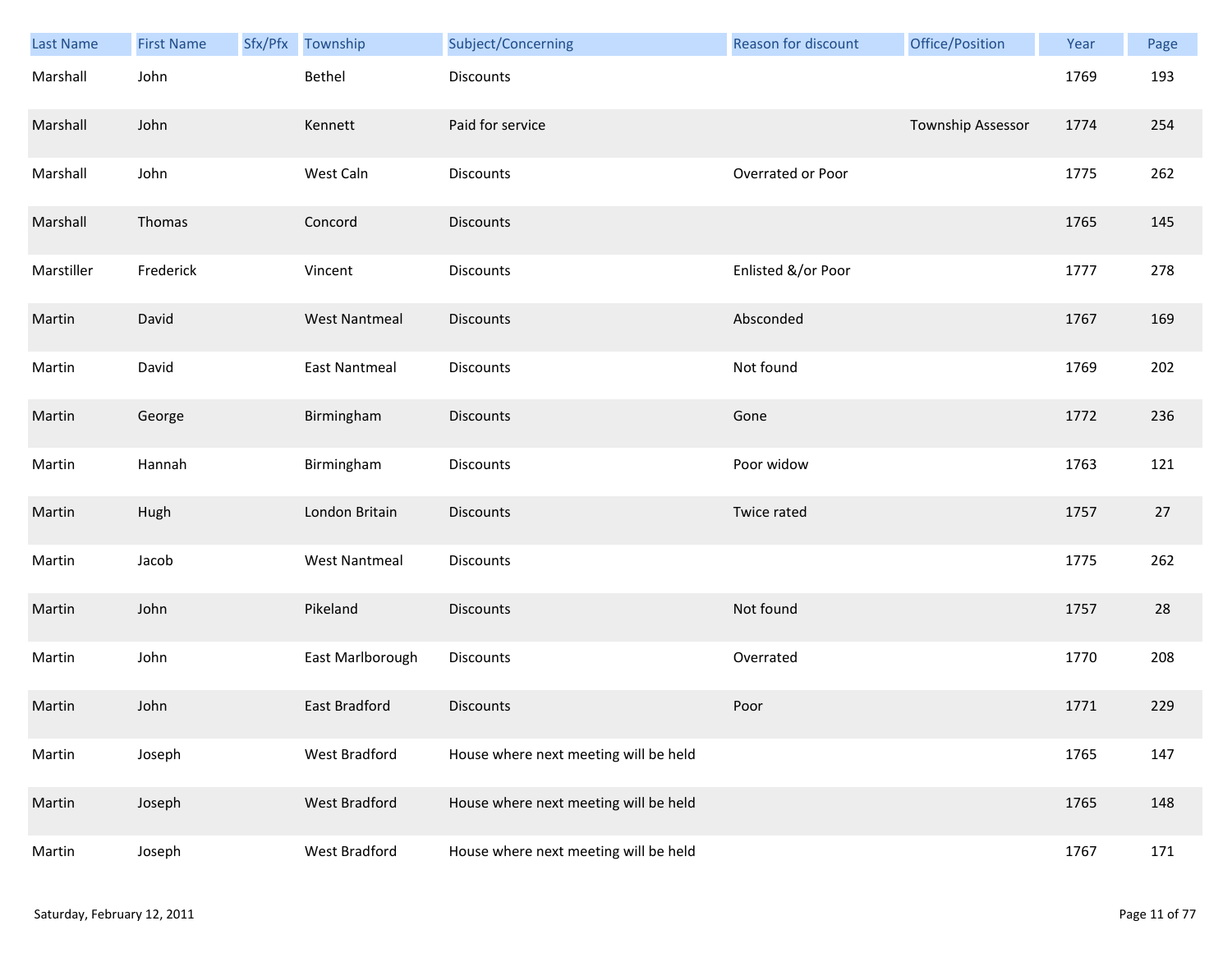| Last Name | First Name | Sfx/Pfx | Township | Subject/Concerning | Reason for discount | Office/Position | Year | Page |
|---|---|---|---|---|---|---|---|---|
| Marshall | John | | Bethel | Discounts | | | 1769 | 193 |
| Marshall | John | | Kennett | Paid for service | | Township Assessor | 1774 | 254 |
| Marshall | John | | West Caln | Discounts | Overrated or Poor | | 1775 | 262 |
| Marshall | Thomas | | Concord | Discounts | | | 1765 | 145 |
| Marstiller | Frederick | | Vincent | Discounts | Enlisted &/or Poor | | 1777 | 278 |
| Martin | David | | West Nantmeal | Discounts | Absconded | | 1767 | 169 |
| Martin | David | | East Nantmeal | Discounts | Not found | | 1769 | 202 |
| Martin | George | | Birmingham | Discounts | Gone | | 1772 | 236 |
| Martin | Hannah | | Birmingham | Discounts | Poor widow | | 1763 | 121 |
| Martin | Hugh | | London Britain | Discounts | Twice rated | | 1757 | 27 |
| Martin | Jacob | | West Nantmeal | Discounts | | | 1775 | 262 |
| Martin | John | | Pikeland | Discounts | Not found | | 1757 | 28 |
| Martin | John | | East Marlborough | Discounts | Overrated | | 1770 | 208 |
| Martin | John | | East Bradford | Discounts | Poor | | 1771 | 229 |
| Martin | Joseph | | West Bradford | House where next meeting will be held | | | 1765 | 147 |
| Martin | Joseph | | West Bradford | House where next meeting will be held | | | 1765 | 148 |
| Martin | Joseph | | West Bradford | House where next meeting will be held | | | 1767 | 171 |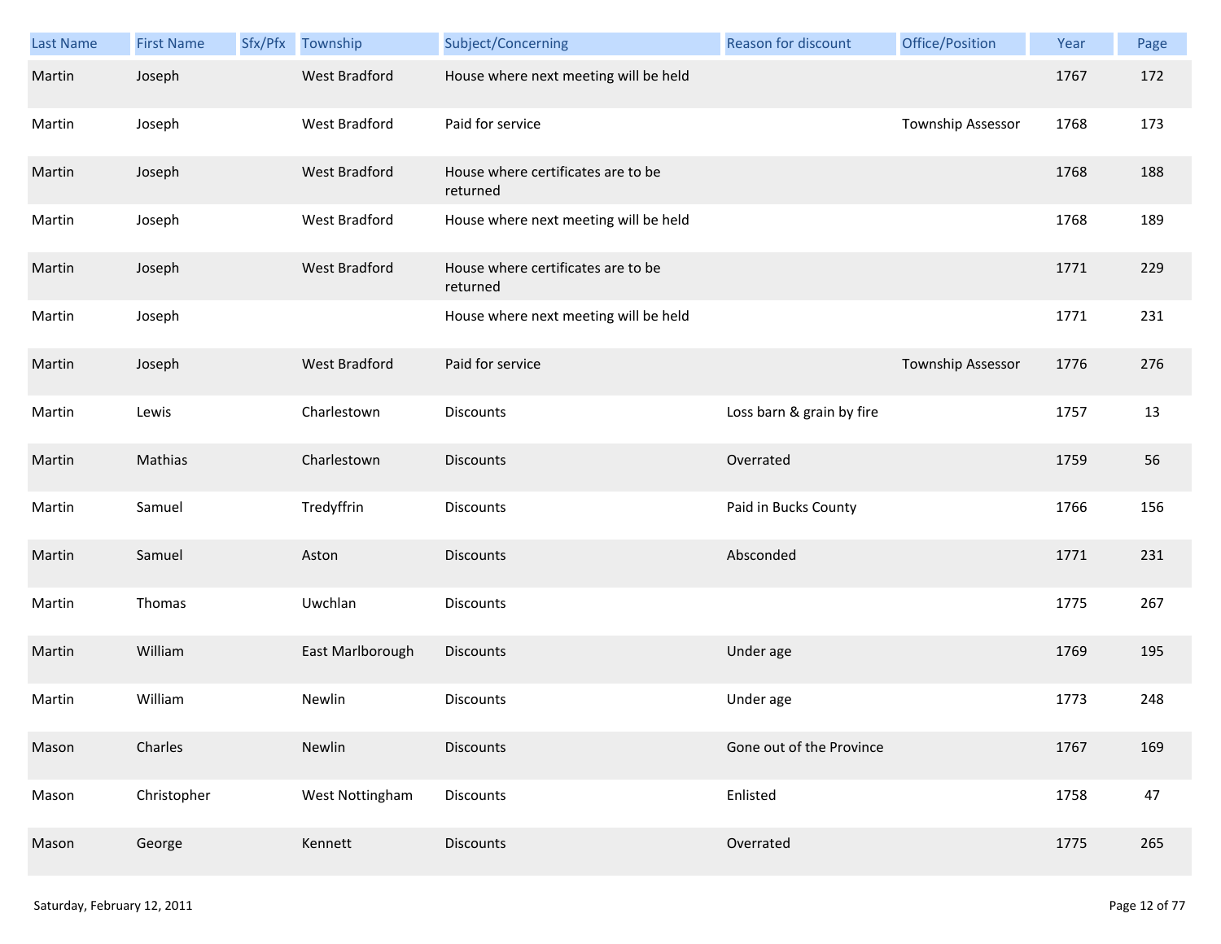| Last Name | First Name | Sfx/Pfx | Township | Subject/Concerning | Reason for discount | Office/Position | Year | Page |
|---|---|---|---|---|---|---|---|---|
| Martin | Joseph | | West Bradford | House where next meeting will be held | | | 1767 | 172 |
| Martin | Joseph | | West Bradford | Paid for service | | Township Assessor | 1768 | 173 |
| Martin | Joseph | | West Bradford | House where certificates are to be returned | | | 1768 | 188 |
| Martin | Joseph | | West Bradford | House where next meeting will be held | | | 1768 | 189 |
| Martin | Joseph | | West Bradford | House where certificates are to be returned | | | 1771 | 229 |
| Martin | Joseph | | | House where next meeting will be held | | | 1771 | 231 |
| Martin | Joseph | | West Bradford | Paid for service | | Township Assessor | 1776 | 276 |
| Martin | Lewis | | Charlestown | Discounts | Loss barn & grain by fire | | 1757 | 13 |
| Martin | Mathias | | Charlestown | Discounts | Overrated | | 1759 | 56 |
| Martin | Samuel | | Tredyffrin | Discounts | Paid in Bucks County | | 1766 | 156 |
| Martin | Samuel | | Aston | Discounts | Absconded | | 1771 | 231 |
| Martin | Thomas | | Uwchlan | Discounts | | | 1775 | 267 |
| Martin | William | | East Marlborough | Discounts | Under age | | 1769 | 195 |
| Martin | William | | Newlin | Discounts | Under age | | 1773 | 248 |
| Mason | Charles | | Newlin | Discounts | Gone out of the Province | | 1767 | 169 |
| Mason | Christopher | | West Nottingham | Discounts | Enlisted | | 1758 | 47 |
| Mason | George | | Kennett | Discounts | Overrated | | 1775 | 265 |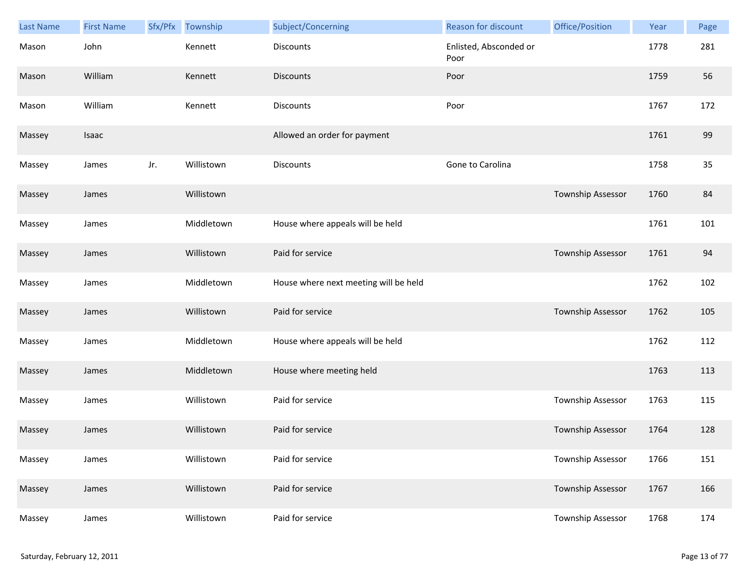| Last Name | First Name | Sfx/Pfx | Township | Subject/Concerning | Reason for discount | Office/Position | Year | Page |
|---|---|---|---|---|---|---|---|---|
| Mason | John | | Kennett | Discounts | Enlisted, Absconded or Poor | | 1778 | 281 |
| Mason | William | | Kennett | Discounts | Poor | | 1759 | 56 |
| Mason | William | | Kennett | Discounts | Poor | | 1767 | 172 |
| Massey | Isaac | | | Allowed an order for payment | | | 1761 | 99 |
| Massey | James | Jr. | Willistown | Discounts | Gone to Carolina | | 1758 | 35 |
| Massey | James | | Willistown | | | Township Assessor | 1760 | 84 |
| Massey | James | | Middletown | House where appeals will be held | | | 1761 | 101 |
| Massey | James | | Willistown | Paid for service | | Township Assessor | 1761 | 94 |
| Massey | James | | Middletown | House where next meeting will be held | | | 1762 | 102 |
| Massey | James | | Willistown | Paid for service | | Township Assessor | 1762 | 105 |
| Massey | James | | Middletown | House where appeals will be held | | | 1762 | 112 |
| Massey | James | | Middletown | House where meeting held | | | 1763 | 113 |
| Massey | James | | Willistown | Paid for service | | Township Assessor | 1763 | 115 |
| Massey | James | | Willistown | Paid for service | | Township Assessor | 1764 | 128 |
| Massey | James | | Willistown | Paid for service | | Township Assessor | 1766 | 151 |
| Massey | James | | Willistown | Paid for service | | Township Assessor | 1767 | 166 |
| Massey | James | | Willistown | Paid for service | | Township Assessor | 1768 | 174 |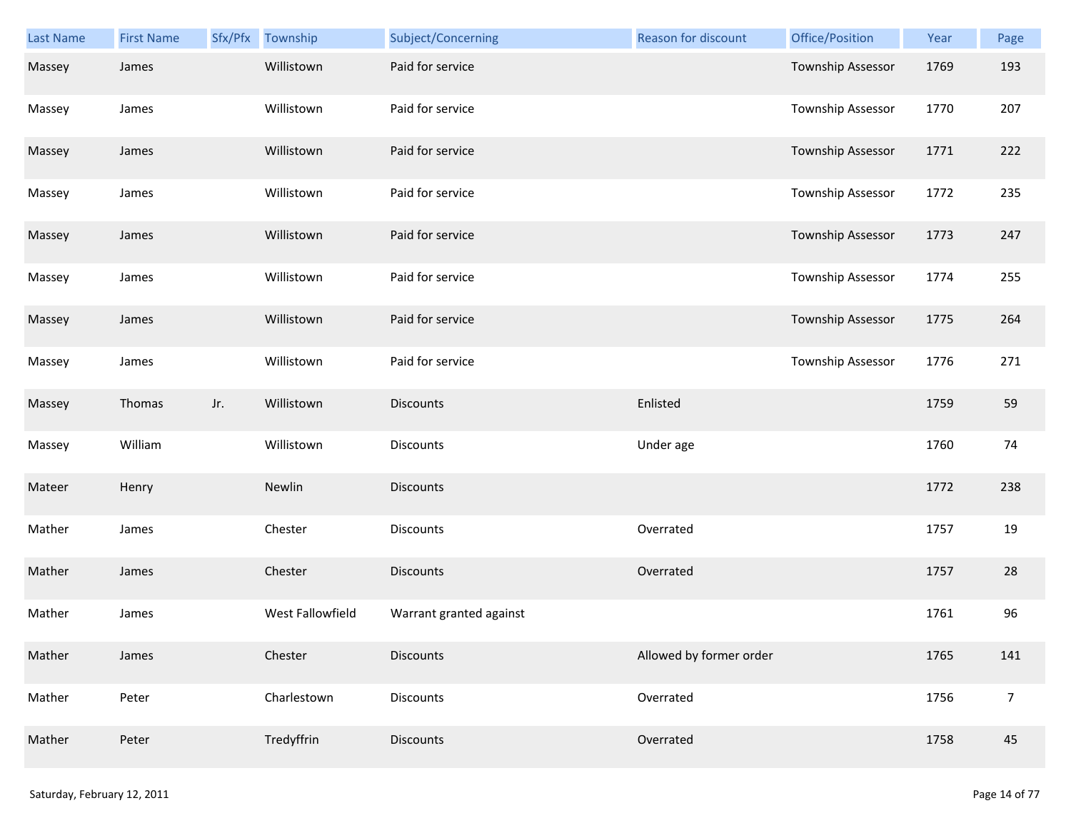| Last Name | First Name | Sfx/Pfx | Township | Subject/Concerning | Reason for discount | Office/Position | Year | Page |
|---|---|---|---|---|---|---|---|---|
| Massey | James | | Willistown | Paid for service | | Township Assessor | 1769 | 193 |
| Massey | James | | Willistown | Paid for service | | Township Assessor | 1770 | 207 |
| Massey | James | | Willistown | Paid for service | | Township Assessor | 1771 | 222 |
| Massey | James | | Willistown | Paid for service | | Township Assessor | 1772 | 235 |
| Massey | James | | Willistown | Paid for service | | Township Assessor | 1773 | 247 |
| Massey | James | | Willistown | Paid for service | | Township Assessor | 1774 | 255 |
| Massey | James | | Willistown | Paid for service | | Township Assessor | 1775 | 264 |
| Massey | James | | Willistown | Paid for service | | Township Assessor | 1776 | 271 |
| Massey | Thomas | Jr. | Willistown | Discounts | Enlisted | | 1759 | 59 |
| Massey | William | | Willistown | Discounts | Under age | | 1760 | 74 |
| Mateer | Henry | | Newlin | Discounts | | | 1772 | 238 |
| Mather | James | | Chester | Discounts | Overrated | | 1757 | 19 |
| Mather | James | | Chester | Discounts | Overrated | | 1757 | 28 |
| Mather | James | | West Fallowfield | Warrant granted against | | | 1761 | 96 |
| Mather | James | | Chester | Discounts | Allowed by former order | | 1765 | 141 |
| Mather | Peter | | Charlestown | Discounts | Overrated | | 1756 | 7 |
| Mather | Peter | | Tredyffrin | Discounts | Overrated | | 1758 | 45 |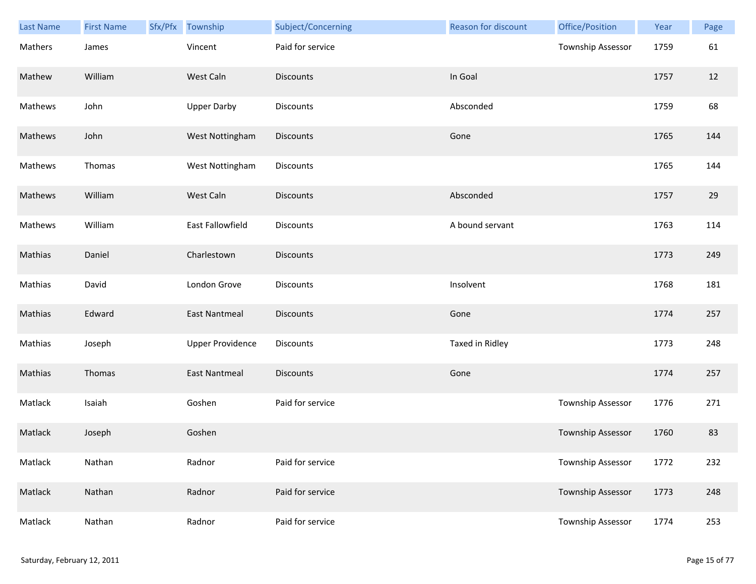| Last Name | First Name | Sfx/Pfx | Township | Subject/Concerning | Reason for discount | Office/Position | Year | Page |
|---|---|---|---|---|---|---|---|---|
| Mathers | James | | Vincent | Paid for service | | Township Assessor | 1759 | 61 |
| Mathew | William | | West Caln | Discounts | In Goal | | 1757 | 12 |
| Mathews | John | | Upper Darby | Discounts | Absconded | | 1759 | 68 |
| Mathews | John | | West Nottingham | Discounts | Gone | | 1765 | 144 |
| Mathews | Thomas | | West Nottingham | Discounts | | | 1765 | 144 |
| Mathews | William | | West Caln | Discounts | Absconded | | 1757 | 29 |
| Mathews | William | | East Fallowfield | Discounts | A bound servant | | 1763 | 114 |
| Mathias | Daniel | | Charlestown | Discounts | | | 1773 | 249 |
| Mathias | David | | London Grove | Discounts | Insolvent | | 1768 | 181 |
| Mathias | Edward | | East Nantmeal | Discounts | Gone | | 1774 | 257 |
| Mathias | Joseph | | Upper Providence | Discounts | Taxed in Ridley | | 1773 | 248 |
| Mathias | Thomas | | East Nantmeal | Discounts | Gone | | 1774 | 257 |
| Matlack | Isaiah | | Goshen | Paid for service | | Township Assessor | 1776 | 271 |
| Matlack | Joseph | | Goshen | | | Township Assessor | 1760 | 83 |
| Matlack | Nathan | | Radnor | Paid for service | | Township Assessor | 1772 | 232 |
| Matlack | Nathan | | Radnor | Paid for service | | Township Assessor | 1773 | 248 |
| Matlack | Nathan | | Radnor | Paid for service | | Township Assessor | 1774 | 253 |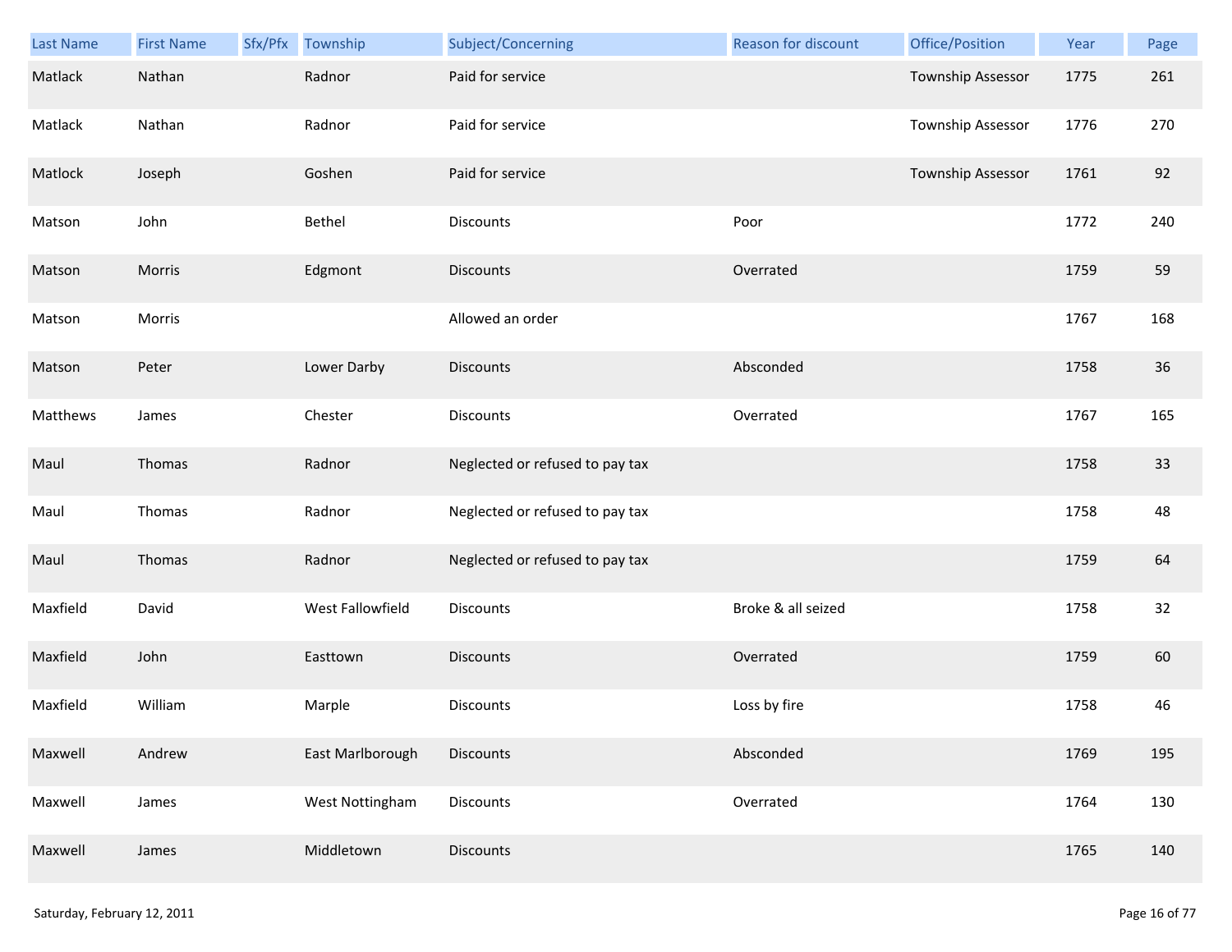| Last Name | First Name | Sfx/Pfx | Township | Subject/Concerning | Reason for discount | Office/Position | Year | Page |
|---|---|---|---|---|---|---|---|---|
| Matlack | Nathan | | Radnor | Paid for service | | Township Assessor | 1775 | 261 |
| Matlack | Nathan | | Radnor | Paid for service | | Township Assessor | 1776 | 270 |
| Matlock | Joseph | | Goshen | Paid for service | | Township Assessor | 1761 | 92 |
| Matson | John | | Bethel | Discounts | Poor | | 1772 | 240 |
| Matson | Morris | | Edgmont | Discounts | Overrated | | 1759 | 59 |
| Matson | Morris | | | Allowed an order | | | 1767 | 168 |
| Matson | Peter | | Lower Darby | Discounts | Absconded | | 1758 | 36 |
| Matthews | James | | Chester | Discounts | Overrated | | 1767 | 165 |
| Maul | Thomas | | Radnor | Neglected or refused to pay tax | | | 1758 | 33 |
| Maul | Thomas | | Radnor | Neglected or refused to pay tax | | | 1758 | 48 |
| Maul | Thomas | | Radnor | Neglected or refused to pay tax | | | 1759 | 64 |
| Maxfield | David | | West Fallowfield | Discounts | Broke & all seized | | 1758 | 32 |
| Maxfield | John | | Easttown | Discounts | Overrated | | 1759 | 60 |
| Maxfield | William | | Marple | Discounts | Loss by fire | | 1758 | 46 |
| Maxwell | Andrew | | East Marlborough | Discounts | Absconded | | 1769 | 195 |
| Maxwell | James | | West Nottingham | Discounts | Overrated | | 1764 | 130 |
| Maxwell | James | | Middletown | Discounts | | | 1765 | 140 |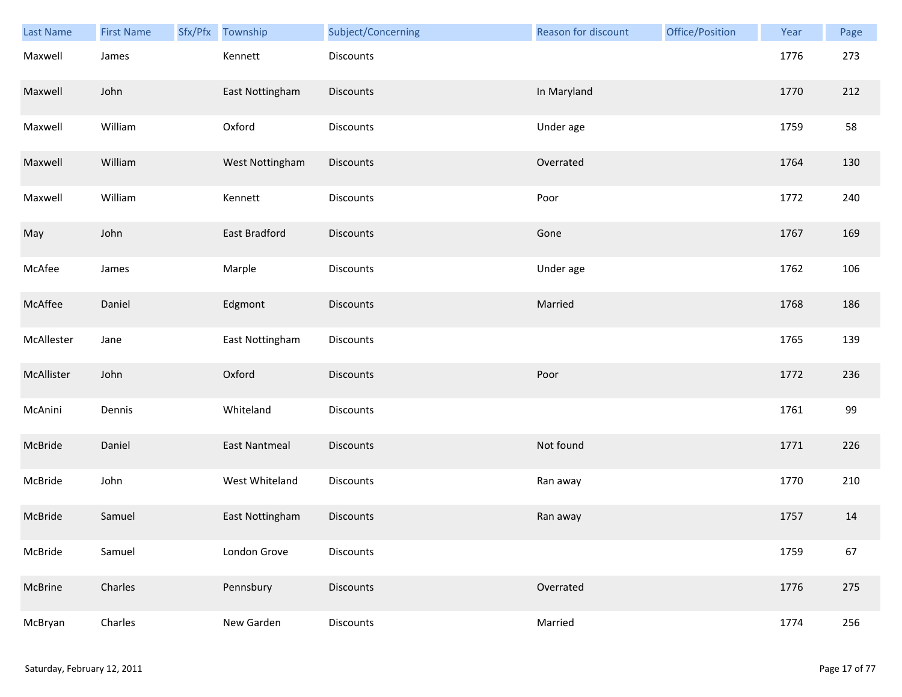| Last Name | First Name | Sfx/Pfx | Township | Subject/Concerning | Reason for discount | Office/Position | Year | Page |
|---|---|---|---|---|---|---|---|---|
| Maxwell | James | | Kennett | Discounts | | | 1776 | 273 |
| Maxwell | John | | East Nottingham | Discounts | In Maryland | | 1770 | 212 |
| Maxwell | William | | Oxford | Discounts | Under age | | 1759 | 58 |
| Maxwell | William | | West Nottingham | Discounts | Overrated | | 1764 | 130 |
| Maxwell | William | | Kennett | Discounts | Poor | | 1772 | 240 |
| May | John | | East Bradford | Discounts | Gone | | 1767 | 169 |
| McAfee | James | | Marple | Discounts | Under age | | 1762 | 106 |
| McAffee | Daniel | | Edgmont | Discounts | Married | | 1768 | 186 |
| McAllester | Jane | | East Nottingham | Discounts | | | 1765 | 139 |
| McAllister | John | | Oxford | Discounts | Poor | | 1772 | 236 |
| McAnini | Dennis | | Whiteland | Discounts | | | 1761 | 99 |
| McBride | Daniel | | East Nantmeal | Discounts | Not found | | 1771 | 226 |
| McBride | John | | West Whiteland | Discounts | Ran away | | 1770 | 210 |
| McBride | Samuel | | East Nottingham | Discounts | Ran away | | 1757 | 14 |
| McBride | Samuel | | London Grove | Discounts | | | 1759 | 67 |
| McBrine | Charles | | Pennsbury | Discounts | Overrated | | 1776 | 275 |
| McBryan | Charles | | New Garden | Discounts | Married | | 1774 | 256 |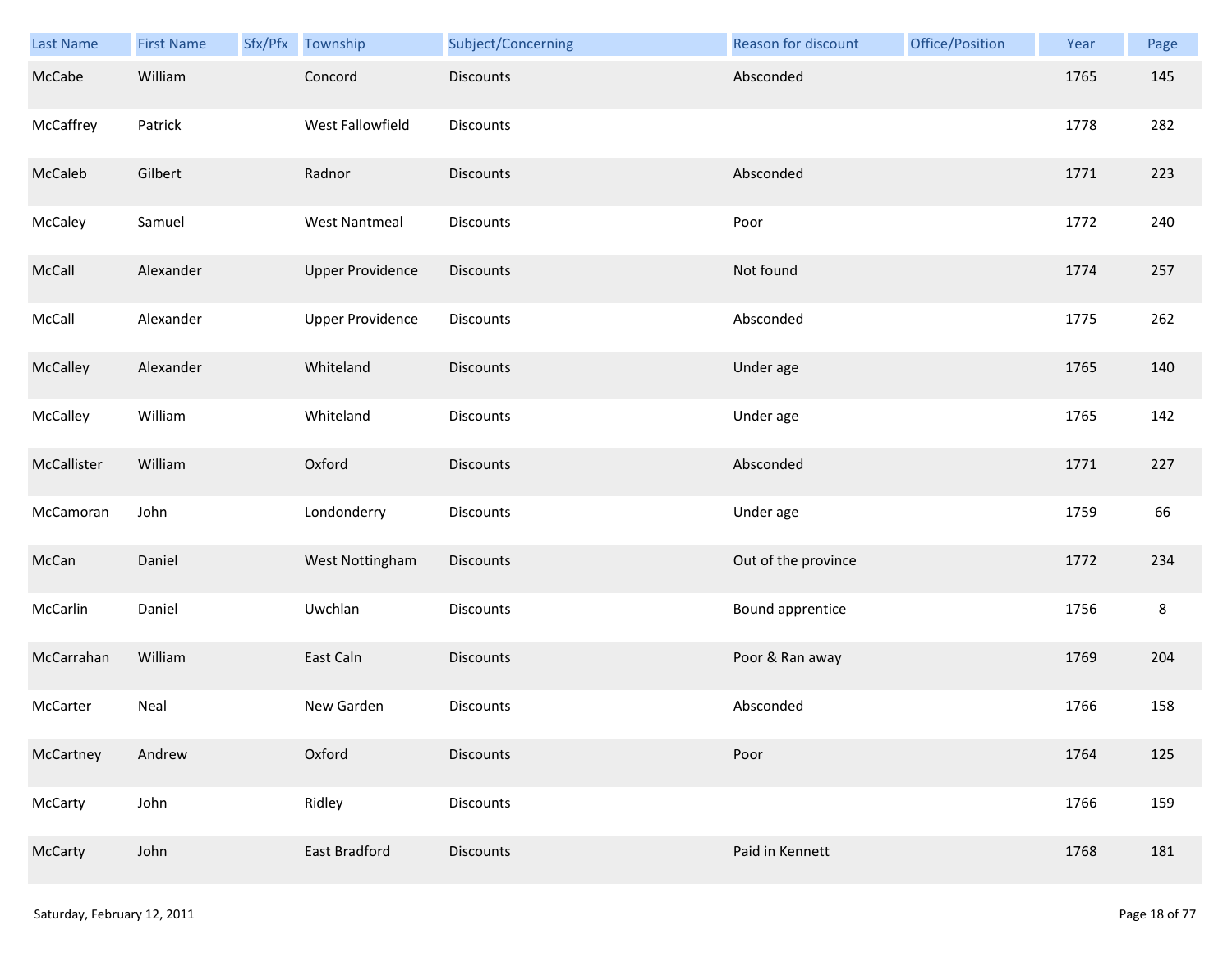| Last Name | First Name | Sfx/Pfx | Township | Subject/Concerning | Reason for discount | Office/Position | Year | Page |
|---|---|---|---|---|---|---|---|---|
| McCabe | William | | Concord | Discounts | Absconded | | 1765 | 145 |
| McCaffrey | Patrick | | West Fallowfield | Discounts | | | 1778 | 282 |
| McCaleb | Gilbert | | Radnor | Discounts | Absconded | | 1771 | 223 |
| McCaley | Samuel | | West Nantmeal | Discounts | Poor | | 1772 | 240 |
| McCall | Alexander | | Upper Providence | Discounts | Not found | | 1774 | 257 |
| McCall | Alexander | | Upper Providence | Discounts | Absconded | | 1775 | 262 |
| McCalley | Alexander | | Whiteland | Discounts | Under age | | 1765 | 140 |
| McCalley | William | | Whiteland | Discounts | Under age | | 1765 | 142 |
| McCallister | William | | Oxford | Discounts | Absconded | | 1771 | 227 |
| McCamoran | John | | Londonderry | Discounts | Under age | | 1759 | 66 |
| McCan | Daniel | | West Nottingham | Discounts | Out of the province | | 1772 | 234 |
| McCarlin | Daniel | | Uwchlan | Discounts | Bound apprentice | | 1756 | 8 |
| McCarrahan | William | | East Caln | Discounts | Poor & Ran away | | 1769 | 204 |
| McCarter | Neal | | New Garden | Discounts | Absconded | | 1766 | 158 |
| McCartney | Andrew | | Oxford | Discounts | Poor | | 1764 | 125 |
| McCarty | John | | Ridley | Discounts | | | 1766 | 159 |
| McCarty | John | | East Bradford | Discounts | Paid in Kennett | | 1768 | 181 |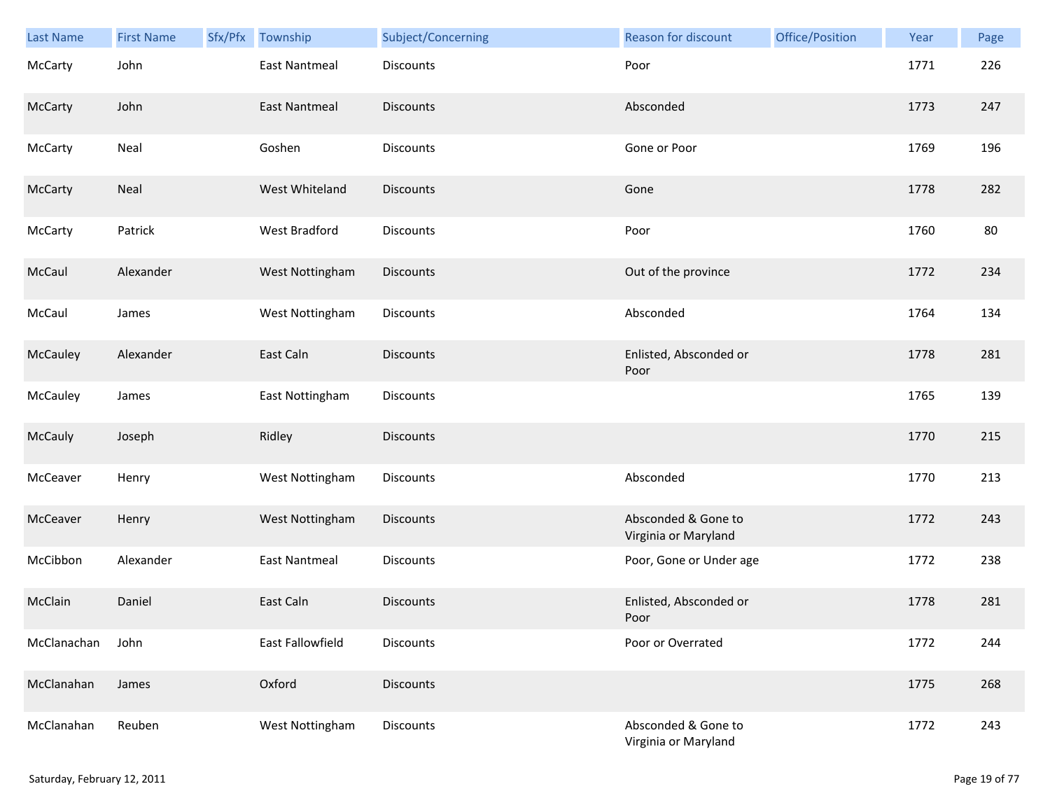| Last Name | First Name | Sfx/Pfx | Township | Subject/Concerning | Reason for discount | Office/Position | Year | Page |
|---|---|---|---|---|---|---|---|---|
| McCarty | John | | East Nantmeal | Discounts | Poor | | 1771 | 226 |
| McCarty | John | | East Nantmeal | Discounts | Absconded | | 1773 | 247 |
| McCarty | Neal | | Goshen | Discounts | Gone or Poor | | 1769 | 196 |
| McCarty | Neal | | West Whiteland | Discounts | Gone | | 1778 | 282 |
| McCarty | Patrick | | West Bradford | Discounts | Poor | | 1760 | 80 |
| McCaul | Alexander | | West Nottingham | Discounts | Out of the province | | 1772 | 234 |
| McCaul | James | | West Nottingham | Discounts | Absconded | | 1764 | 134 |
| McCauley | Alexander | | East Caln | Discounts | Enlisted, Absconded or Poor | | 1778 | 281 |
| McCauley | James | | East Nottingham | Discounts | | | 1765 | 139 |
| McCauly | Joseph | | Ridley | Discounts | | | 1770 | 215 |
| McCeaver | Henry | | West Nottingham | Discounts | Absconded | | 1770 | 213 |
| McCeaver | Henry | | West Nottingham | Discounts | Absconded & Gone to Virginia or Maryland | | 1772 | 243 |
| McCibbon | Alexander | | East Nantmeal | Discounts | Poor, Gone or Under age | | 1772 | 238 |
| McClain | Daniel | | East Caln | Discounts | Enlisted, Absconded or Poor | | 1778 | 281 |
| McClanachan | John | | East Fallowfield | Discounts | Poor or Overrated | | 1772 | 244 |
| McClanahan | James | | Oxford | Discounts | | | 1775 | 268 |
| McClanahan | Reuben | | West Nottingham | Discounts | Absconded & Gone to Virginia or Maryland | | 1772 | 243 |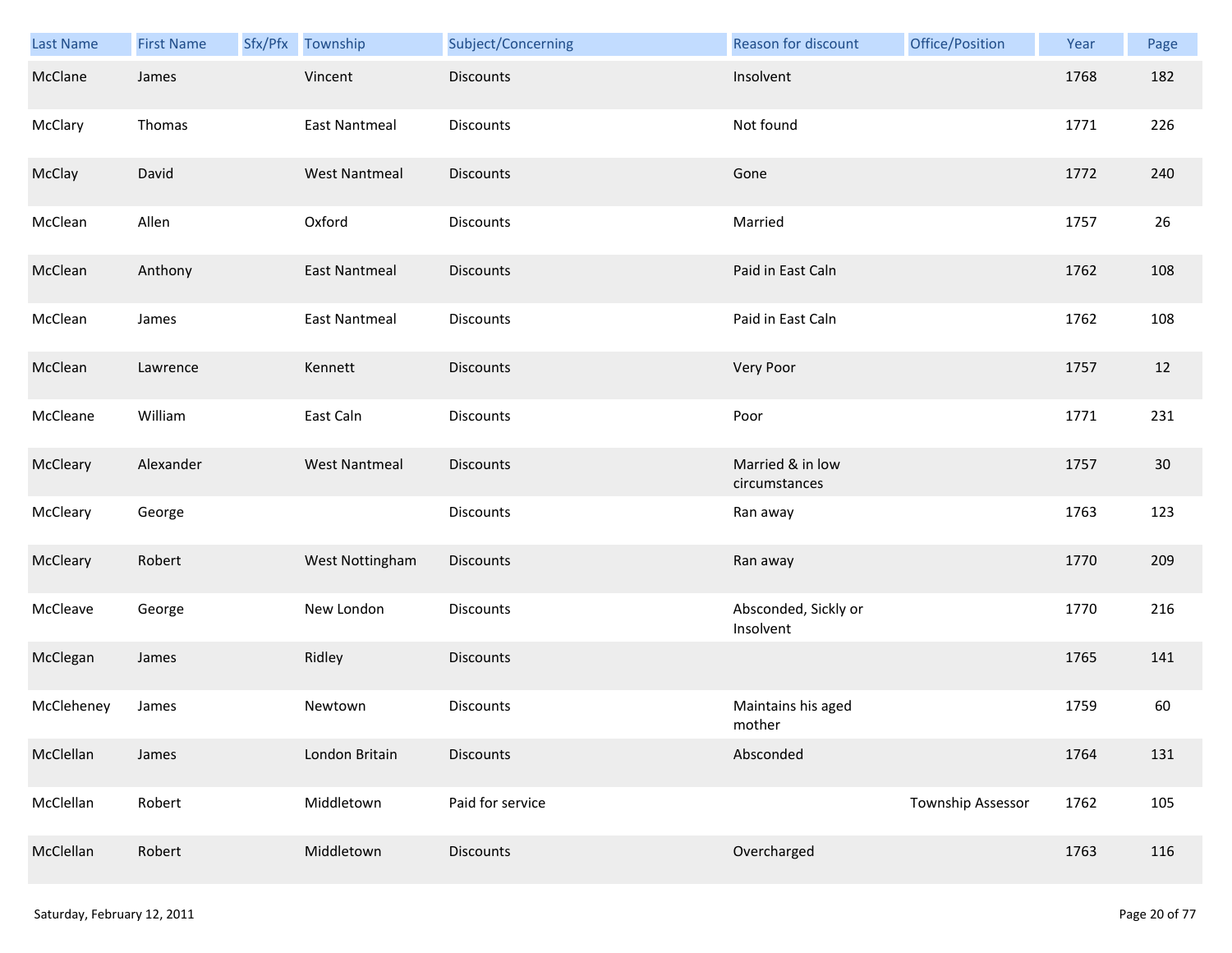| Last Name | First Name | Sfx/Pfx | Township | Subject/Concerning | Reason for discount | Office/Position | Year | Page |
|---|---|---|---|---|---|---|---|---|
| McClane | James | | Vincent | Discounts | Insolvent | | 1768 | 182 |
| McClary | Thomas | | East Nantmeal | Discounts | Not found | | 1771 | 226 |
| McClay | David | | West Nantmeal | Discounts | Gone | | 1772 | 240 |
| McClean | Allen | | Oxford | Discounts | Married | | 1757 | 26 |
| McClean | Anthony | | East Nantmeal | Discounts | Paid in East Caln | | 1762 | 108 |
| McClean | James | | East Nantmeal | Discounts | Paid in East Caln | | 1762 | 108 |
| McClean | Lawrence | | Kennett | Discounts | Very Poor | | 1757 | 12 |
| McCleane | William | | East Caln | Discounts | Poor | | 1771 | 231 |
| McCleary | Alexander | | West Nantmeal | Discounts | Married & in low circumstances | | 1757 | 30 |
| McCleary | George | | | Discounts | Ran away | | 1763 | 123 |
| McCleary | Robert | | West Nottingham | Discounts | Ran away | | 1770 | 209 |
| McCleave | George | | New London | Discounts | Absconded, Sickly or Insolvent | | 1770 | 216 |
| McClegan | James | | Ridley | Discounts | | | 1765 | 141 |
| McCleheney | James | | Newtown | Discounts | Maintains his aged mother | | 1759 | 60 |
| McClellan | James | | London Britain | Discounts | Absconded | | 1764 | 131 |
| McClellan | Robert | | Middletown | Paid for service | | Township Assessor | 1762 | 105 |
| McClellan | Robert | | Middletown | Discounts | Overcharged | | 1763 | 116 |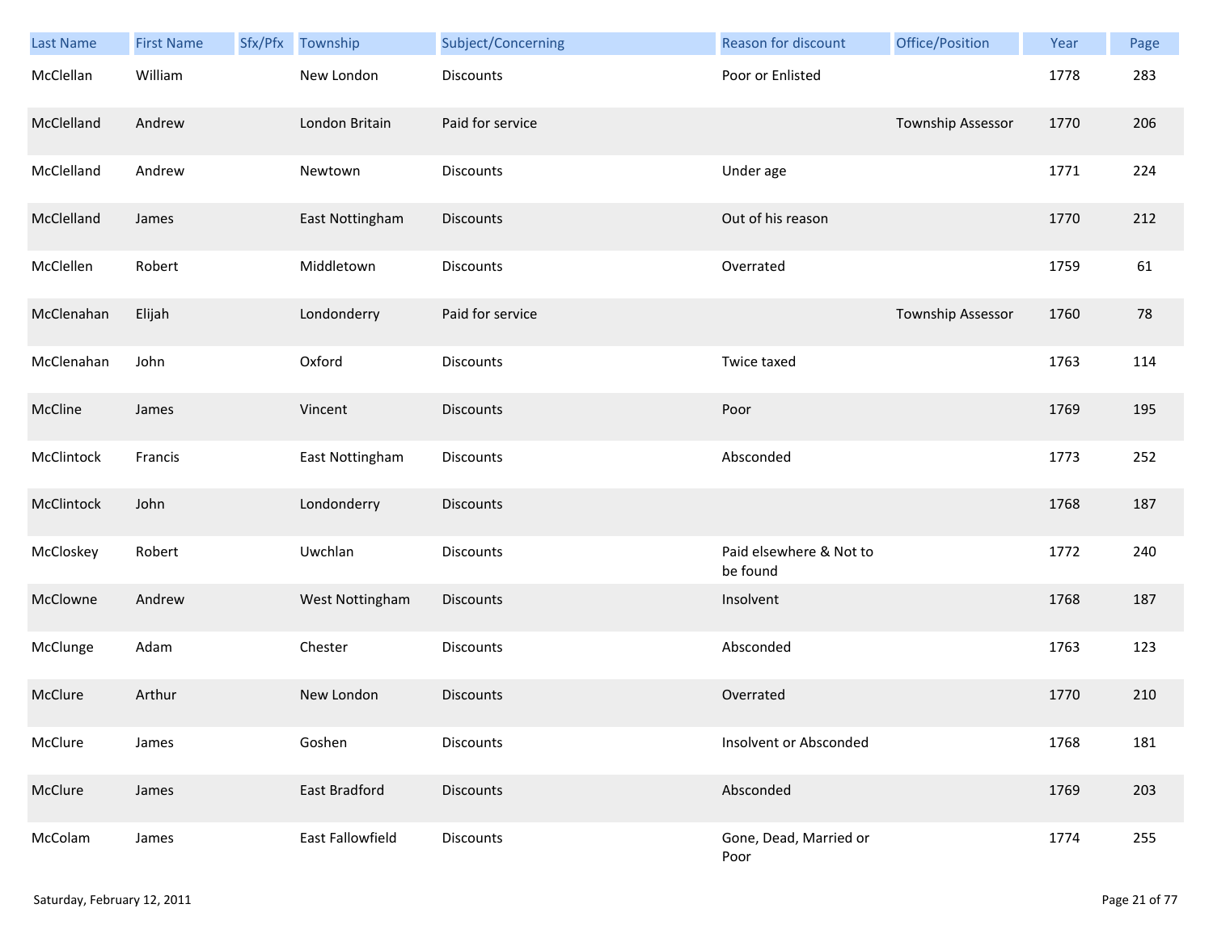| Last Name | First Name | Sfx/Pfx | Township | Subject/Concerning | Reason for discount | Office/Position | Year | Page |
|---|---|---|---|---|---|---|---|---|
| McClellan | William | | New London | Discounts | Poor or Enlisted | | 1778 | 283 |
| McClelland | Andrew | | London Britain | Paid for service | | Township Assessor | 1770 | 206 |
| McClelland | Andrew | | Newtown | Discounts | Under age | | 1771 | 224 |
| McClelland | James | | East Nottingham | Discounts | Out of his reason | | 1770 | 212 |
| McClellen | Robert | | Middletown | Discounts | Overrated | | 1759 | 61 |
| McClenahan | Elijah | | Londonderry | Paid for service | | Township Assessor | 1760 | 78 |
| McClenahan | John | | Oxford | Discounts | Twice taxed | | 1763 | 114 |
| McCline | James | | Vincent | Discounts | Poor | | 1769 | 195 |
| McClintock | Francis | | East Nottingham | Discounts | Absconded | | 1773 | 252 |
| McClintock | John | | Londonderry | Discounts | | | 1768 | 187 |
| McCloskey | Robert | | Uwchlan | Discounts | Paid elsewhere & Not to be found | | 1772 | 240 |
| McClowne | Andrew | | West Nottingham | Discounts | Insolvent | | 1768 | 187 |
| McClunge | Adam | | Chester | Discounts | Absconded | | 1763 | 123 |
| McClure | Arthur | | New London | Discounts | Overrated | | 1770 | 210 |
| McClure | James | | Goshen | Discounts | Insolvent or Absconded | | 1768 | 181 |
| McClure | James | | East Bradford | Discounts | Absconded | | 1769 | 203 |
| McColam | James | | East Fallowfield | Discounts | Gone, Dead, Married or Poor | | 1774 | 255 |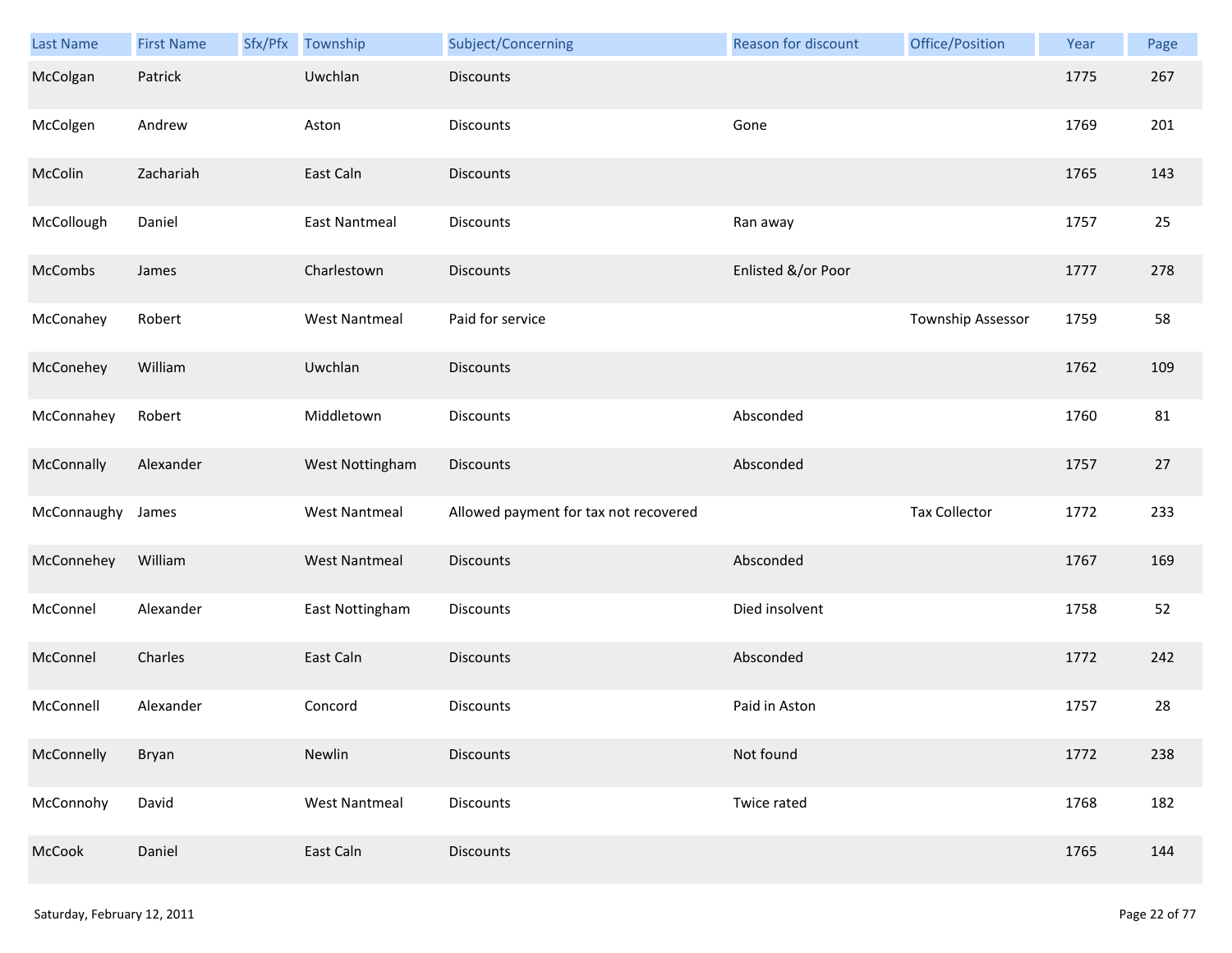| Last Name | First Name | Sfx/Pfx | Township | Subject/Concerning | Reason for discount | Office/Position | Year | Page |
|---|---|---|---|---|---|---|---|---|
| McColgan | Patrick | | Uwchlan | Discounts | | | 1775 | 267 |
| McColgen | Andrew | | Aston | Discounts | Gone | | 1769 | 201 |
| McColin | Zachariah | | East Caln | Discounts | | | 1765 | 143 |
| McCollough | Daniel | | East Nantmeal | Discounts | Ran away | | 1757 | 25 |
| McCombs | James | | Charlestown | Discounts | Enlisted &/or Poor | | 1777 | 278 |
| McConahey | Robert | | West Nantmeal | Paid for service | | Township Assessor | 1759 | 58 |
| McConehey | William | | Uwchlan | Discounts | | | 1762 | 109 |
| McConnahey | Robert | | Middletown | Discounts | Absconded | | 1760 | 81 |
| McConnally | Alexander | | West Nottingham | Discounts | Absconded | | 1757 | 27 |
| McConnaughy | James | | West Nantmeal | Allowed payment for tax not recovered | | Tax Collector | 1772 | 233 |
| McConnehey | William | | West Nantmeal | Discounts | Absconded | | 1767 | 169 |
| McConnel | Alexander | | East Nottingham | Discounts | Died insolvent | | 1758 | 52 |
| McConnel | Charles | | East Caln | Discounts | Absconded | | 1772 | 242 |
| McConnell | Alexander | | Concord | Discounts | Paid in Aston | | 1757 | 28 |
| McConnelly | Bryan | | Newlin | Discounts | Not found | | 1772 | 238 |
| McConnohy | David | | West Nantmeal | Discounts | Twice rated | | 1768 | 182 |
| McCook | Daniel | | East Caln | Discounts | | | 1765 | 144 |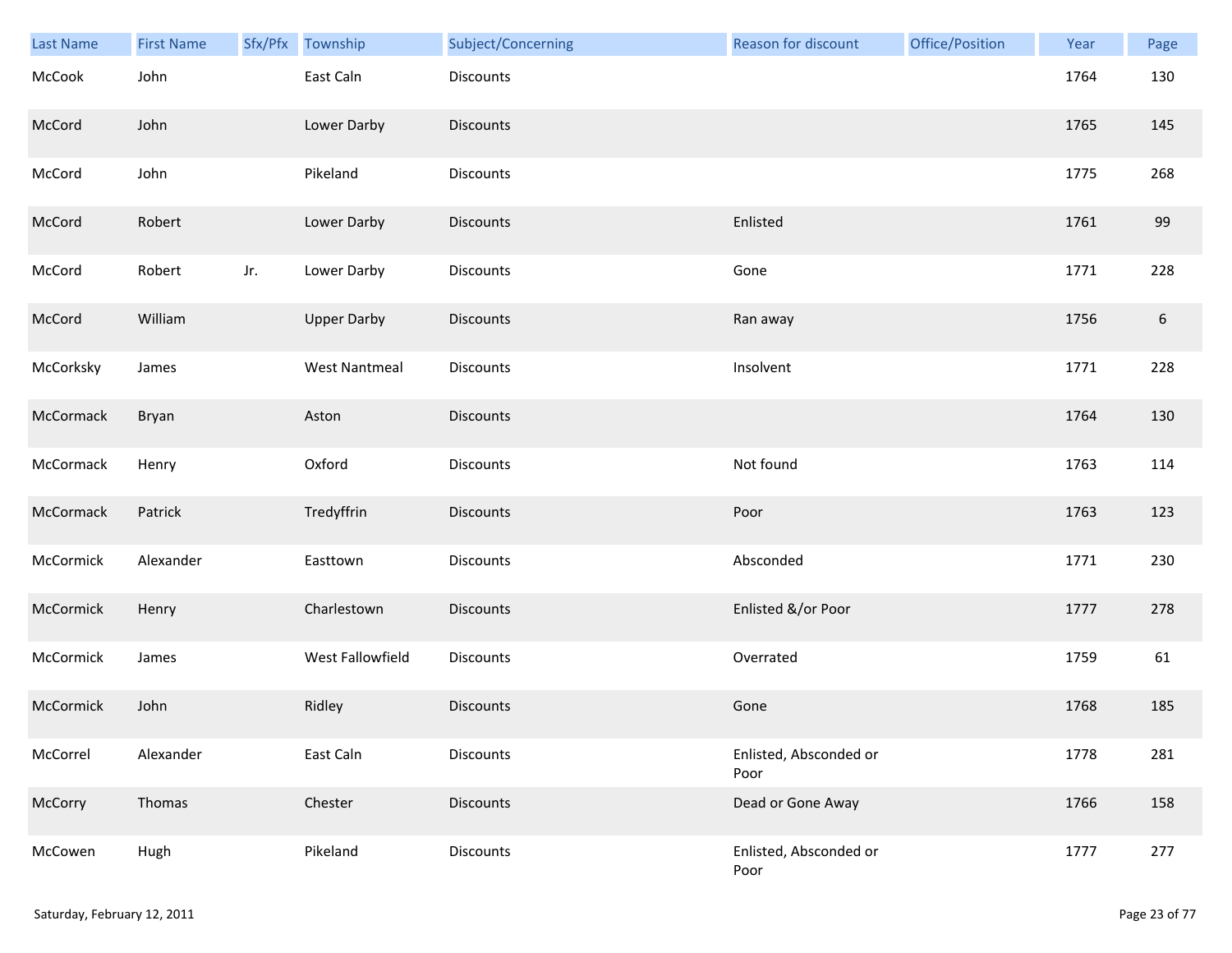| Last Name | First Name | Sfx/Pfx | Township | Subject/Concerning | Reason for discount | Office/Position | Year | Page |
|---|---|---|---|---|---|---|---|---|
| McCook | John | | East Caln | Discounts | | | 1764 | 130 |
| McCord | John | | Lower Darby | Discounts | | | 1765 | 145 |
| McCord | John | | Pikeland | Discounts | | | 1775 | 268 |
| McCord | Robert | | Lower Darby | Discounts | Enlisted | | 1761 | 99 |
| McCord | Robert | Jr. | Lower Darby | Discounts | Gone | | 1771 | 228 |
| McCord | William | | Upper Darby | Discounts | Ran away | | 1756 | 6 |
| McCorksky | James | | West Nantmeal | Discounts | Insolvent | | 1771 | 228 |
| McCormack | Bryan | | Aston | Discounts | | | 1764 | 130 |
| McCormack | Henry | | Oxford | Discounts | Not found | | 1763 | 114 |
| McCormack | Patrick | | Tredyffrin | Discounts | Poor | | 1763 | 123 |
| McCormick | Alexander | | Easttown | Discounts | Absconded | | 1771 | 230 |
| McCormick | Henry | | Charlestown | Discounts | Enlisted &/or Poor | | 1777 | 278 |
| McCormick | James | | West Fallowfield | Discounts | Overrated | | 1759 | 61 |
| McCormick | John | | Ridley | Discounts | Gone | | 1768 | 185 |
| McCorrel | Alexander | | East Caln | Discounts | Enlisted, Absconded or Poor | | 1778 | 281 |
| McCorry | Thomas | | Chester | Discounts | Dead or Gone Away | | 1766 | 158 |
| McCowen | Hugh | | Pikeland | Discounts | Enlisted, Absconded or Poor | | 1777 | 277 |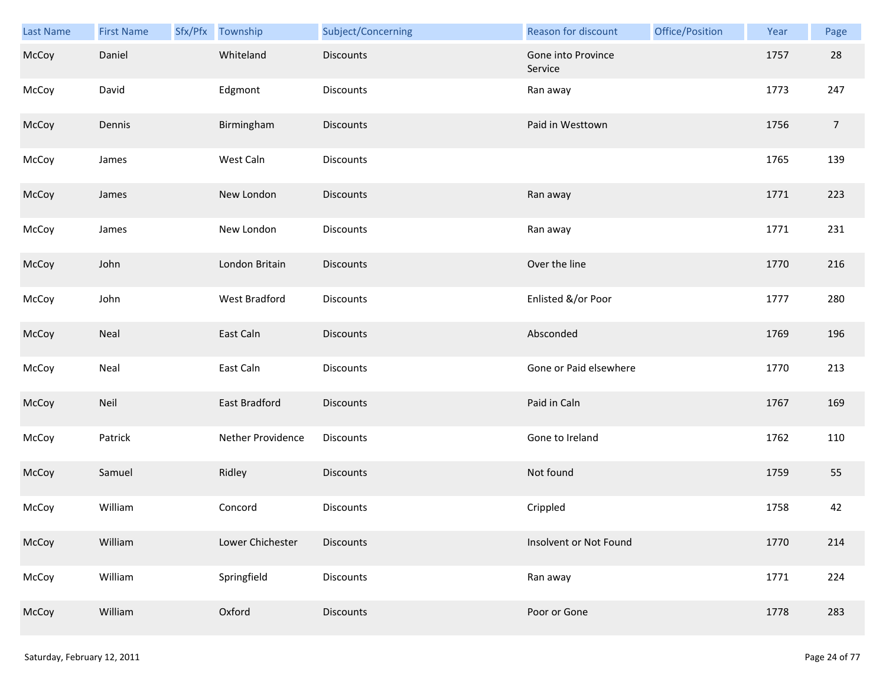| Last Name | First Name | Sfx/Pfx | Township | Subject/Concerning | Reason for discount | Office/Position | Year | Page |
|---|---|---|---|---|---|---|---|---|
| McCoy | Daniel | | Whiteland | Discounts | Gone into Province Service | | 1757 | 28 |
| McCoy | David | | Edgmont | Discounts | Ran away | | 1773 | 247 |
| McCoy | Dennis | | Birmingham | Discounts | Paid in Westtown | | 1756 | 7 |
| McCoy | James | | West Caln | Discounts | | | 1765 | 139 |
| McCoy | James | | New London | Discounts | Ran away | | 1771 | 223 |
| McCoy | James | | New London | Discounts | Ran away | | 1771 | 231 |
| McCoy | John | | London Britain | Discounts | Over the line | | 1770 | 216 |
| McCoy | John | | West Bradford | Discounts | Enlisted &/or Poor | | 1777 | 280 |
| McCoy | Neal | | East Caln | Discounts | Absconded | | 1769 | 196 |
| McCoy | Neal | | East Caln | Discounts | Gone or Paid elsewhere | | 1770 | 213 |
| McCoy | Neil | | East Bradford | Discounts | Paid in Caln | | 1767 | 169 |
| McCoy | Patrick | | Nether Providence | Discounts | Gone to Ireland | | 1762 | 110 |
| McCoy | Samuel | | Ridley | Discounts | Not found | | 1759 | 55 |
| McCoy | William | | Concord | Discounts | Crippled | | 1758 | 42 |
| McCoy | William | | Lower Chichester | Discounts | Insolvent or Not Found | | 1770 | 214 |
| McCoy | William | | Springfield | Discounts | Ran away | | 1771 | 224 |
| McCoy | William | | Oxford | Discounts | Poor or Gone | | 1778 | 283 |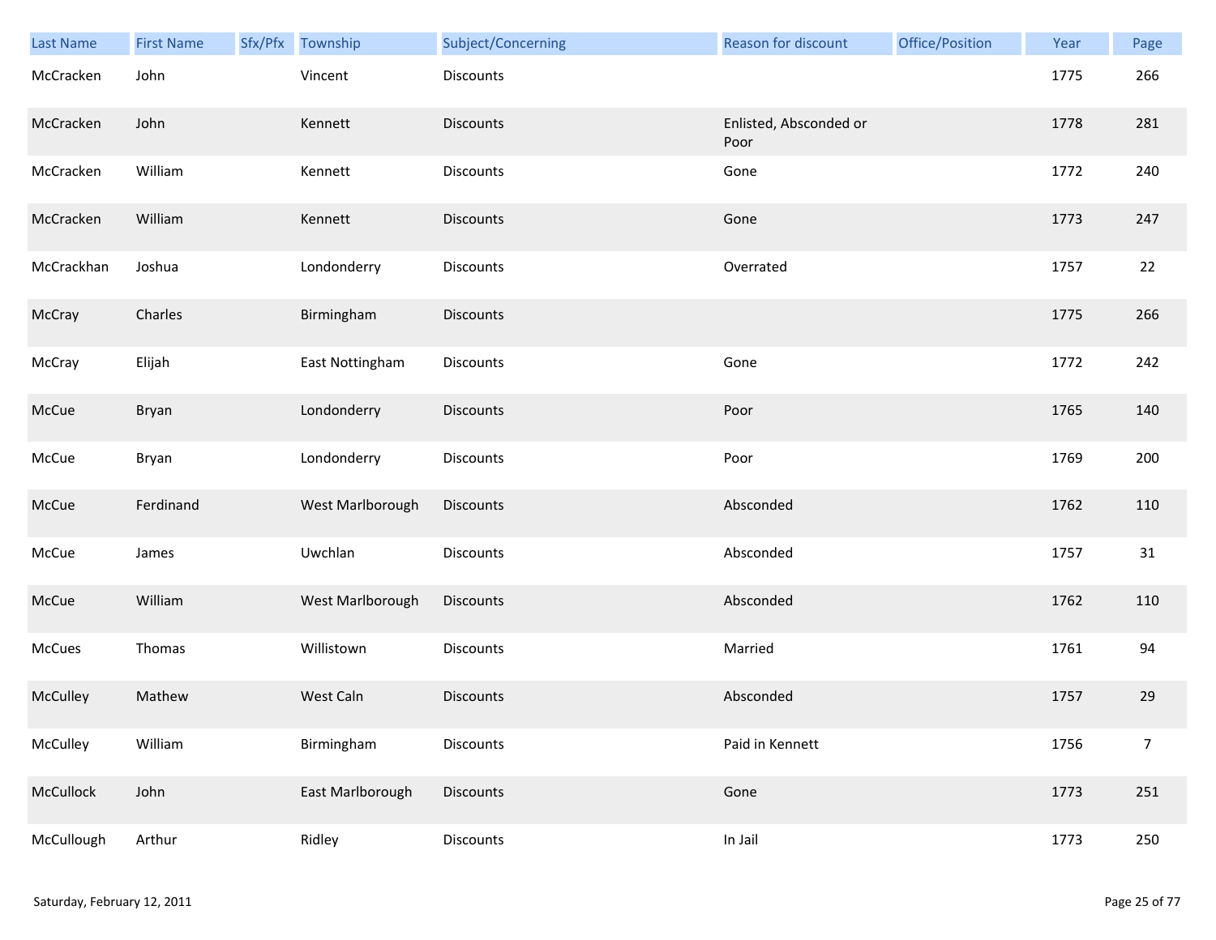| Last Name | First Name | Sfx/Pfx | Township | Subject/Concerning | Reason for discount | Office/Position | Year | Page |
|---|---|---|---|---|---|---|---|---|
| McCracken | John | | Vincent | Discounts | | | 1775 | 266 |
| McCracken | John | | Kennett | Discounts | Enlisted, Absconded or Poor | | 1778 | 281 |
| McCracken | William | | Kennett | Discounts | Gone | | 1772 | 240 |
| McCracken | William | | Kennett | Discounts | Gone | | 1773 | 247 |
| McCrackhan | Joshua | | Londonderry | Discounts | Overrated | | 1757 | 22 |
| McCray | Charles | | Birmingham | Discounts | | | 1775 | 266 |
| McCray | Elijah | | East Nottingham | Discounts | Gone | | 1772 | 242 |
| McCue | Bryan | | Londonderry | Discounts | Poor | | 1765 | 140 |
| McCue | Bryan | | Londonderry | Discounts | Poor | | 1769 | 200 |
| McCue | Ferdinand | | West Marlborough | Discounts | Absconded | | 1762 | 110 |
| McCue | James | | Uwchlan | Discounts | Absconded | | 1757 | 31 |
| McCue | William | | West Marlborough | Discounts | Absconded | | 1762 | 110 |
| McCues | Thomas | | Willistown | Discounts | Married | | 1761 | 94 |
| McCulley | Mathew | | West Caln | Discounts | Absconded | | 1757 | 29 |
| McCulley | William | | Birmingham | Discounts | Paid in Kennett | | 1756 | 7 |
| McCullock | John | | East Marlborough | Discounts | Gone | | 1773 | 251 |
| McCullough | Arthur | | Ridley | Discounts | In Jail | | 1773 | 250 |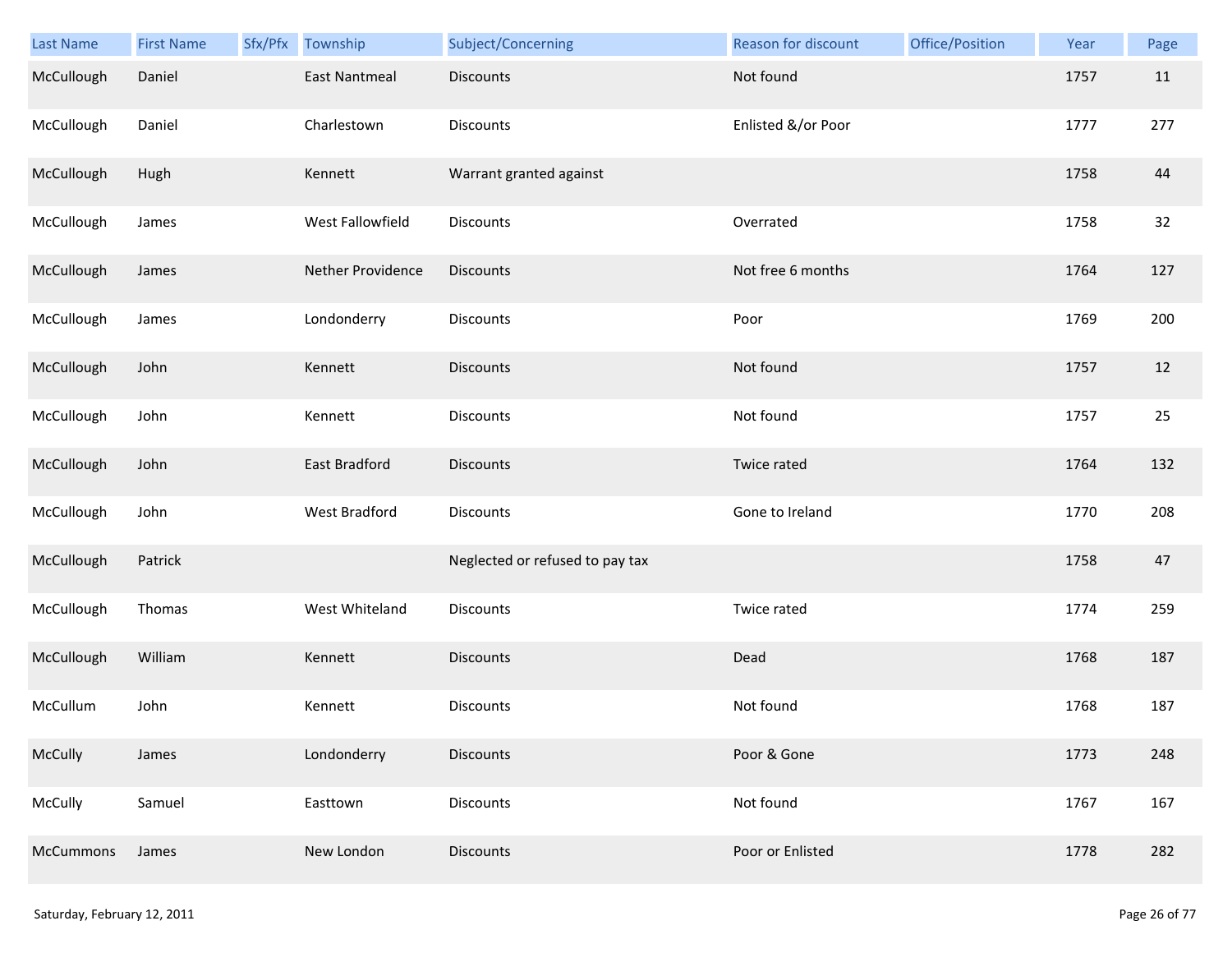| Last Name | First Name | Sfx/Pfx | Township | Subject/Concerning | Reason for discount | Office/Position | Year | Page |
|---|---|---|---|---|---|---|---|---|
| McCullough | Daniel | | East Nantmeal | Discounts | Not found | | 1757 | 11 |
| McCullough | Daniel | | Charlestown | Discounts | Enlisted &/or Poor | | 1777 | 277 |
| McCullough | Hugh | | Kennett | Warrant granted against | | | 1758 | 44 |
| McCullough | James | | West Fallowfield | Discounts | Overrated | | 1758 | 32 |
| McCullough | James | | Nether Providence | Discounts | Not free 6 months | | 1764 | 127 |
| McCullough | James | | Londonderry | Discounts | Poor | | 1769 | 200 |
| McCullough | John | | Kennett | Discounts | Not found | | 1757 | 12 |
| McCullough | John | | Kennett | Discounts | Not found | | 1757 | 25 |
| McCullough | John | | East Bradford | Discounts | Twice rated | | 1764 | 132 |
| McCullough | John | | West Bradford | Discounts | Gone to Ireland | | 1770 | 208 |
| McCullough | Patrick | | | Neglected or refused to pay tax | | | 1758 | 47 |
| McCullough | Thomas | | West Whiteland | Discounts | Twice rated | | 1774 | 259 |
| McCullough | William | | Kennett | Discounts | Dead | | 1768 | 187 |
| McCullum | John | | Kennett | Discounts | Not found | | 1768 | 187 |
| McCully | James | | Londonderry | Discounts | Poor & Gone | | 1773 | 248 |
| McCully | Samuel | | Easttown | Discounts | Not found | | 1767 | 167 |
| McCummons | James | | New London | Discounts | Poor or Enlisted | | 1778 | 282 |

Saturday, February 12, 2011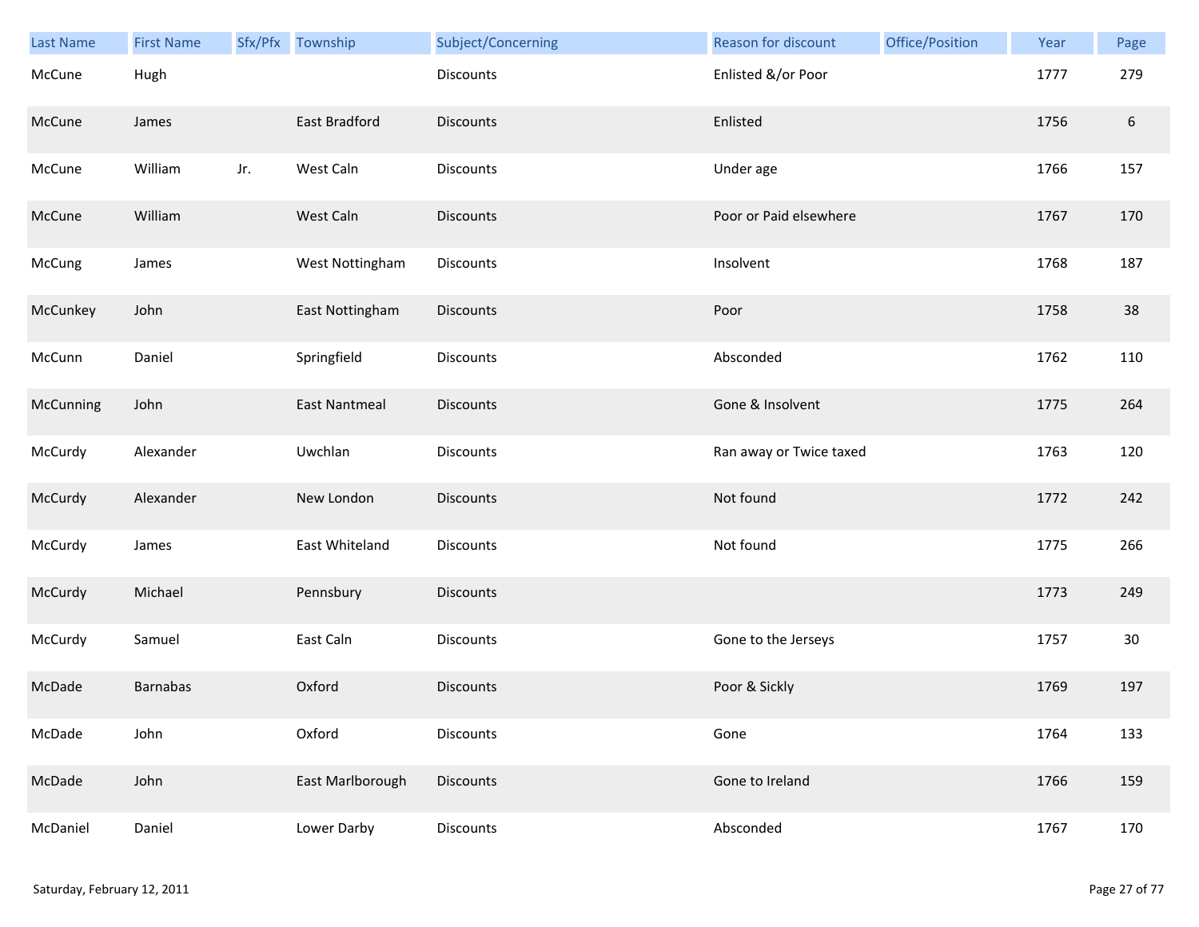| Last Name | First Name | Sfx/Pfx | Township | Subject/Concerning | Reason for discount | Office/Position | Year | Page |
|---|---|---|---|---|---|---|---|---|
| McCune | Hugh | | | Discounts | Enlisted &/or Poor | | 1777 | 279 |
| McCune | James | | East Bradford | Discounts | Enlisted | | 1756 | 6 |
| McCune | William | Jr. | West Caln | Discounts | Under age | | 1766 | 157 |
| McCune | William | | West Caln | Discounts | Poor or Paid elsewhere | | 1767 | 170 |
| McCung | James | | West Nottingham | Discounts | Insolvent | | 1768 | 187 |
| McCunkey | John | | East Nottingham | Discounts | Poor | | 1758 | 38 |
| McCunn | Daniel | | Springfield | Discounts | Absconded | | 1762 | 110 |
| McCunning | John | | East Nantmeal | Discounts | Gone & Insolvent | | 1775 | 264 |
| McCurdy | Alexander | | Uwchlan | Discounts | Ran away or Twice taxed | | 1763 | 120 |
| McCurdy | Alexander | | New London | Discounts | Not found | | 1772 | 242 |
| McCurdy | James | | East Whiteland | Discounts | Not found | | 1775 | 266 |
| McCurdy | Michael | | Pennsbury | Discounts | | | 1773 | 249 |
| McCurdy | Samuel | | East Caln | Discounts | Gone to the Jerseys | | 1757 | 30 |
| McDade | Barnabas | | Oxford | Discounts | Poor & Sickly | | 1769 | 197 |
| McDade | John | | Oxford | Discounts | Gone | | 1764 | 133 |
| McDade | John | | East Marlborough | Discounts | Gone to Ireland | | 1766 | 159 |
| McDaniel | Daniel | | Lower Darby | Discounts | Absconded | | 1767 | 170 |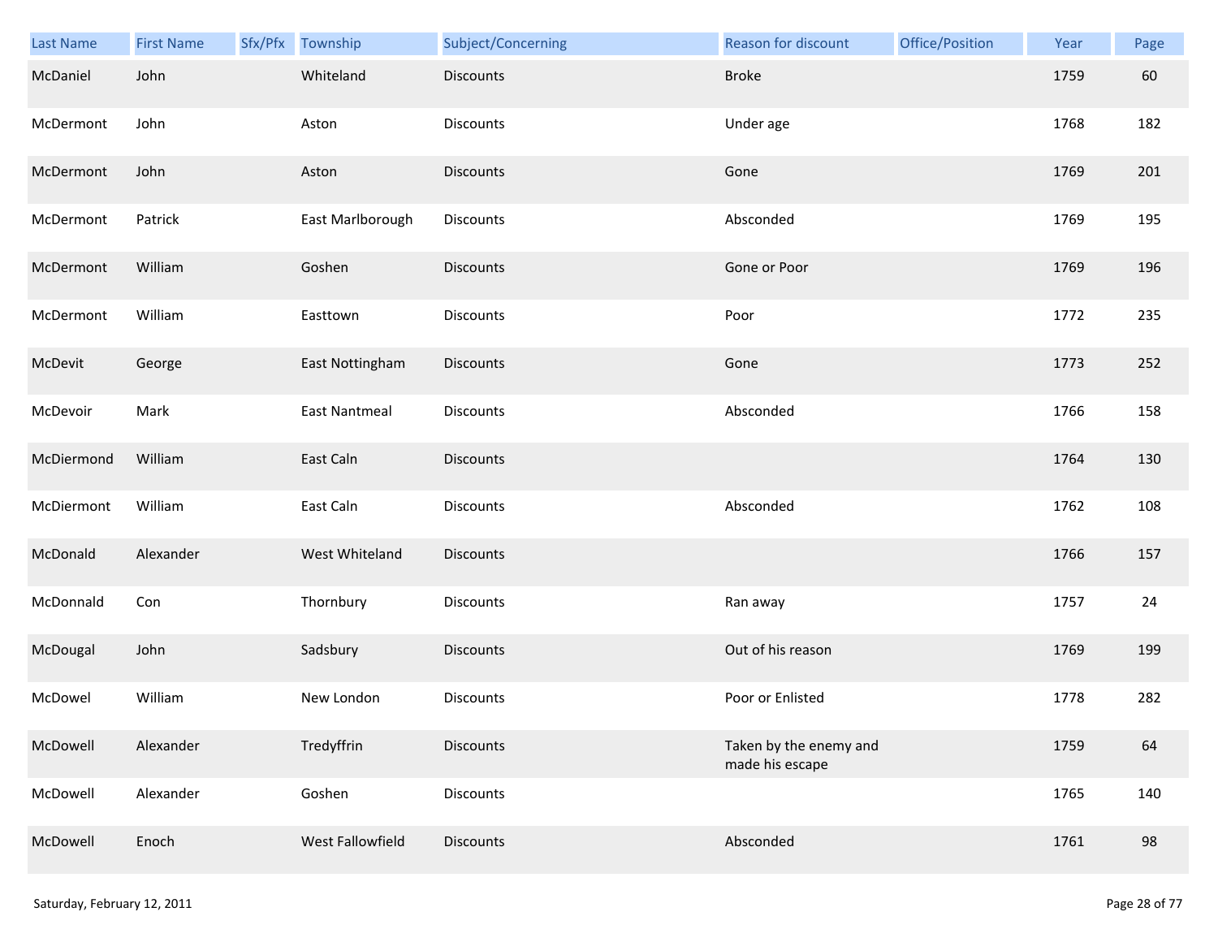| Last Name | First Name | Sfx/Pfx | Township | Subject/Concerning | Reason for discount | Office/Position | Year | Page |
|---|---|---|---|---|---|---|---|---|
| McDaniel | John | | Whiteland | Discounts | Broke | | 1759 | 60 |
| McDermont | John | | Aston | Discounts | Under age | | 1768 | 182 |
| McDermont | John | | Aston | Discounts | Gone | | 1769 | 201 |
| McDermont | Patrick | | East Marlborough | Discounts | Absconded | | 1769 | 195 |
| McDermont | William | | Goshen | Discounts | Gone or Poor | | 1769 | 196 |
| McDermont | William | | Easttown | Discounts | Poor | | 1772 | 235 |
| McDevit | George | | East Nottingham | Discounts | Gone | | 1773 | 252 |
| McDevoir | Mark | | East Nantmeal | Discounts | Absconded | | 1766 | 158 |
| McDiermond | William | | East Caln | Discounts | | | 1764 | 130 |
| McDiermont | William | | East Caln | Discounts | Absconded | | 1762 | 108 |
| McDonald | Alexander | | West Whiteland | Discounts | | | 1766 | 157 |
| McDonnald | Con | | Thornbury | Discounts | Ran away | | 1757 | 24 |
| McDougal | John | | Sadsbury | Discounts | Out of his reason | | 1769 | 199 |
| McDowel | William | | New London | Discounts | Poor or Enlisted | | 1778 | 282 |
| McDowell | Alexander | | Tredyffrin | Discounts | Taken by the enemy and made his escape | | 1759 | 64 |
| McDowell | Alexander | | Goshen | Discounts | | | 1765 | 140 |
| McDowell | Enoch | | West Fallowfield | Discounts | Absconded | | 1761 | 98 |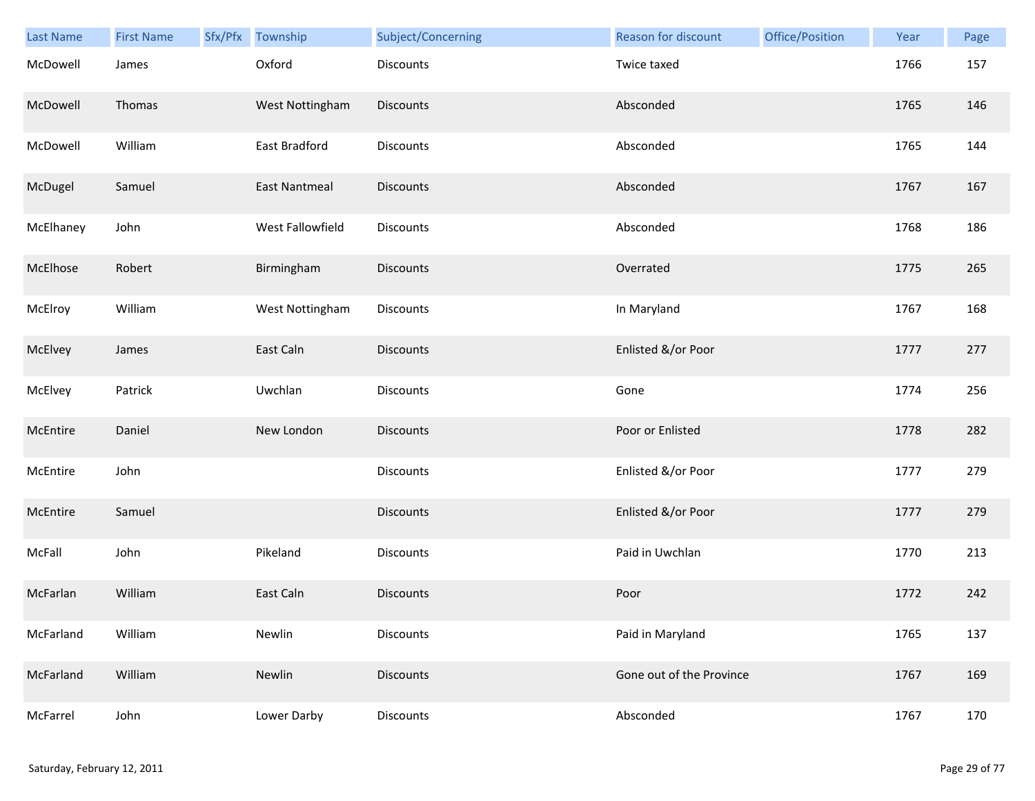| Last Name | First Name | Sfx/Pfx | Township | Subject/Concerning | Reason for discount | Office/Position | Year | Page |
|---|---|---|---|---|---|---|---|---|
| McDowell | James | | Oxford | Discounts | Twice taxed | | 1766 | 157 |
| McDowell | Thomas | | West Nottingham | Discounts | Absconded | | 1765 | 146 |
| McDowell | William | | East Bradford | Discounts | Absconded | | 1765 | 144 |
| McDugel | Samuel | | East Nantmeal | Discounts | Absconded | | 1767 | 167 |
| McElhaney | John | | West Fallowfield | Discounts | Absconded | | 1768 | 186 |
| McElhose | Robert | | Birmingham | Discounts | Overrated | | 1775 | 265 |
| McElroy | William | | West Nottingham | Discounts | In Maryland | | 1767 | 168 |
| McElvey | James | | East Caln | Discounts | Enlisted &/or Poor | | 1777 | 277 |
| McElvey | Patrick | | Uwchlan | Discounts | Gone | | 1774 | 256 |
| McEntire | Daniel | | New London | Discounts | Poor or Enlisted | | 1778 | 282 |
| McEntire | John | | | Discounts | Enlisted &/or Poor | | 1777 | 279 |
| McEntire | Samuel | | | Discounts | Enlisted &/or Poor | | 1777 | 279 |
| McFall | John | | Pikeland | Discounts | Paid in Uwchlan | | 1770 | 213 |
| McFarlan | William | | East Caln | Discounts | Poor | | 1772 | 242 |
| McFarland | William | | Newlin | Discounts | Paid in Maryland | | 1765 | 137 |
| McFarland | William | | Newlin | Discounts | Gone out of the Province | | 1767 | 169 |
| McFarrel | John | | Lower Darby | Discounts | Absconded | | 1767 | 170 |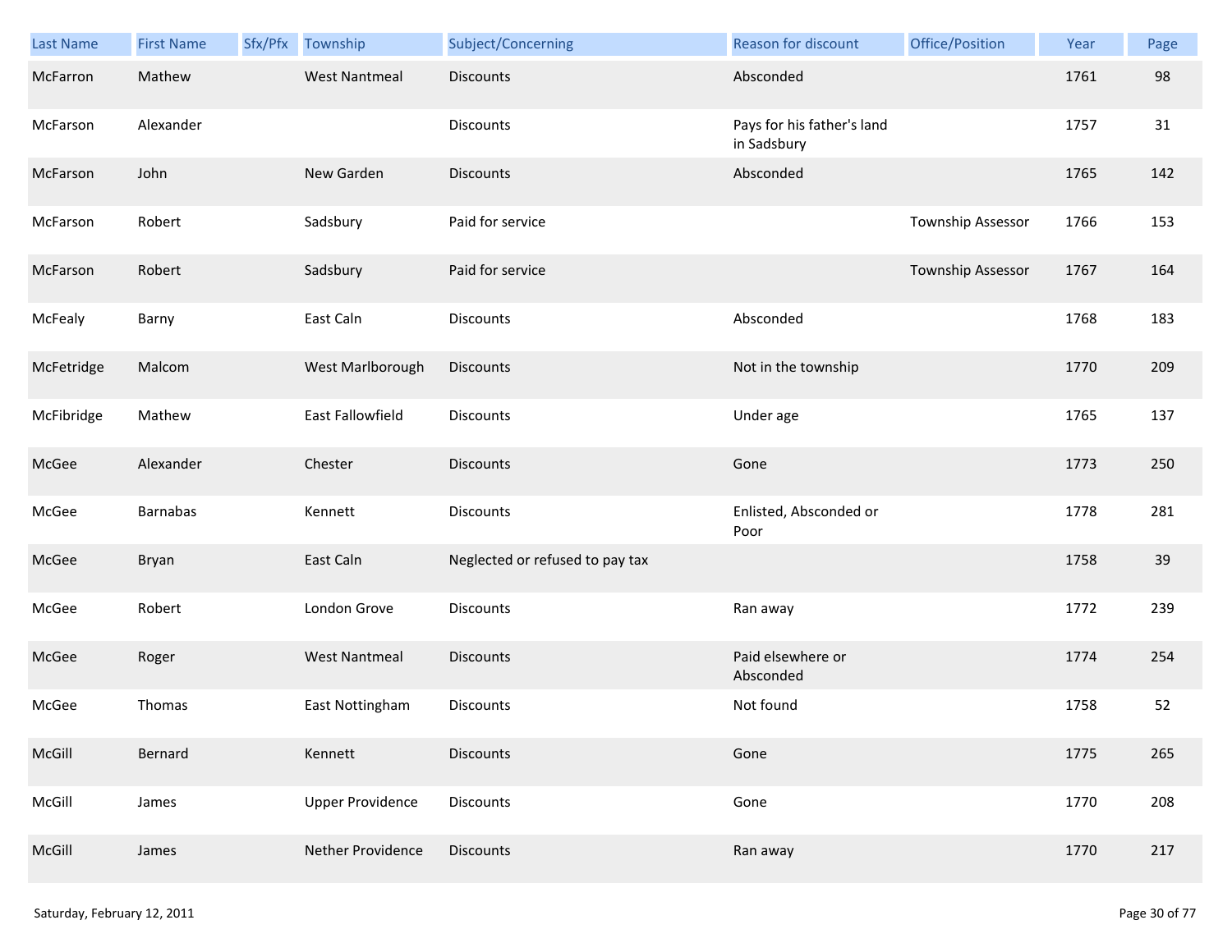| Last Name | First Name | Sfx/Pfx | Township | Subject/Concerning | Reason for discount | Office/Position | Year | Page |
|---|---|---|---|---|---|---|---|---|
| McFarron | Mathew | | West Nantmeal | Discounts | Absconded | | 1761 | 98 |
| McFarson | Alexander | | | Discounts | Pays for his father's land in Sadsbury | | 1757 | 31 |
| McFarson | John | | New Garden | Discounts | Absconded | | 1765 | 142 |
| McFarson | Robert | | Sadsbury | Paid for service | | Township Assessor | 1766 | 153 |
| McFarson | Robert | | Sadsbury | Paid for service | | Township Assessor | 1767 | 164 |
| McFealy | Barny | | East Caln | Discounts | Absconded | | 1768 | 183 |
| McFetridge | Malcom | | West Marlborough | Discounts | Not in the township | | 1770 | 209 |
| McFibridge | Mathew | | East Fallowfield | Discounts | Under age | | 1765 | 137 |
| McGee | Alexander | | Chester | Discounts | Gone | | 1773 | 250 |
| McGee | Barnabas | | Kennett | Discounts | Enlisted, Absconded or Poor | | 1778 | 281 |
| McGee | Bryan | | East Caln | Neglected or refused to pay tax | | | 1758 | 39 |
| McGee | Robert | | London Grove | Discounts | Ran away | | 1772 | 239 |
| McGee | Roger | | West Nantmeal | Discounts | Paid elsewhere or Absconded | | 1774 | 254 |
| McGee | Thomas | | East Nottingham | Discounts | Not found | | 1758 | 52 |
| McGill | Bernard | | Kennett | Discounts | Gone | | 1775 | 265 |
| McGill | James | | Upper Providence | Discounts | Gone | | 1770 | 208 |
| McGill | James | | Nether Providence | Discounts | Ran away | | 1770 | 217 |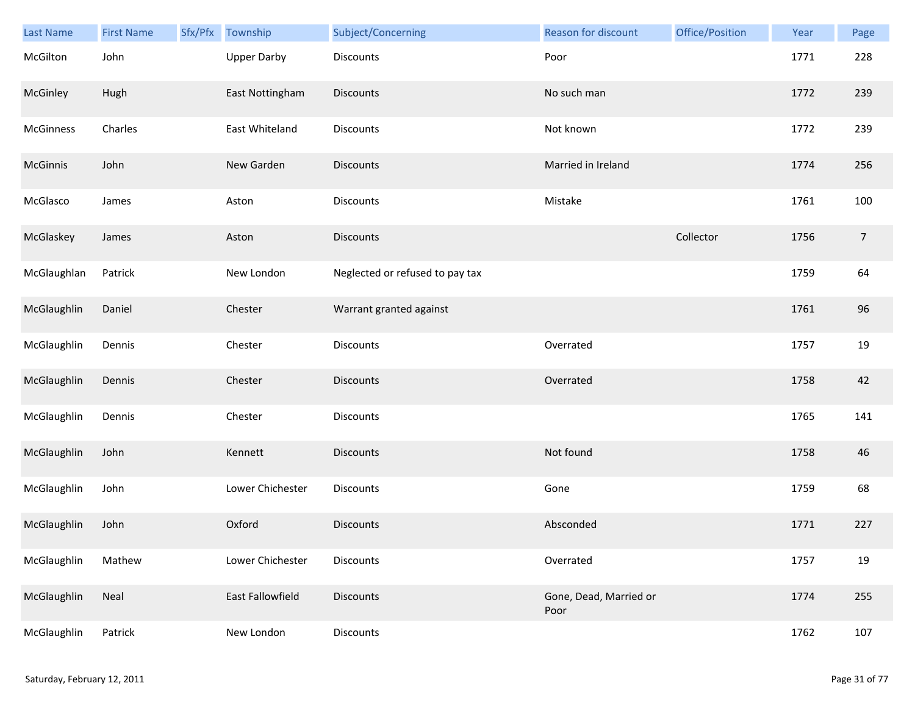| Last Name | First Name | Sfx/Pfx | Township | Subject/Concerning | Reason for discount | Office/Position | Year | Page |
|---|---|---|---|---|---|---|---|---|
| McGilton | John | | Upper Darby | Discounts | Poor | | 1771 | 228 |
| McGinley | Hugh | | East Nottingham | Discounts | No such man | | 1772 | 239 |
| McGinness | Charles | | East Whiteland | Discounts | Not known | | 1772 | 239 |
| McGinnis | John | | New Garden | Discounts | Married in Ireland | | 1774 | 256 |
| McGlasco | James | | Aston | Discounts | Mistake | | 1761 | 100 |
| McGlaskey | James | | Aston | Discounts | | Collector | 1756 | 7 |
| McGlaughlan | Patrick | | New London | Neglected or refused to pay tax | | | 1759 | 64 |
| McGlaughlin | Daniel | | Chester | Warrant granted against | | | 1761 | 96 |
| McGlaughlin | Dennis | | Chester | Discounts | Overrated | | 1757 | 19 |
| McGlaughlin | Dennis | | Chester | Discounts | Overrated | | 1758 | 42 |
| McGlaughlin | Dennis | | Chester | Discounts | | | 1765 | 141 |
| McGlaughlin | John | | Kennett | Discounts | Not found | | 1758 | 46 |
| McGlaughlin | John | | Lower Chichester | Discounts | Gone | | 1759 | 68 |
| McGlaughlin | John | | Oxford | Discounts | Absconded | | 1771 | 227 |
| McGlaughlin | Mathew | | Lower Chichester | Discounts | Overrated | | 1757 | 19 |
| McGlaughlin | Neal | | East Fallowfield | Discounts | Gone, Dead, Married or Poor | | 1774 | 255 |
| McGlaughlin | Patrick | | New London | Discounts | | | 1762 | 107 |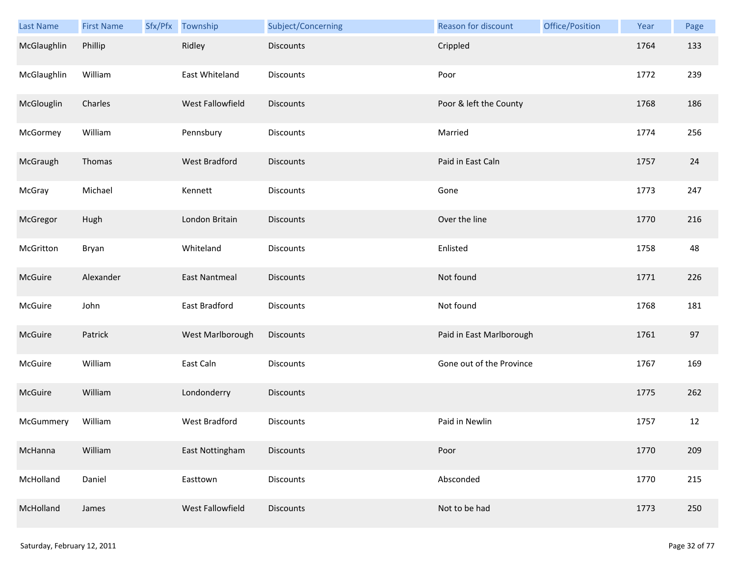| Last Name | First Name | Sfx/Pfx | Township | Subject/Concerning | Reason for discount | Office/Position | Year | Page |
|---|---|---|---|---|---|---|---|---|
| McGlaughlin | Phillip | | Ridley | Discounts | Crippled | | 1764 | 133 |
| McGlaughlin | William | | East Whiteland | Discounts | Poor | | 1772 | 239 |
| McGlouglin | Charles | | West Fallowfield | Discounts | Poor & left the County | | 1768 | 186 |
| McGormey | William | | Pennsbury | Discounts | Married | | 1774 | 256 |
| McGraugh | Thomas | | West Bradford | Discounts | Paid in East Caln | | 1757 | 24 |
| McGray | Michael | | Kennett | Discounts | Gone | | 1773 | 247 |
| McGregor | Hugh | | London Britain | Discounts | Over the line | | 1770 | 216 |
| McGritton | Bryan | | Whiteland | Discounts | Enlisted | | 1758 | 48 |
| McGuire | Alexander | | East Nantmeal | Discounts | Not found | | 1771 | 226 |
| McGuire | John | | East Bradford | Discounts | Not found | | 1768 | 181 |
| McGuire | Patrick | | West Marlborough | Discounts | Paid in East Marlborough | | 1761 | 97 |
| McGuire | William | | East Caln | Discounts | Gone out of the Province | | 1767 | 169 |
| McGuire | William | | Londonderry | Discounts | | | 1775 | 262 |
| McGummery | William | | West Bradford | Discounts | Paid in Newlin | | 1757 | 12 |
| McHanna | William | | East Nottingham | Discounts | Poor | | 1770 | 209 |
| McHolland | Daniel | | Easttown | Discounts | Absconded | | 1770 | 215 |
| McHolland | James | | West Fallowfield | Discounts | Not to be had | | 1773 | 250 |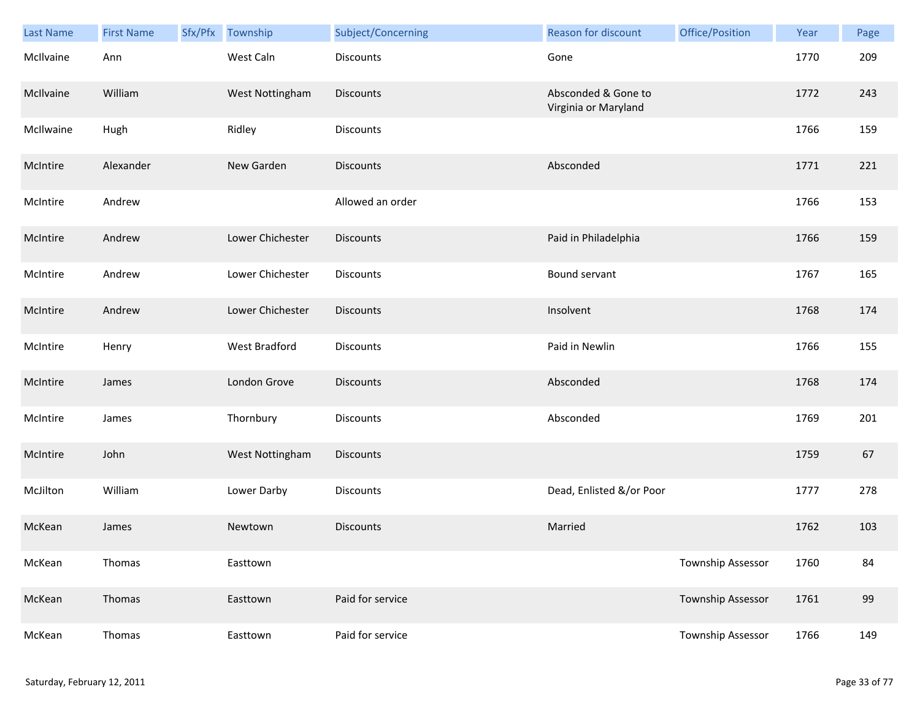| Last Name | First Name | Sfx/Pfx | Township | Subject/Concerning | Reason for discount | Office/Position | Year | Page |
|---|---|---|---|---|---|---|---|---|
| McIlvaine | Ann | | West Caln | Discounts | Gone | | 1770 | 209 |
| McIlvaine | William | | West Nottingham | Discounts | Absconded & Gone to Virginia or Maryland | | 1772 | 243 |
| McIlwaine | Hugh | | Ridley | Discounts | | | 1766 | 159 |
| McIntire | Alexander | | New Garden | Discounts | Absconded | | 1771 | 221 |
| McIntire | Andrew | | | Allowed an order | | | 1766 | 153 |
| McIntire | Andrew | | Lower Chichester | Discounts | Paid in Philadelphia | | 1766 | 159 |
| McIntire | Andrew | | Lower Chichester | Discounts | Bound servant | | 1767 | 165 |
| McIntire | Andrew | | Lower Chichester | Discounts | Insolvent | | 1768 | 174 |
| McIntire | Henry | | West Bradford | Discounts | Paid in Newlin | | 1766 | 155 |
| McIntire | James | | London Grove | Discounts | Absconded | | 1768 | 174 |
| McIntire | James | | Thornbury | Discounts | Absconded | | 1769 | 201 |
| McIntire | John | | West Nottingham | Discounts | | | 1759 | 67 |
| McJilton | William | | Lower Darby | Discounts | Dead, Enlisted &/or Poor | | 1777 | 278 |
| McKean | James | | Newtown | Discounts | Married | | 1762 | 103 |
| McKean | Thomas | | Easttown | | | Township Assessor | 1760 | 84 |
| McKean | Thomas | | Easttown | Paid for service | | Township Assessor | 1761 | 99 |
| McKean | Thomas | | Easttown | Paid for service | | Township Assessor | 1766 | 149 |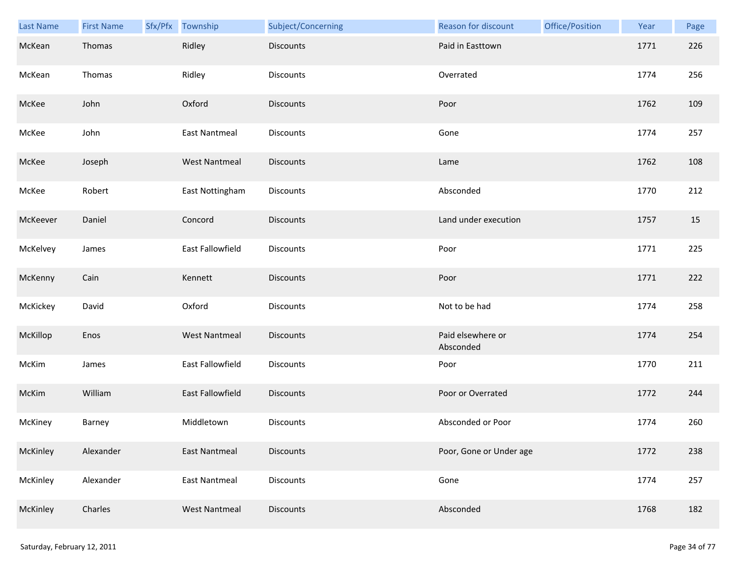| Last Name | First Name | Sfx/Pfx | Township | Subject/Concerning | Reason for discount | Office/Position | Year | Page |
|---|---|---|---|---|---|---|---|---|
| McKean | Thomas | | Ridley | Discounts | Paid in Easttown | | 1771 | 226 |
| McKean | Thomas | | Ridley | Discounts | Overrated | | 1774 | 256 |
| McKee | John | | Oxford | Discounts | Poor | | 1762 | 109 |
| McKee | John | | East Nantmeal | Discounts | Gone | | 1774 | 257 |
| McKee | Joseph | | West Nantmeal | Discounts | Lame | | 1762 | 108 |
| McKee | Robert | | East Nottingham | Discounts | Absconded | | 1770 | 212 |
| McKeever | Daniel | | Concord | Discounts | Land under execution | | 1757 | 15 |
| McKelvey | James | | East Fallowfield | Discounts | Poor | | 1771 | 225 |
| McKenny | Cain | | Kennett | Discounts | Poor | | 1771 | 222 |
| McKickey | David | | Oxford | Discounts | Not to be had | | 1774 | 258 |
| McKillop | Enos | | West Nantmeal | Discounts | Paid elsewhere or Absconded | | 1774 | 254 |
| McKim | James | | East Fallowfield | Discounts | Poor | | 1770 | 211 |
| McKim | William | | East Fallowfield | Discounts | Poor or Overrated | | 1772 | 244 |
| McKiney | Barney | | Middletown | Discounts | Absconded or Poor | | 1774 | 260 |
| McKinley | Alexander | | East Nantmeal | Discounts | Poor, Gone or Under age | | 1772 | 238 |
| McKinley | Alexander | | East Nantmeal | Discounts | Gone | | 1774 | 257 |
| McKinley | Charles | | West Nantmeal | Discounts | Absconded | | 1768 | 182 |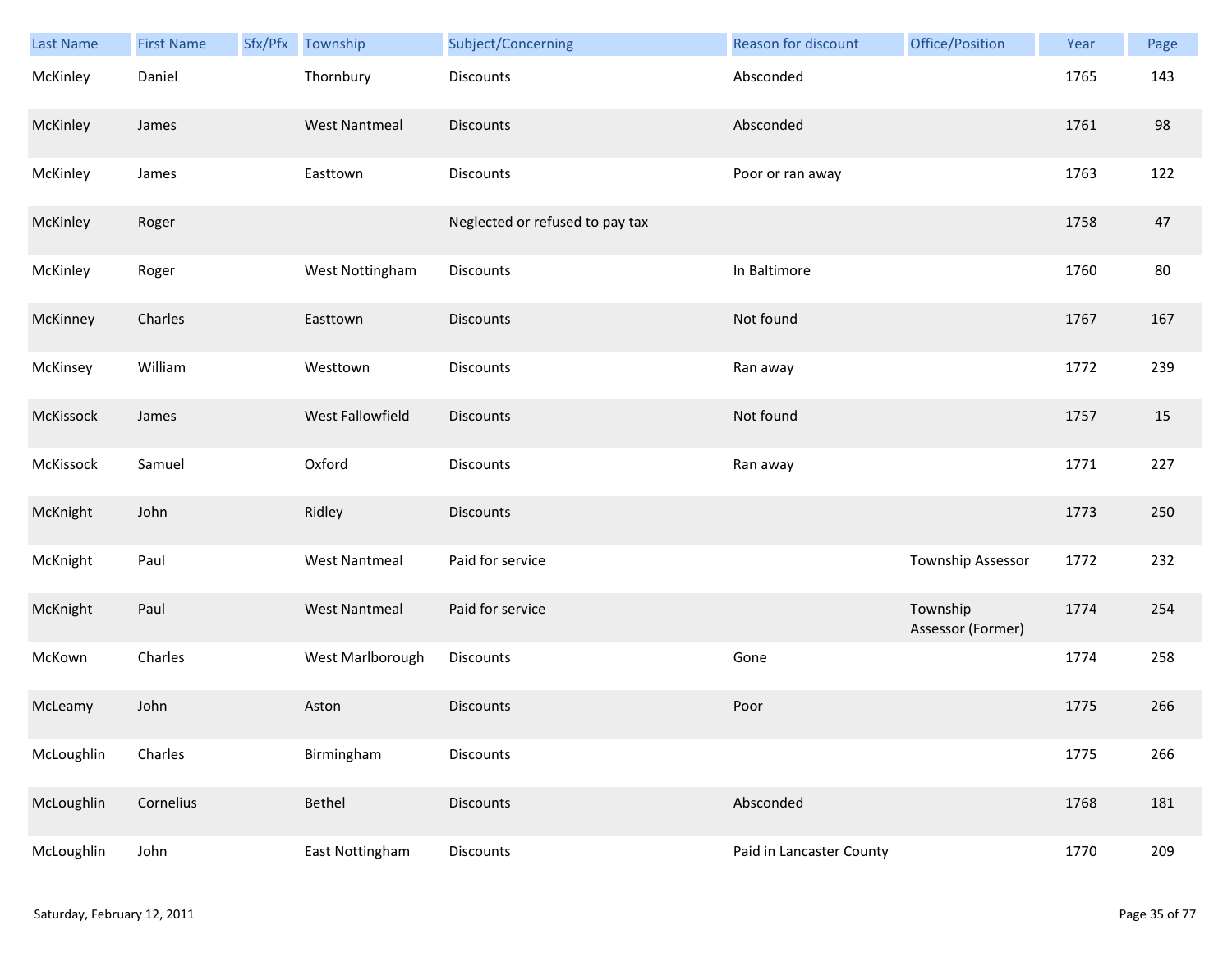| Last Name | First Name | Sfx/Pfx | Township | Subject/Concerning | Reason for discount | Office/Position | Year | Page |
|---|---|---|---|---|---|---|---|---|
| McKinley | Daniel | | Thornbury | Discounts | Absconded | | 1765 | 143 |
| McKinley | James | | West Nantmeal | Discounts | Absconded | | 1761 | 98 |
| McKinley | James | | Easttown | Discounts | Poor or ran away | | 1763 | 122 |
| McKinley | Roger | | | Neglected or refused to pay tax | | | 1758 | 47 |
| McKinley | Roger | | West Nottingham | Discounts | In Baltimore | | 1760 | 80 |
| McKinney | Charles | | Easttown | Discounts | Not found | | 1767 | 167 |
| McKinsey | William | | Westtown | Discounts | Ran away | | 1772 | 239 |
| McKissock | James | | West Fallowfield | Discounts | Not found | | 1757 | 15 |
| McKissock | Samuel | | Oxford | Discounts | Ran away | | 1771 | 227 |
| McKnight | John | | Ridley | Discounts | | | 1773 | 250 |
| McKnight | Paul | | West Nantmeal | Paid for service | | Township Assessor | 1772 | 232 |
| McKnight | Paul | | West Nantmeal | Paid for service | | Township Assessor (Former) | 1774 | 254 |
| McKown | Charles | | West Marlborough | Discounts | Gone | | 1774 | 258 |
| McLeamy | John | | Aston | Discounts | Poor | | 1775 | 266 |
| McLoughlin | Charles | | Birmingham | Discounts | | | 1775 | 266 |
| McLoughlin | Cornelius | | Bethel | Discounts | Absconded | | 1768 | 181 |
| McLoughlin | John | | East Nottingham | Discounts | Paid in Lancaster County | | 1770 | 209 |

Saturday, February 12, 2011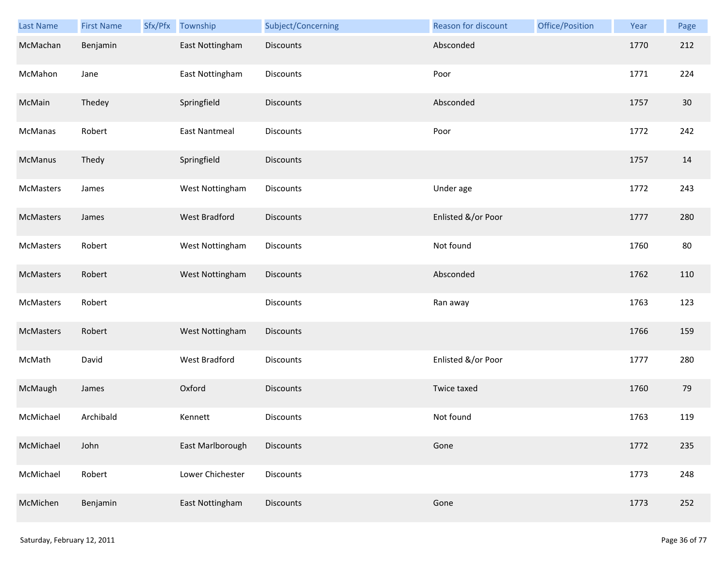| Last Name | First Name | Sfx/Pfx | Township | Subject/Concerning | Reason for discount | Office/Position | Year | Page |
|---|---|---|---|---|---|---|---|---|
| McMachan | Benjamin | | East Nottingham | Discounts | Absconded | | 1770 | 212 |
| McMahon | Jane | | East Nottingham | Discounts | Poor | | 1771 | 224 |
| McMain | Thedey | | Springfield | Discounts | Absconded | | 1757 | 30 |
| McManas | Robert | | East Nantmeal | Discounts | Poor | | 1772 | 242 |
| McManus | Thedy | | Springfield | Discounts | | | 1757 | 14 |
| McMasters | James | | West Nottingham | Discounts | Under age | | 1772 | 243 |
| McMasters | James | | West Bradford | Discounts | Enlisted &/or Poor | | 1777 | 280 |
| McMasters | Robert | | West Nottingham | Discounts | Not found | | 1760 | 80 |
| McMasters | Robert | | West Nottingham | Discounts | Absconded | | 1762 | 110 |
| McMasters | Robert | | | Discounts | Ran away | | 1763 | 123 |
| McMasters | Robert | | West Nottingham | Discounts | | | 1766 | 159 |
| McMath | David | | West Bradford | Discounts | Enlisted &/or Poor | | 1777 | 280 |
| McMaugh | James | | Oxford | Discounts | Twice taxed | | 1760 | 79 |
| McMichael | Archibald | | Kennett | Discounts | Not found | | 1763 | 119 |
| McMichael | John | | East Marlborough | Discounts | Gone | | 1772 | 235 |
| McMichael | Robert | | Lower Chichester | Discounts | | | 1773 | 248 |
| McMichen | Benjamin | | East Nottingham | Discounts | Gone | | 1773 | 252 |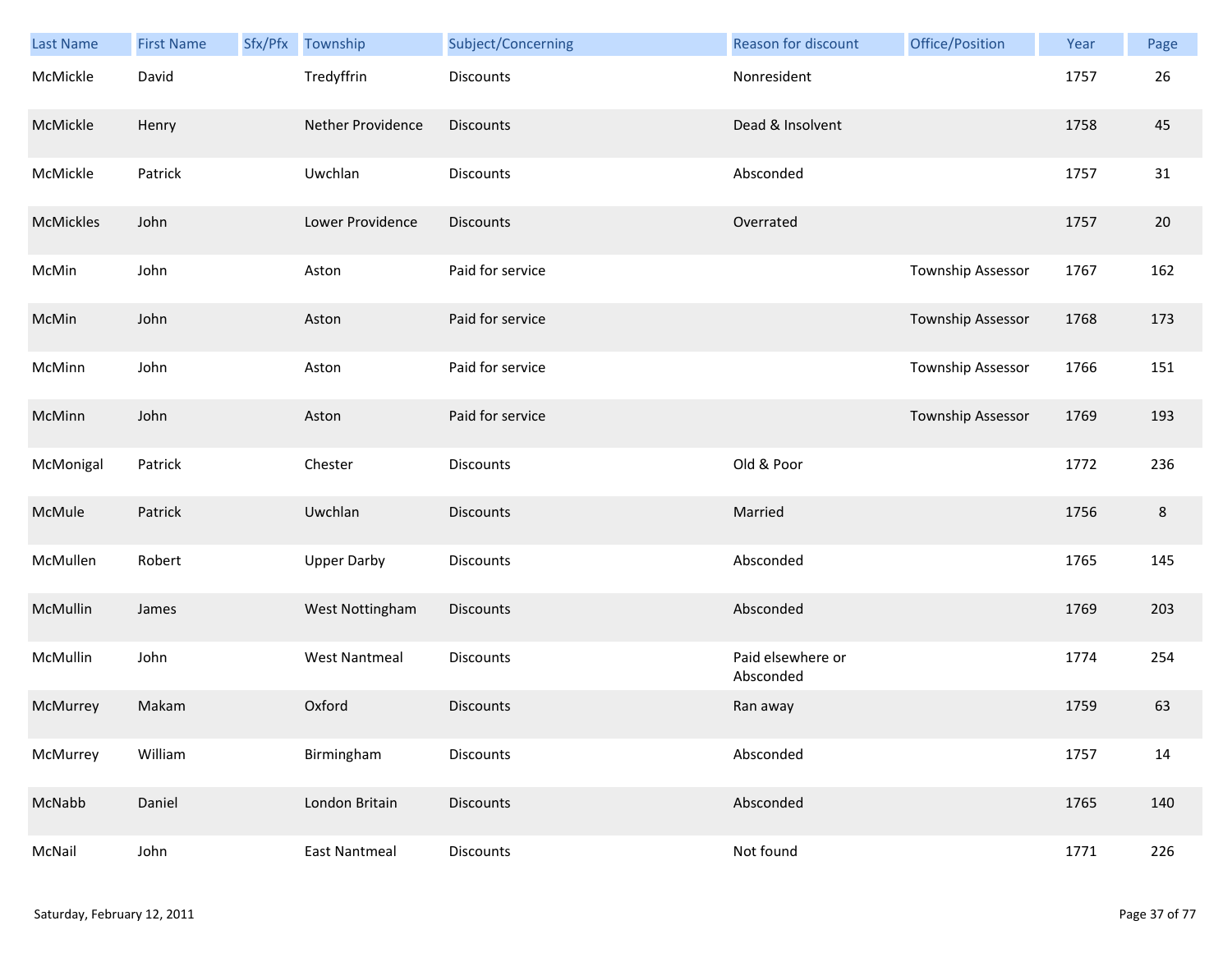| Last Name | First Name | Sfx/Pfx | Township | Subject/Concerning | Reason for discount | Office/Position | Year | Page |
|---|---|---|---|---|---|---|---|---|
| McMickle | David | | Tredyffrin | Discounts | Nonresident | | 1757 | 26 |
| McMickle | Henry | | Nether Providence | Discounts | Dead & Insolvent | | 1758 | 45 |
| McMickle | Patrick | | Uwchlan | Discounts | Absconded | | 1757 | 31 |
| McMickles | John | | Lower Providence | Discounts | Overrated | | 1757 | 20 |
| McMin | John | | Aston | Paid for service | | Township Assessor | 1767 | 162 |
| McMin | John | | Aston | Paid for service | | Township Assessor | 1768 | 173 |
| McMinn | John | | Aston | Paid for service | | Township Assessor | 1766 | 151 |
| McMinn | John | | Aston | Paid for service | | Township Assessor | 1769 | 193 |
| McMonigal | Patrick | | Chester | Discounts | Old & Poor | | 1772 | 236 |
| McMule | Patrick | | Uwchlan | Discounts | Married | | 1756 | 8 |
| McMullen | Robert | | Upper Darby | Discounts | Absconded | | 1765 | 145 |
| McMullin | James | | West Nottingham | Discounts | Absconded | | 1769 | 203 |
| McMullin | John | | West Nantmeal | Discounts | Paid elsewhere or Absconded | | 1774 | 254 |
| McMurrey | Makam | | Oxford | Discounts | Ran away | | 1759 | 63 |
| McMurrey | William | | Birmingham | Discounts | Absconded | | 1757 | 14 |
| McNabb | Daniel | | London Britain | Discounts | Absconded | | 1765 | 140 |
| McNail | John | | East Nantmeal | Discounts | Not found | | 1771 | 226 |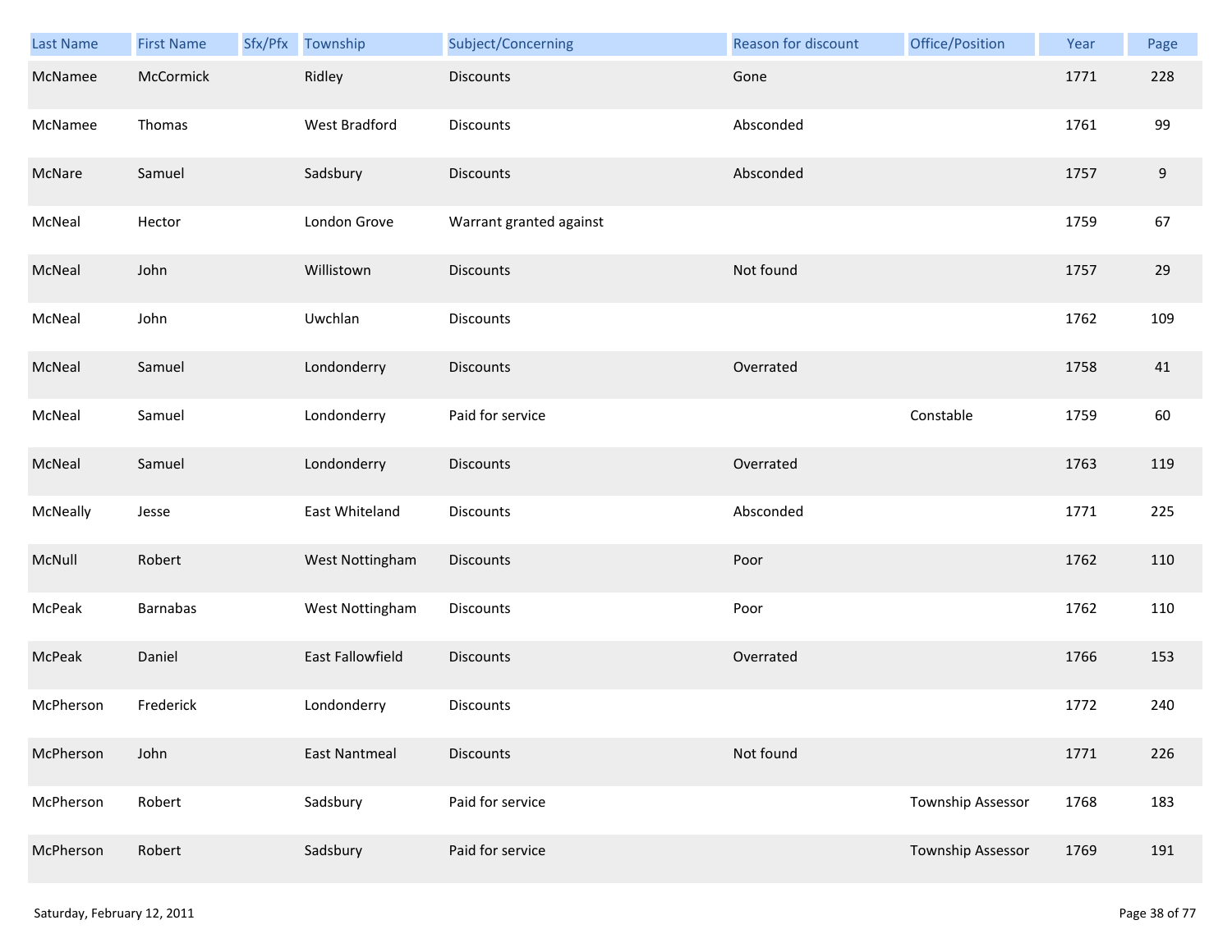| Last Name | First Name | Sfx/Pfx | Township | Subject/Concerning | Reason for discount | Office/Position | Year | Page |
|---|---|---|---|---|---|---|---|---|
| McNamee | McCormick | | Ridley | Discounts | Gone | | 1771 | 228 |
| McNamee | Thomas | | West Bradford | Discounts | Absconded | | 1761 | 99 |
| McNare | Samuel | | Sadsbury | Discounts | Absconded | | 1757 | 9 |
| McNeal | Hector | | London Grove | Warrant granted against | | | 1759 | 67 |
| McNeal | John | | Willistown | Discounts | Not found | | 1757 | 29 |
| McNeal | John | | Uwchlan | Discounts | | | 1762 | 109 |
| McNeal | Samuel | | Londonderry | Discounts | Overrated | | 1758 | 41 |
| McNeal | Samuel | | Londonderry | Paid for service | | Constable | 1759 | 60 |
| McNeal | Samuel | | Londonderry | Discounts | Overrated | | 1763 | 119 |
| McNeally | Jesse | | East Whiteland | Discounts | Absconded | | 1771 | 225 |
| McNull | Robert | | West Nottingham | Discounts | Poor | | 1762 | 110 |
| McPeak | Barnabas | | West Nottingham | Discounts | Poor | | 1762 | 110 |
| McPeak | Daniel | | East Fallowfield | Discounts | Overrated | | 1766 | 153 |
| McPherson | Frederick | | Londonderry | Discounts | | | 1772 | 240 |
| McPherson | John | | East Nantmeal | Discounts | Not found | | 1771 | 226 |
| McPherson | Robert | | Sadsbury | Paid for service | | Township Assessor | 1768 | 183 |
| McPherson | Robert | | Sadsbury | Paid for service | | Township Assessor | 1769 | 191 |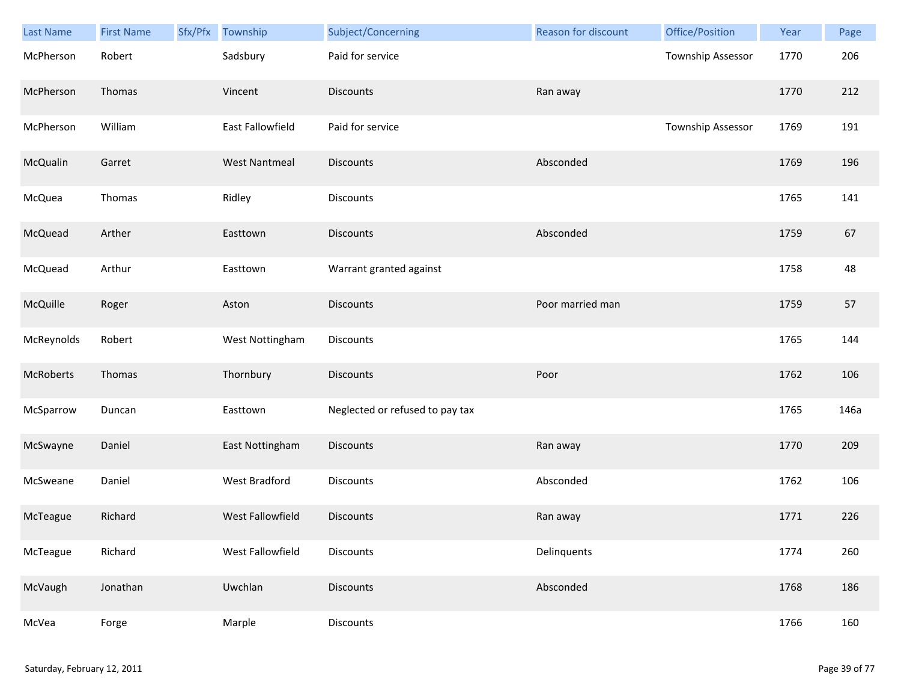| Last Name | First Name | Sfx/Pfx | Township | Subject/Concerning | Reason for discount | Office/Position | Year | Page |
|---|---|---|---|---|---|---|---|---|
| McPherson | Robert | | Sadsbury | Paid for service | | Township Assessor | 1770 | 206 |
| McPherson | Thomas | | Vincent | Discounts | Ran away | | 1770 | 212 |
| McPherson | William | | East Fallowfield | Paid for service | | Township Assessor | 1769 | 191 |
| McQualin | Garret | | West Nantmeal | Discounts | Absconded | | 1769 | 196 |
| McQuea | Thomas | | Ridley | Discounts | | | 1765 | 141 |
| McQuead | Arther | | Easttown | Discounts | Absconded | | 1759 | 67 |
| McQuead | Arthur | | Easttown | Warrant granted against | | | 1758 | 48 |
| McQuille | Roger | | Aston | Discounts | Poor married man | | 1759 | 57 |
| McReynolds | Robert | | West Nottingham | Discounts | | | 1765 | 144 |
| McRoberts | Thomas | | Thornbury | Discounts | Poor | | 1762 | 106 |
| McSparrow | Duncan | | Easttown | Neglected or refused to pay tax | | | 1765 | 146a |
| McSwayne | Daniel | | East Nottingham | Discounts | Ran away | | 1770 | 209 |
| McSweane | Daniel | | West Bradford | Discounts | Absconded | | 1762 | 106 |
| McTeague | Richard | | West Fallowfield | Discounts | Ran away | | 1771 | 226 |
| McTeague | Richard | | West Fallowfield | Discounts | Delinquents | | 1774 | 260 |
| McVaugh | Jonathan | | Uwchlan | Discounts | Absconded | | 1768 | 186 |
| McVea | Forge | | Marple | Discounts | | | 1766 | 160 |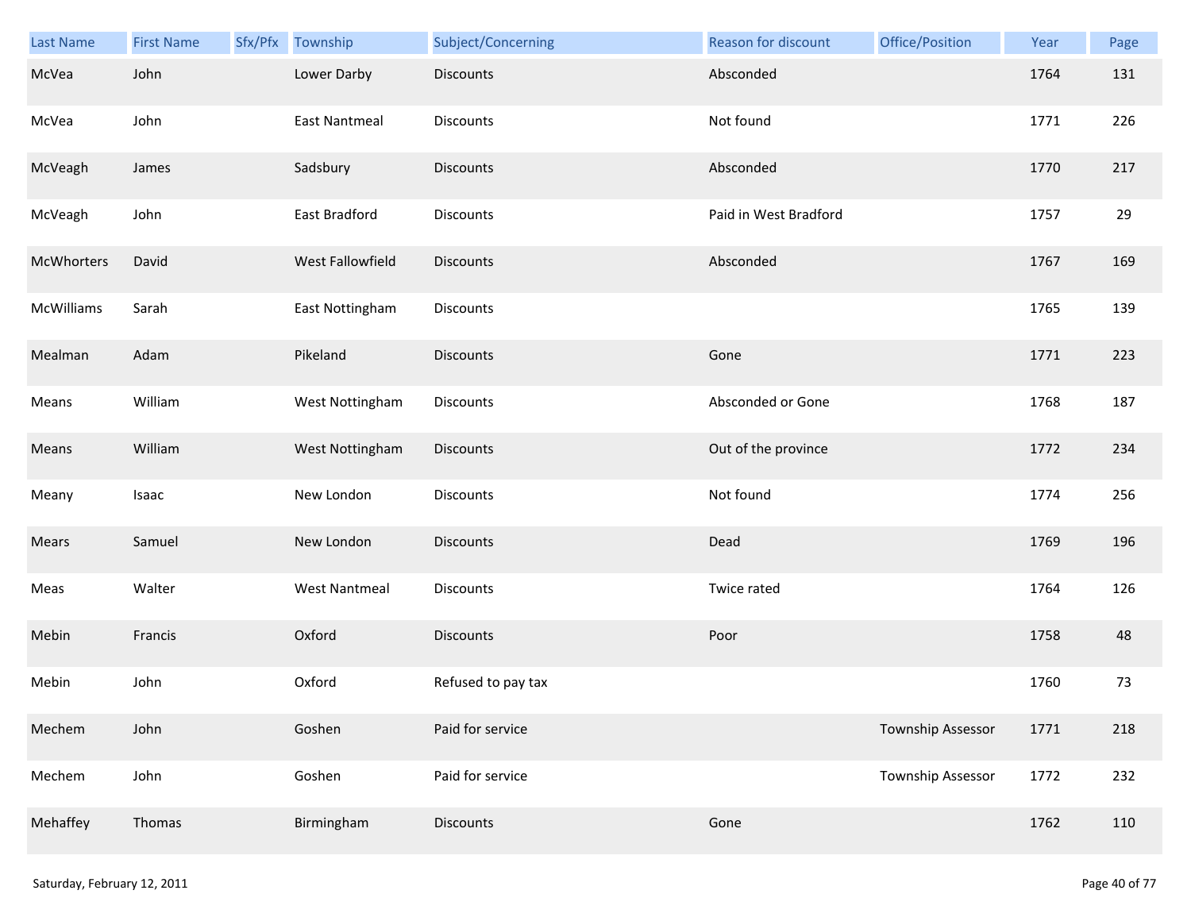| Last Name | First Name | Sfx/Pfx | Township | Subject/Concerning | Reason for discount | Office/Position | Year | Page |
|---|---|---|---|---|---|---|---|---|
| McVea | John | | Lower Darby | Discounts | Absconded | | 1764 | 131 |
| McVea | John | | East Nantmeal | Discounts | Not found | | 1771 | 226 |
| McVeagh | James | | Sadsbury | Discounts | Absconded | | 1770 | 217 |
| McVeagh | John | | East Bradford | Discounts | Paid in West Bradford | | 1757 | 29 |
| McWhorters | David | | West Fallowfield | Discounts | Absconded | | 1767 | 169 |
| McWilliams | Sarah | | East Nottingham | Discounts | | | 1765 | 139 |
| Mealman | Adam | | Pikeland | Discounts | Gone | | 1771 | 223 |
| Means | William | | West Nottingham | Discounts | Absconded or Gone | | 1768 | 187 |
| Means | William | | West Nottingham | Discounts | Out of the province | | 1772 | 234 |
| Meany | Isaac | | New London | Discounts | Not found | | 1774 | 256 |
| Mears | Samuel | | New London | Discounts | Dead | | 1769 | 196 |
| Meas | Walter | | West Nantmeal | Discounts | Twice rated | | 1764 | 126 |
| Mebin | Francis | | Oxford | Discounts | Poor | | 1758 | 48 |
| Mebin | John | | Oxford | Refused to pay tax | | | 1760 | 73 |
| Mechem | John | | Goshen | Paid for service | | Township Assessor | 1771 | 218 |
| Mechem | John | | Goshen | Paid for service | | Township Assessor | 1772 | 232 |
| Mehaffey | Thomas | | Birmingham | Discounts | Gone | | 1762 | 110 |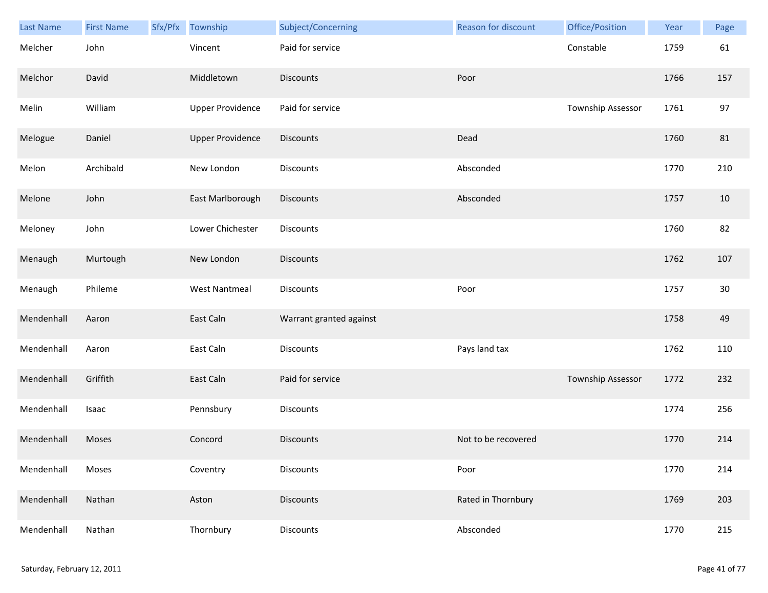| Last Name | First Name | Sfx/Pfx | Township | Subject/Concerning | Reason for discount | Office/Position | Year | Page |
|---|---|---|---|---|---|---|---|---|
| Melcher | John | | Vincent | Paid for service | | Constable | 1759 | 61 |
| Melchor | David | | Middletown | Discounts | Poor | | 1766 | 157 |
| Melin | William | | Upper Providence | Paid for service | | Township Assessor | 1761 | 97 |
| Melogue | Daniel | | Upper Providence | Discounts | Dead | | 1760 | 81 |
| Melon | Archibald | | New London | Discounts | Absconded | | 1770 | 210 |
| Melone | John | | East Marlborough | Discounts | Absconded | | 1757 | 10 |
| Meloney | John | | Lower Chichester | Discounts | | | 1760 | 82 |
| Menaugh | Murtough | | New London | Discounts | | | 1762 | 107 |
| Menaugh | Phileme | | West Nantmeal | Discounts | Poor | | 1757 | 30 |
| Mendenhall | Aaron | | East Caln | Warrant granted against | | | 1758 | 49 |
| Mendenhall | Aaron | | East Caln | Discounts | Pays land tax | | 1762 | 110 |
| Mendenhall | Griffith | | East Caln | Paid for service | | Township Assessor | 1772 | 232 |
| Mendenhall | Isaac | | Pennsbury | Discounts | | | 1774 | 256 |
| Mendenhall | Moses | | Concord | Discounts | Not to be recovered | | 1770 | 214 |
| Mendenhall | Moses | | Coventry | Discounts | Poor | | 1770 | 214 |
| Mendenhall | Nathan | | Aston | Discounts | Rated in Thornbury | | 1769 | 203 |
| Mendenhall | Nathan | | Thornbury | Discounts | Absconded | | 1770 | 215 |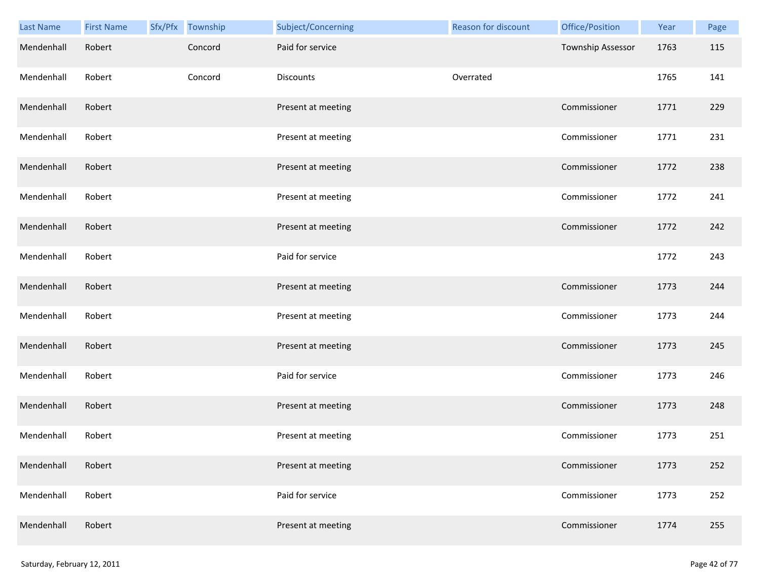| Last Name | First Name | Sfx/Pfx | Township | Subject/Concerning | Reason for discount | Office/Position | Year | Page |
|---|---|---|---|---|---|---|---|---|
| Mendenhall | Robert | | Concord | Paid for service | | Township Assessor | 1763 | 115 |
| Mendenhall | Robert | | Concord | Discounts | Overrated | | 1765 | 141 |
| Mendenhall | Robert | | | Present at meeting | | Commissioner | 1771 | 229 |
| Mendenhall | Robert | | | Present at meeting | | Commissioner | 1771 | 231 |
| Mendenhall | Robert | | | Present at meeting | | Commissioner | 1772 | 238 |
| Mendenhall | Robert | | | Present at meeting | | Commissioner | 1772 | 241 |
| Mendenhall | Robert | | | Present at meeting | | Commissioner | 1772 | 242 |
| Mendenhall | Robert | | | Paid for service | | | 1772 | 243 |
| Mendenhall | Robert | | | Present at meeting | | Commissioner | 1773 | 244 |
| Mendenhall | Robert | | | Present at meeting | | Commissioner | 1773 | 244 |
| Mendenhall | Robert | | | Present at meeting | | Commissioner | 1773 | 245 |
| Mendenhall | Robert | | | Paid for service | | Commissioner | 1773 | 246 |
| Mendenhall | Robert | | | Present at meeting | | Commissioner | 1773 | 248 |
| Mendenhall | Robert | | | Present at meeting | | Commissioner | 1773 | 251 |
| Mendenhall | Robert | | | Present at meeting | | Commissioner | 1773 | 252 |
| Mendenhall | Robert | | | Paid for service | | Commissioner | 1773 | 252 |
| Mendenhall | Robert | | | Present at meeting | | Commissioner | 1774 | 255 |

Saturday, February 12, 2011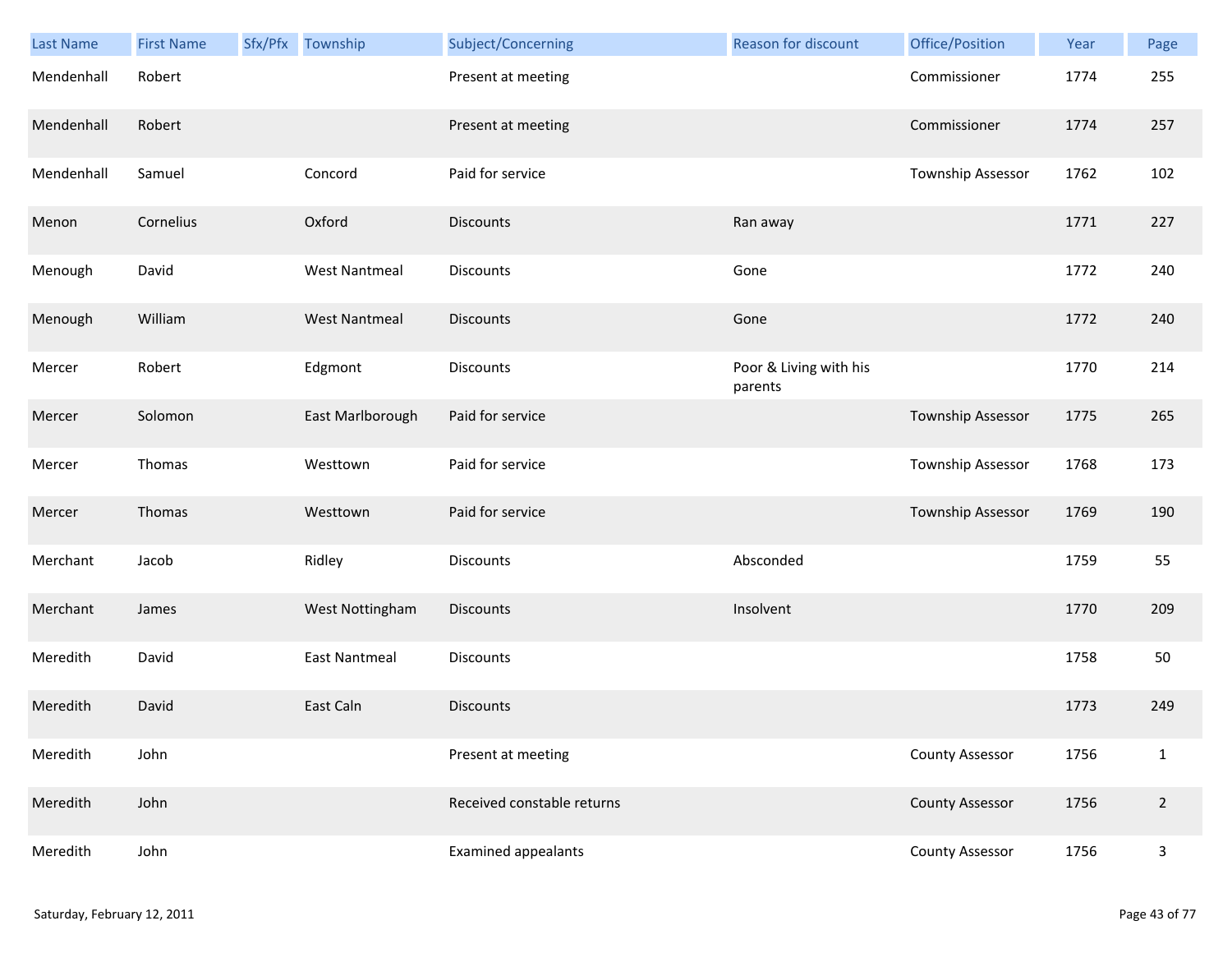| Last Name | First Name | Sfx/Pfx | Township | Subject/Concerning | Reason for discount | Office/Position | Year | Page |
|---|---|---|---|---|---|---|---|---|
| Mendenhall | Robert | | | Present at meeting | | Commissioner | 1774 | 255 |
| Mendenhall | Robert | | | Present at meeting | | Commissioner | 1774 | 257 |
| Mendenhall | Samuel | | Concord | Paid for service | | Township Assessor | 1762 | 102 |
| Menon | Cornelius | | Oxford | Discounts | Ran away | | 1771 | 227 |
| Menough | David | | West Nantmeal | Discounts | Gone | | 1772 | 240 |
| Menough | William | | West Nantmeal | Discounts | Gone | | 1772 | 240 |
| Mercer | Robert | | Edgmont | Discounts | Poor & Living with his parents | | 1770 | 214 |
| Mercer | Solomon | | East Marlborough | Paid for service | | Township Assessor | 1775 | 265 |
| Mercer | Thomas | | Westtown | Paid for service | | Township Assessor | 1768 | 173 |
| Mercer | Thomas | | Westtown | Paid for service | | Township Assessor | 1769 | 190 |
| Merchant | Jacob | | Ridley | Discounts | Absconded | | 1759 | 55 |
| Merchant | James | | West Nottingham | Discounts | Insolvent | | 1770 | 209 |
| Meredith | David | | East Nantmeal | Discounts | | | 1758 | 50 |
| Meredith | David | | East Caln | Discounts | | | 1773 | 249 |
| Meredith | John | | | Present at meeting | | County Assessor | 1756 | 1 |
| Meredith | John | | | Received constable returns | | County Assessor | 1756 | 2 |
| Meredith | John | | | Examined appealants | | County Assessor | 1756 | 3 |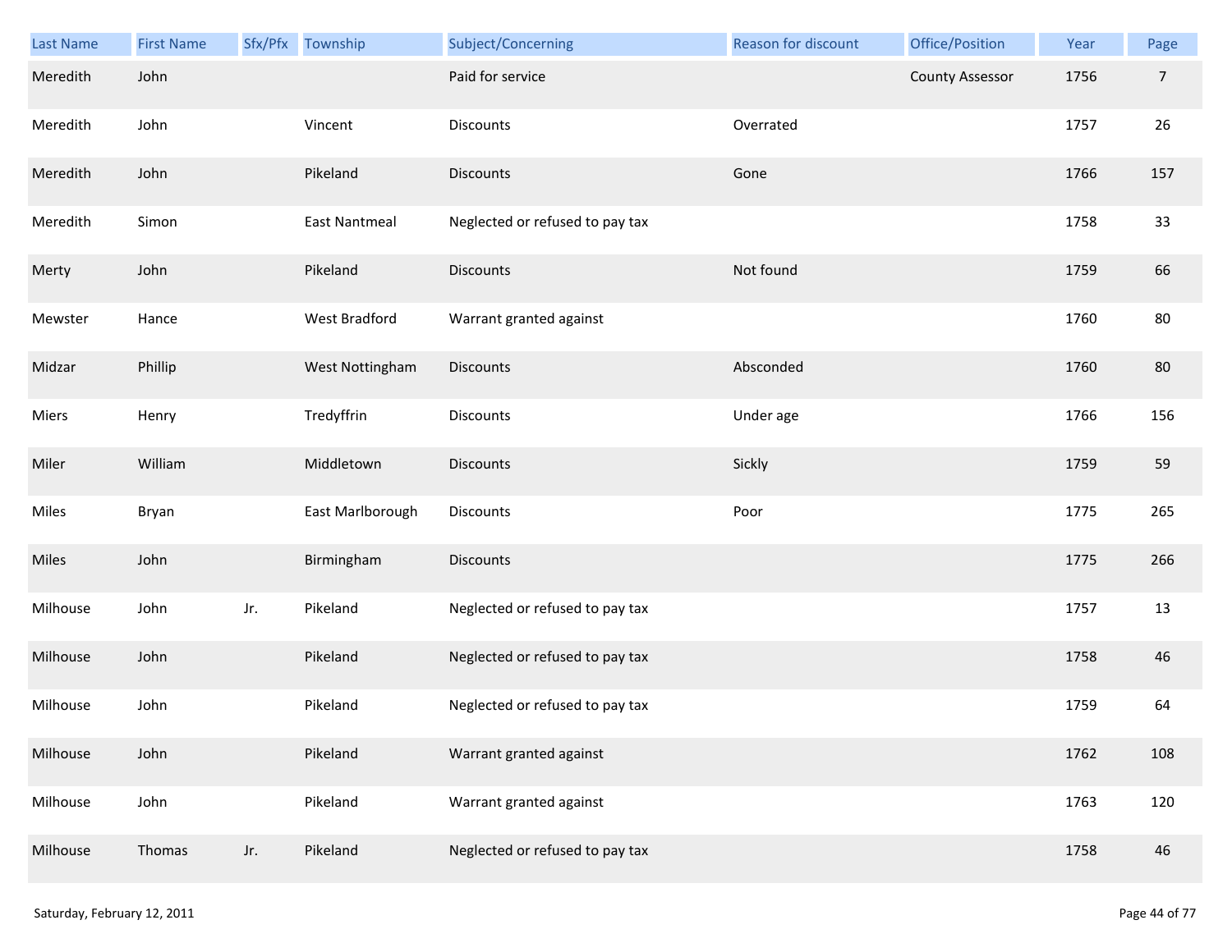| Last Name | First Name | Sfx/Pfx | Township | Subject/Concerning | Reason for discount | Office/Position | Year | Page |
|---|---|---|---|---|---|---|---|---|
| Meredith | John | | | Paid for service | | County Assessor | 1756 | 7 |
| Meredith | John | | Vincent | Discounts | Overrated | | 1757 | 26 |
| Meredith | John | | Pikeland | Discounts | Gone | | 1766 | 157 |
| Meredith | Simon | | East Nantmeal | Neglected or refused to pay tax | | | 1758 | 33 |
| Merty | John | | Pikeland | Discounts | Not found | | 1759 | 66 |
| Mewster | Hance | | West Bradford | Warrant granted against | | | 1760 | 80 |
| Midzar | Phillip | | West Nottingham | Discounts | Absconded | | 1760 | 80 |
| Miers | Henry | | Tredyffrin | Discounts | Under age | | 1766 | 156 |
| Miler | William | | Middletown | Discounts | Sickly | | 1759 | 59 |
| Miles | Bryan | | East Marlborough | Discounts | Poor | | 1775 | 265 |
| Miles | John | | Birmingham | Discounts | | | 1775 | 266 |
| Milhouse | John | Jr. | Pikeland | Neglected or refused to pay tax | | | 1757 | 13 |
| Milhouse | John | | Pikeland | Neglected or refused to pay tax | | | 1758 | 46 |
| Milhouse | John | | Pikeland | Neglected or refused to pay tax | | | 1759 | 64 |
| Milhouse | John | | Pikeland | Warrant granted against | | | 1762 | 108 |
| Milhouse | John | | Pikeland | Warrant granted against | | | 1763 | 120 |
| Milhouse | Thomas | Jr. | Pikeland | Neglected or refused to pay tax | | | 1758 | 46 |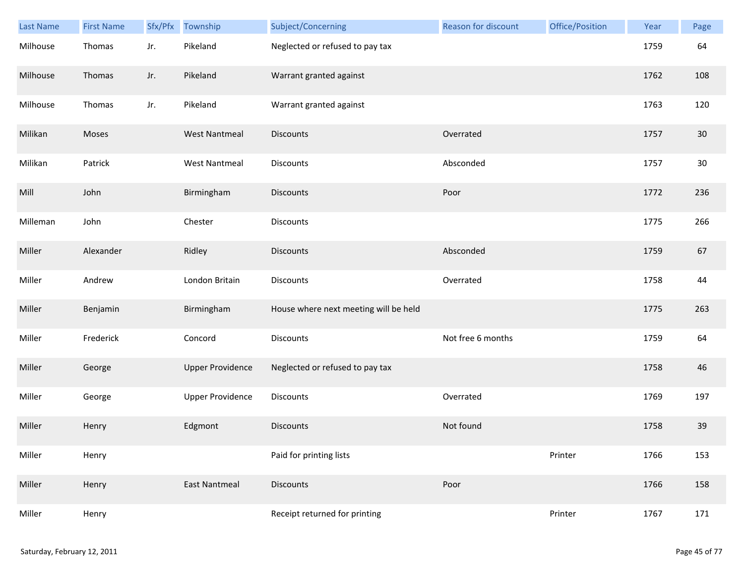| Last Name | First Name | Sfx/Pfx | Township | Subject/Concerning | Reason for discount | Office/Position | Year | Page |
|---|---|---|---|---|---|---|---|---|
| Milhouse | Thomas | Jr. | Pikeland | Neglected or refused to pay tax | | | 1759 | 64 |
| Milhouse | Thomas | Jr. | Pikeland | Warrant granted against | | | 1762 | 108 |
| Milhouse | Thomas | Jr. | Pikeland | Warrant granted against | | | 1763 | 120 |
| Milikan | Moses | | West Nantmeal | Discounts | Overrated | | 1757 | 30 |
| Milikan | Patrick | | West Nantmeal | Discounts | Absconded | | 1757 | 30 |
| Mill | John | | Birmingham | Discounts | Poor | | 1772 | 236 |
| Milleman | John | | Chester | Discounts | | | 1775 | 266 |
| Miller | Alexander | | Ridley | Discounts | Absconded | | 1759 | 67 |
| Miller | Andrew | | London Britain | Discounts | Overrated | | 1758 | 44 |
| Miller | Benjamin | | Birmingham | House where next meeting will be held | | | 1775 | 263 |
| Miller | Frederick | | Concord | Discounts | Not free 6 months | | 1759 | 64 |
| Miller | George | | Upper Providence | Neglected or refused to pay tax | | | 1758 | 46 |
| Miller | George | | Upper Providence | Discounts | Overrated | | 1769 | 197 |
| Miller | Henry | | Edgmont | Discounts | Not found | | 1758 | 39 |
| Miller | Henry | | | Paid for printing lists | | Printer | 1766 | 153 |
| Miller | Henry | | East Nantmeal | Discounts | Poor | | 1766 | 158 |
| Miller | Henry | | | Receipt returned for printing | | Printer | 1767 | 171 |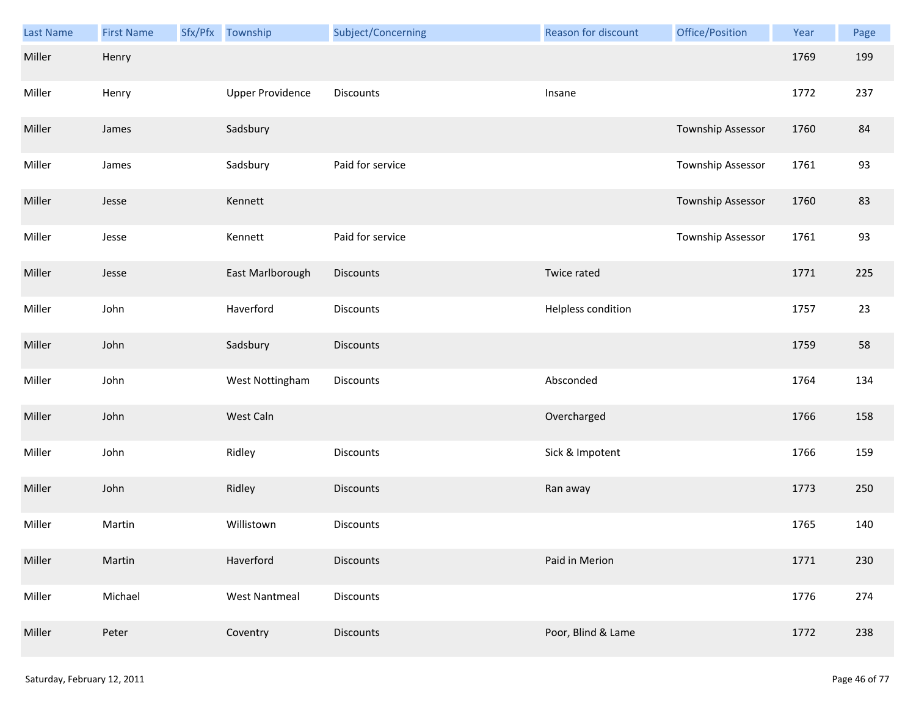| Last Name | First Name | Sfx/Pfx | Township | Subject/Concerning | Reason for discount | Office/Position | Year | Page |
|---|---|---|---|---|---|---|---|---|
| Miller | Henry | | | | | | 1769 | 199 |
| Miller | Henry | | Upper Providence | Discounts | Insane | | 1772 | 237 |
| Miller | James | | Sadsbury | | | Township Assessor | 1760 | 84 |
| Miller | James | | Sadsbury | Paid for service | | Township Assessor | 1761 | 93 |
| Miller | Jesse | | Kennett | | | Township Assessor | 1760 | 83 |
| Miller | Jesse | | Kennett | Paid for service | | Township Assessor | 1761 | 93 |
| Miller | Jesse | | East Marlborough | Discounts | Twice rated | | 1771 | 225 |
| Miller | John | | Haverford | Discounts | Helpless condition | | 1757 | 23 |
| Miller | John | | Sadsbury | Discounts | | | 1759 | 58 |
| Miller | John | | West Nottingham | Discounts | Absconded | | 1764 | 134 |
| Miller | John | | West Caln | | Overcharged | | 1766 | 158 |
| Miller | John | | Ridley | Discounts | Sick & Impotent | | 1766 | 159 |
| Miller | John | | Ridley | Discounts | Ran away | | 1773 | 250 |
| Miller | Martin | | Willistown | Discounts | | | 1765 | 140 |
| Miller | Martin | | Haverford | Discounts | Paid in Merion | | 1771 | 230 |
| Miller | Michael | | West Nantmeal | Discounts | | | 1776 | 274 |
| Miller | Peter | | Coventry | Discounts | Poor, Blind & Lame | | 1772 | 238 |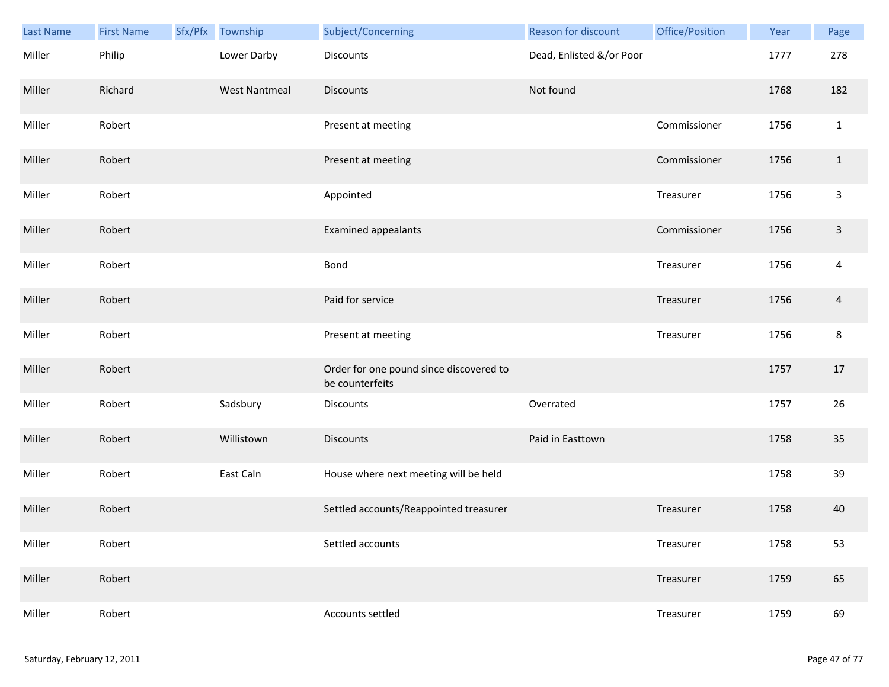| Last Name | First Name | Sfx/Pfx | Township | Subject/Concerning | Reason for discount | Office/Position | Year | Page |
|---|---|---|---|---|---|---|---|---|
| Miller | Philip | | Lower Darby | Discounts | Dead, Enlisted &/or Poor | | 1777 | 278 |
| Miller | Richard | | West Nantmeal | Discounts | Not found | | 1768 | 182 |
| Miller | Robert | | | Present at meeting | | Commissioner | 1756 | 1 |
| Miller | Robert | | | Present at meeting | | Commissioner | 1756 | 1 |
| Miller | Robert | | | Appointed | | Treasurer | 1756 | 3 |
| Miller | Robert | | | Examined appealants | | Commissioner | 1756 | 3 |
| Miller | Robert | | | Bond | | Treasurer | 1756 | 4 |
| Miller | Robert | | | Paid for service | | Treasurer | 1756 | 4 |
| Miller | Robert | | | Present at meeting | | Treasurer | 1756 | 8 |
| Miller | Robert | | | Order for one pound since discovered to be counterfeits | | | 1757 | 17 |
| Miller | Robert | | Sadsbury | Discounts | Overrated | | 1757 | 26 |
| Miller | Robert | | Willistown | Discounts | Paid in Easttown | | 1758 | 35 |
| Miller | Robert | | East Caln | House where next meeting will be held | | | 1758 | 39 |
| Miller | Robert | | | Settled accounts/Reappointed treasurer | | Treasurer | 1758 | 40 |
| Miller | Robert | | | Settled accounts | | Treasurer | 1758 | 53 |
| Miller | Robert | | | | | Treasurer | 1759 | 65 |
| Miller | Robert | | | Accounts settled | | Treasurer | 1759 | 69 |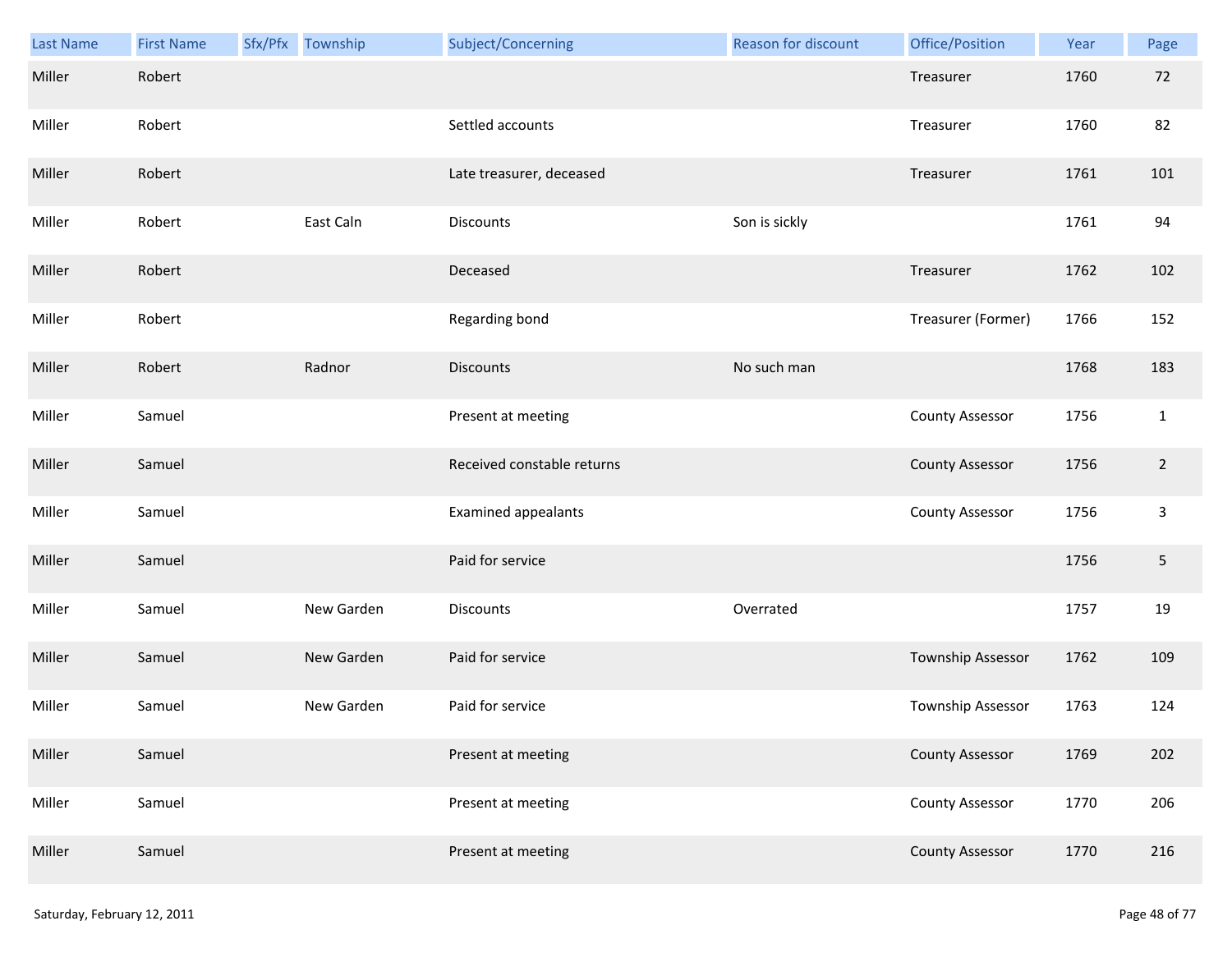| Last Name | First Name | Sfx/Pfx | Township | Subject/Concerning | Reason for discount | Office/Position | Year | Page |
|---|---|---|---|---|---|---|---|---|
| Miller | Robert | | | | | Treasurer | 1760 | 72 |
| Miller | Robert | | | Settled accounts | | Treasurer | 1760 | 82 |
| Miller | Robert | | | Late treasurer, deceased | | Treasurer | 1761 | 101 |
| Miller | Robert | | East Caln | Discounts | Son is sickly | | 1761 | 94 |
| Miller | Robert | | | Deceased | | Treasurer | 1762 | 102 |
| Miller | Robert | | | Regarding bond | | Treasurer (Former) | 1766 | 152 |
| Miller | Robert | | Radnor | Discounts | No such man | | 1768 | 183 |
| Miller | Samuel | | | Present at meeting | | County Assessor | 1756 | 1 |
| Miller | Samuel | | | Received constable returns | | County Assessor | 1756 | 2 |
| Miller | Samuel | | | Examined appealants | | County Assessor | 1756 | 3 |
| Miller | Samuel | | | Paid for service | | | 1756 | 5 |
| Miller | Samuel | | New Garden | Discounts | Overrated | | 1757 | 19 |
| Miller | Samuel | | New Garden | Paid for service | | Township Assessor | 1762 | 109 |
| Miller | Samuel | | New Garden | Paid for service | | Township Assessor | 1763 | 124 |
| Miller | Samuel | | | Present at meeting | | County Assessor | 1769 | 202 |
| Miller | Samuel | | | Present at meeting | | County Assessor | 1770 | 206 |
| Miller | Samuel | | | Present at meeting | | County Assessor | 1770 | 216 |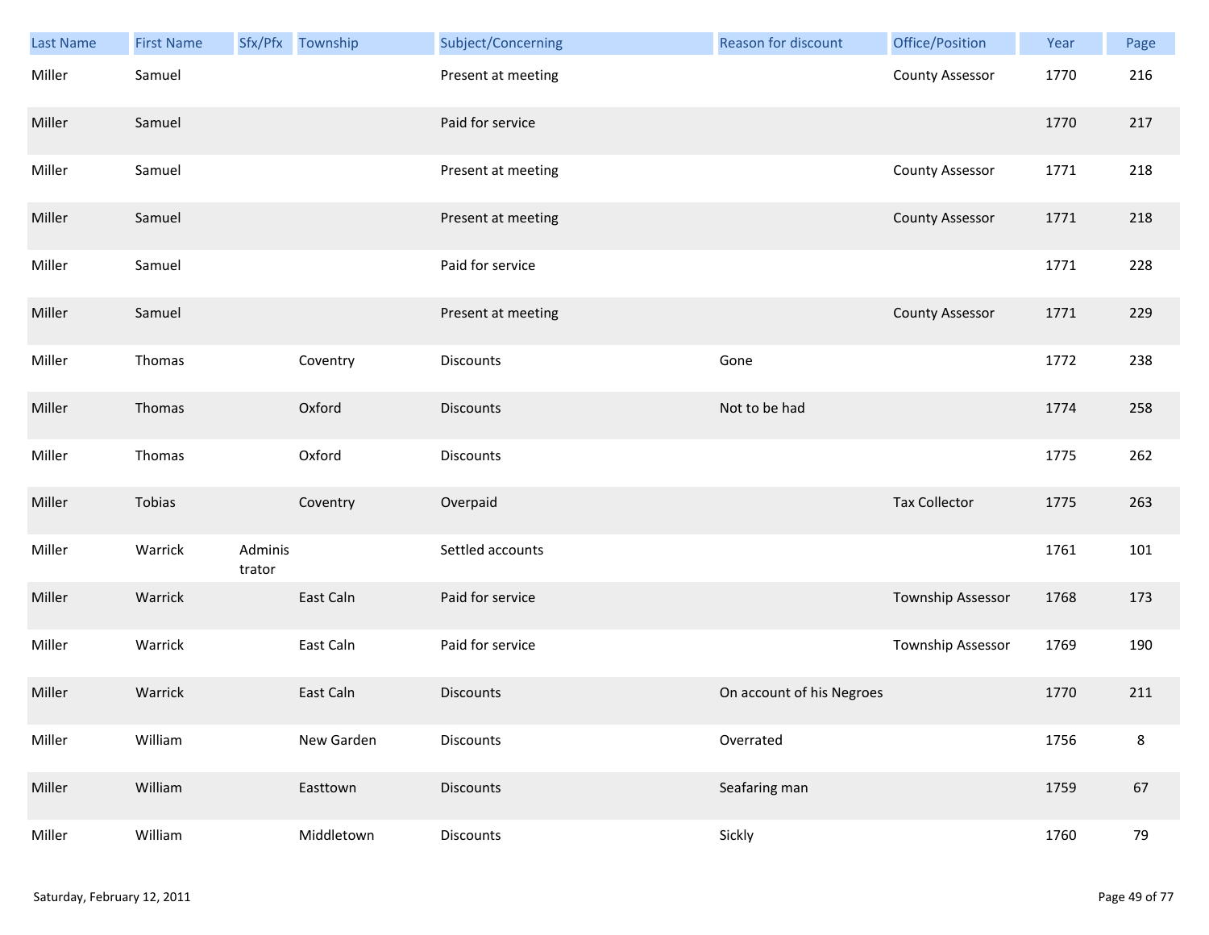| Last Name | First Name | Sfx/Pfx | Township | Subject/Concerning | Reason for discount | Office/Position | Year | Page |
|---|---|---|---|---|---|---|---|---|
| Miller | Samuel | | | Present at meeting | | County Assessor | 1770 | 216 |
| Miller | Samuel | | | Paid for service | | | 1770 | 217 |
| Miller | Samuel | | | Present at meeting | | County Assessor | 1771 | 218 |
| Miller | Samuel | | | Present at meeting | | County Assessor | 1771 | 218 |
| Miller | Samuel | | | Paid for service | | | 1771 | 228 |
| Miller | Samuel | | | Present at meeting | | County Assessor | 1771 | 229 |
| Miller | Thomas | | Coventry | Discounts | Gone | | 1772 | 238 |
| Miller | Thomas | | Oxford | Discounts | Not to be had | | 1774 | 258 |
| Miller | Thomas | | Oxford | Discounts | | | 1775 | 262 |
| Miller | Tobias | | Coventry | Overpaid | | Tax Collector | 1775 | 263 |
| Miller | Warrick | Administrator | | Settled accounts | | | 1761 | 101 |
| Miller | Warrick | | East Caln | Paid for service | | Township Assessor | 1768 | 173 |
| Miller | Warrick | | East Caln | Paid for service | | Township Assessor | 1769 | 190 |
| Miller | Warrick | | East Caln | Discounts | On account of his Negroes | | 1770 | 211 |
| Miller | William | | New Garden | Discounts | Overrated | | 1756 | 8 |
| Miller | William | | Easttown | Discounts | Seafaring man | | 1759 | 67 |
| Miller | William | | Middletown | Discounts | Sickly | | 1760 | 79 |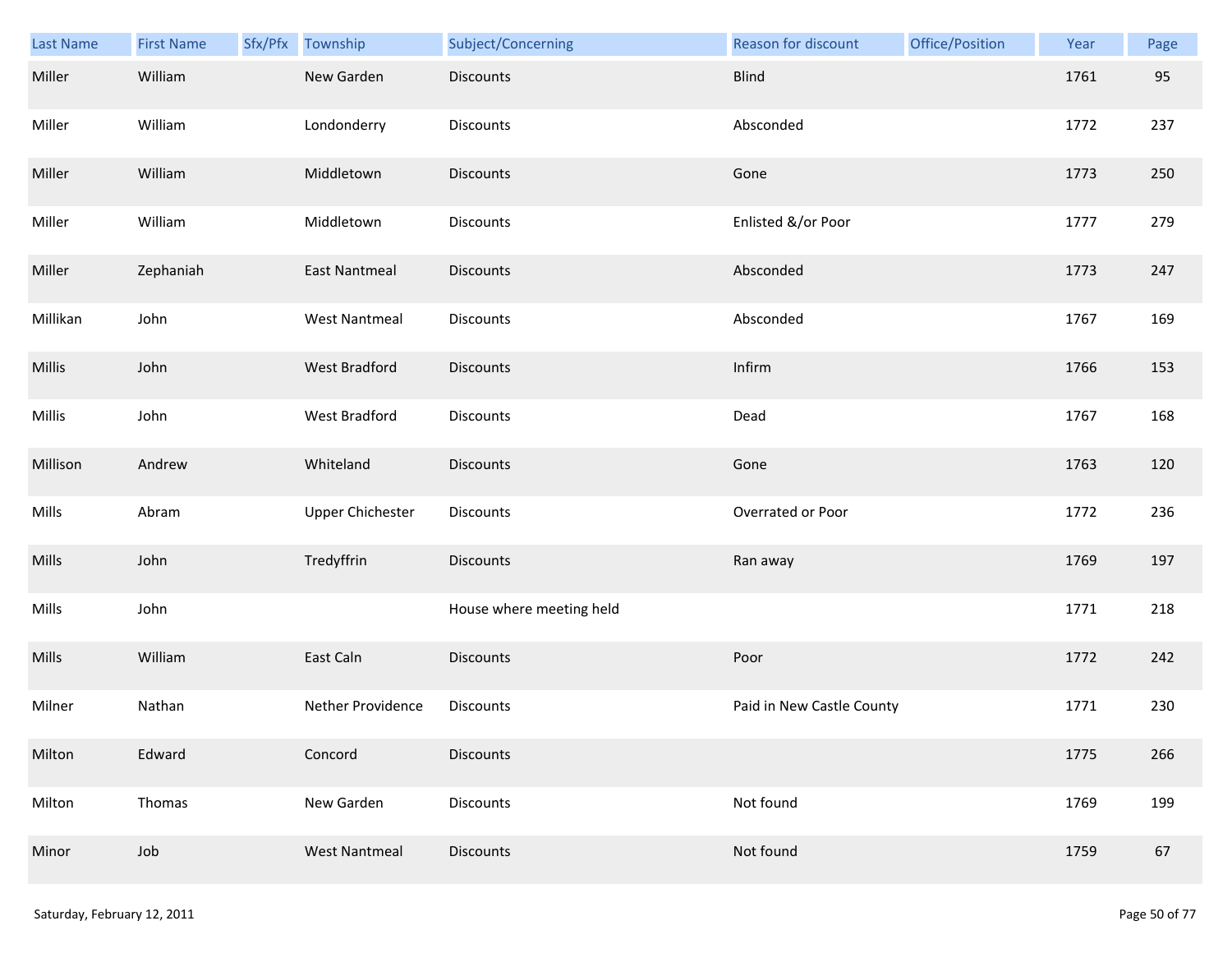| Last Name | First Name | Sfx/Pfx | Township | Subject/Concerning | Reason for discount | Office/Position | Year | Page |
|---|---|---|---|---|---|---|---|---|
| Miller | William | | New Garden | Discounts | Blind | | 1761 | 95 |
| Miller | William | | Londonderry | Discounts | Absconded | | 1772 | 237 |
| Miller | William | | Middletown | Discounts | Gone | | 1773 | 250 |
| Miller | William | | Middletown | Discounts | Enlisted &/or Poor | | 1777 | 279 |
| Miller | Zephaniah | | East Nantmeal | Discounts | Absconded | | 1773 | 247 |
| Millikan | John | | West Nantmeal | Discounts | Absconded | | 1767 | 169 |
| Millis | John | | West Bradford | Discounts | Infirm | | 1766 | 153 |
| Millis | John | | West Bradford | Discounts | Dead | | 1767 | 168 |
| Millison | Andrew | | Whiteland | Discounts | Gone | | 1763 | 120 |
| Mills | Abram | | Upper Chichester | Discounts | Overrated or Poor | | 1772 | 236 |
| Mills | John | | Tredyffrin | Discounts | Ran away | | 1769 | 197 |
| Mills | John | | | House where meeting held | | | 1771 | 218 |
| Mills | William | | East Caln | Discounts | Poor | | 1772 | 242 |
| Milner | Nathan | | Nether Providence | Discounts | Paid in New Castle County | | 1771 | 230 |
| Milton | Edward | | Concord | Discounts | | | 1775 | 266 |
| Milton | Thomas | | New Garden | Discounts | Not found | | 1769 | 199 |
| Minor | Job | | West Nantmeal | Discounts | Not found | | 1759 | 67 |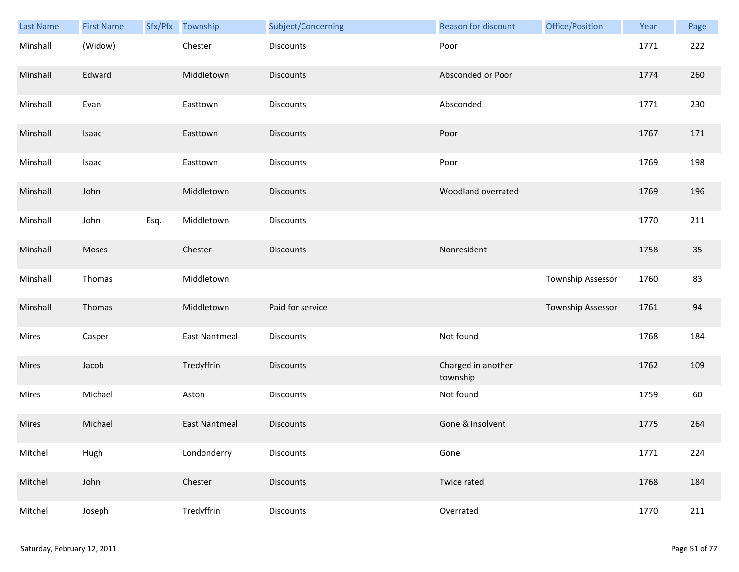| Last Name | First Name | Sfx/Pfx | Township | Subject/Concerning | Reason for discount | Office/Position | Year | Page |
|---|---|---|---|---|---|---|---|---|
| Minshall | (Widow) | | Chester | Discounts | Poor | | 1771 | 222 |
| Minshall | Edward | | Middletown | Discounts | Absconded or Poor | | 1774 | 260 |
| Minshall | Evan | | Easttown | Discounts | Absconded | | 1771 | 230 |
| Minshall | Isaac | | Easttown | Discounts | Poor | | 1767 | 171 |
| Minshall | Isaac | | Easttown | Discounts | Poor | | 1769 | 198 |
| Minshall | John | | Middletown | Discounts | Woodland overrated | | 1769 | 196 |
| Minshall | John | Esq. | Middletown | Discounts | | | 1770 | 211 |
| Minshall | Moses | | Chester | Discounts | Nonresident | | 1758 | 35 |
| Minshall | Thomas | | Middletown | | | Township Assessor | 1760 | 83 |
| Minshall | Thomas | | Middletown | Paid for service | | Township Assessor | 1761 | 94 |
| Mires | Casper | | East Nantmeal | Discounts | Not found | | 1768 | 184 |
| Mires | Jacob | | Tredyffrin | Discounts | Charged in another township | | 1762 | 109 |
| Mires | Michael | | Aston | Discounts | Not found | | 1759 | 60 |
| Mires | Michael | | East Nantmeal | Discounts | Gone & Insolvent | | 1775 | 264 |
| Mitchel | Hugh | | Londonderry | Discounts | Gone | | 1771 | 224 |
| Mitchel | John | | Chester | Discounts | Twice rated | | 1768 | 184 |
| Mitchel | Joseph | | Tredyffrin | Discounts | Overrated | | 1770 | 211 |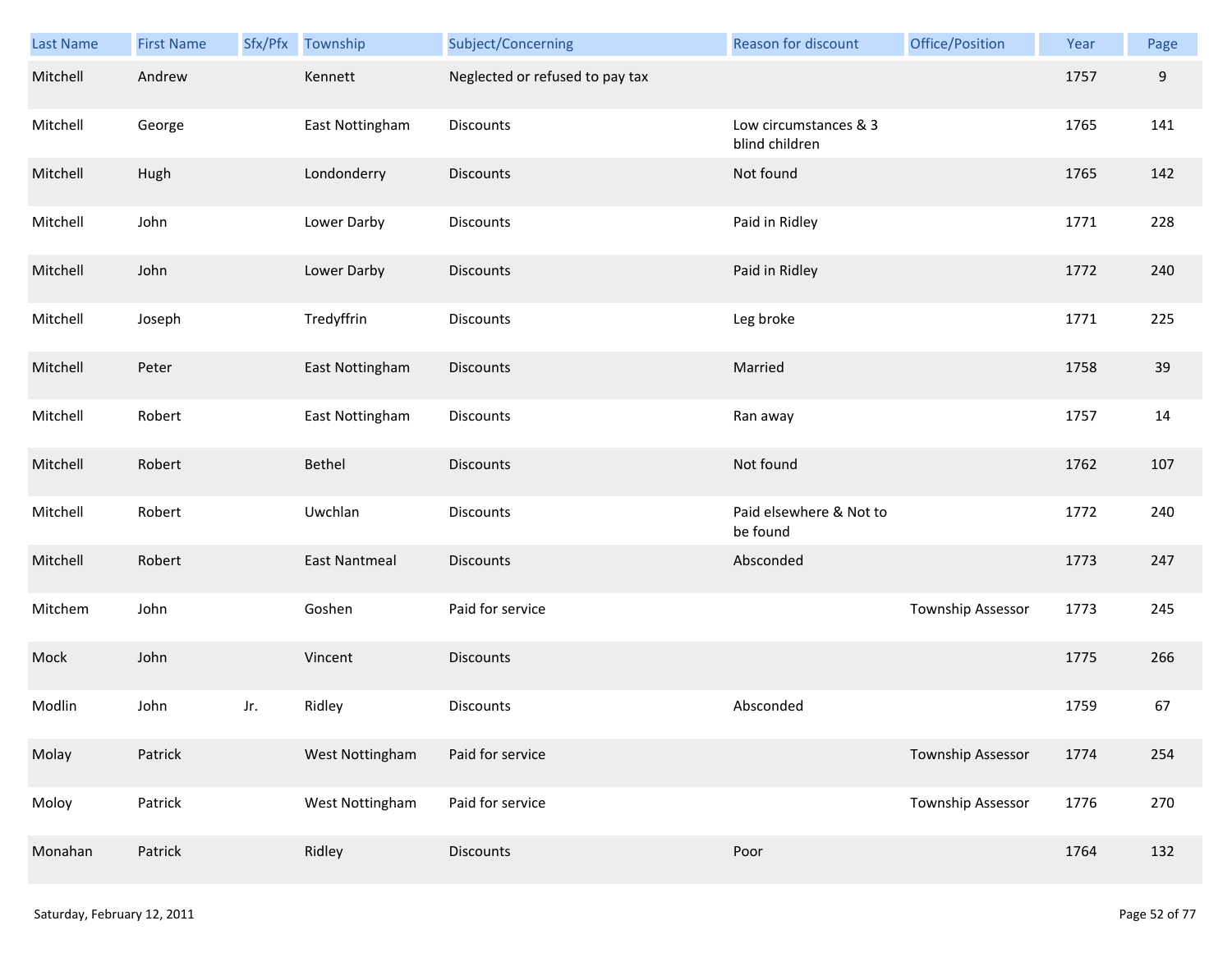| Last Name | First Name | Sfx/Pfx | Township | Subject/Concerning | Reason for discount | Office/Position | Year | Page |
|---|---|---|---|---|---|---|---|---|
| Mitchell | Andrew | | Kennett | Neglected or refused to pay tax | | | 1757 | 9 |
| Mitchell | George | | East Nottingham | Discounts | Low circumstances & 3 blind children | | 1765 | 141 |
| Mitchell | Hugh | | Londonderry | Discounts | Not found | | 1765 | 142 |
| Mitchell | John | | Lower Darby | Discounts | Paid in Ridley | | 1771 | 228 |
| Mitchell | John | | Lower Darby | Discounts | Paid in Ridley | | 1772 | 240 |
| Mitchell | Joseph | | Tredyffrin | Discounts | Leg broke | | 1771 | 225 |
| Mitchell | Peter | | East Nottingham | Discounts | Married | | 1758 | 39 |
| Mitchell | Robert | | East Nottingham | Discounts | Ran away | | 1757 | 14 |
| Mitchell | Robert | | Bethel | Discounts | Not found | | 1762 | 107 |
| Mitchell | Robert | | Uwchlan | Discounts | Paid elsewhere & Not to be found | | 1772 | 240 |
| Mitchell | Robert | | East Nantmeal | Discounts | Absconded | | 1773 | 247 |
| Mitchem | John | | Goshen | Paid for service | | Township Assessor | 1773 | 245 |
| Mock | John | | Vincent | Discounts | | | 1775 | 266 |
| Modlin | John | Jr. | Ridley | Discounts | Absconded | | 1759 | 67 |
| Molay | Patrick | | West Nottingham | Paid for service | | Township Assessor | 1774 | 254 |
| Moloy | Patrick | | West Nottingham | Paid for service | | Township Assessor | 1776 | 270 |
| Monahan | Patrick | | Ridley | Discounts | Poor | | 1764 | 132 |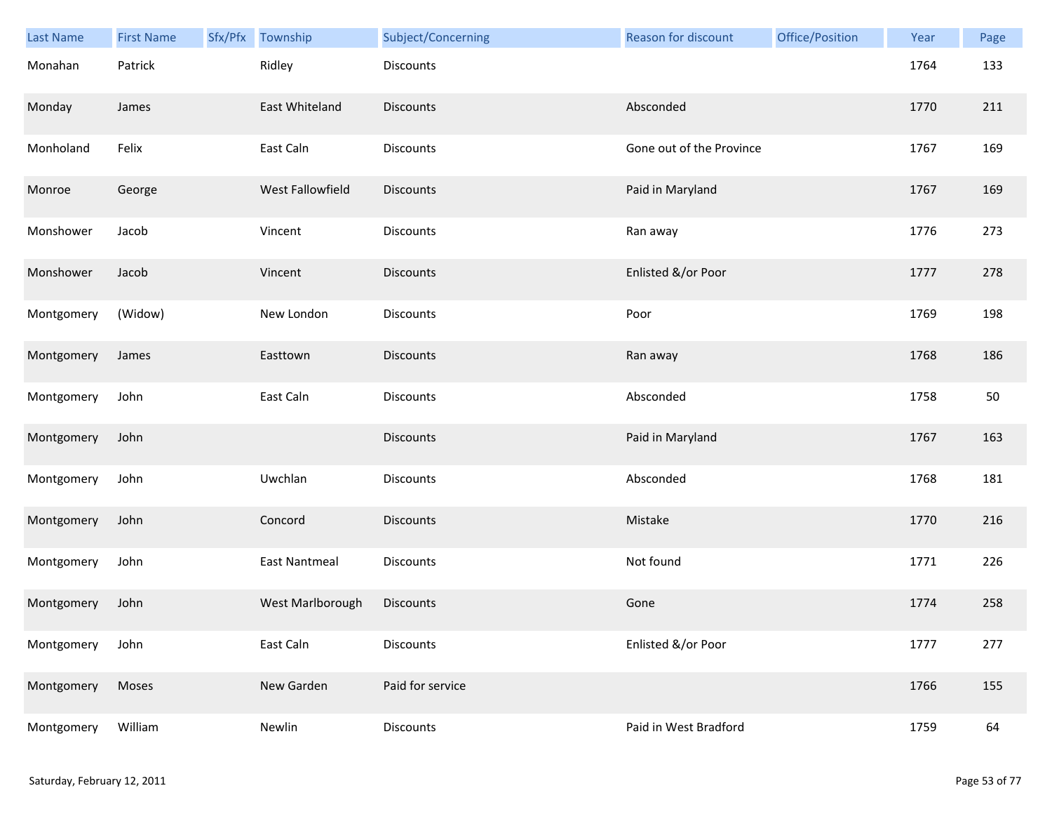| Last Name | First Name | Sfx/Pfx | Township | Subject/Concerning | Reason for discount | Office/Position | Year | Page |
|---|---|---|---|---|---|---|---|---|
| Monahan | Patrick | | Ridley | Discounts | | | 1764 | 133 |
| Monday | James | | East Whiteland | Discounts | Absconded | | 1770 | 211 |
| Monholand | Felix | | East Caln | Discounts | Gone out of the Province | | 1767 | 169 |
| Monroe | George | | West Fallowfield | Discounts | Paid in Maryland | | 1767 | 169 |
| Monshower | Jacob | | Vincent | Discounts | Ran away | | 1776 | 273 |
| Monshower | Jacob | | Vincent | Discounts | Enlisted &/or Poor | | 1777 | 278 |
| Montgomery | (Widow) | | New London | Discounts | Poor | | 1769 | 198 |
| Montgomery | James | | Easttown | Discounts | Ran away | | 1768 | 186 |
| Montgomery | John | | East Caln | Discounts | Absconded | | 1758 | 50 |
| Montgomery | John | | | Discounts | Paid in Maryland | | 1767 | 163 |
| Montgomery | John | | Uwchlan | Discounts | Absconded | | 1768 | 181 |
| Montgomery | John | | Concord | Discounts | Mistake | | 1770 | 216 |
| Montgomery | John | | East Nantmeal | Discounts | Not found | | 1771 | 226 |
| Montgomery | John | | West Marlborough | Discounts | Gone | | 1774 | 258 |
| Montgomery | John | | East Caln | Discounts | Enlisted &/or Poor | | 1777 | 277 |
| Montgomery | Moses | | New Garden | Paid for service | | | 1766 | 155 |
| Montgomery | William | | Newlin | Discounts | Paid in West Bradford | | 1759 | 64 |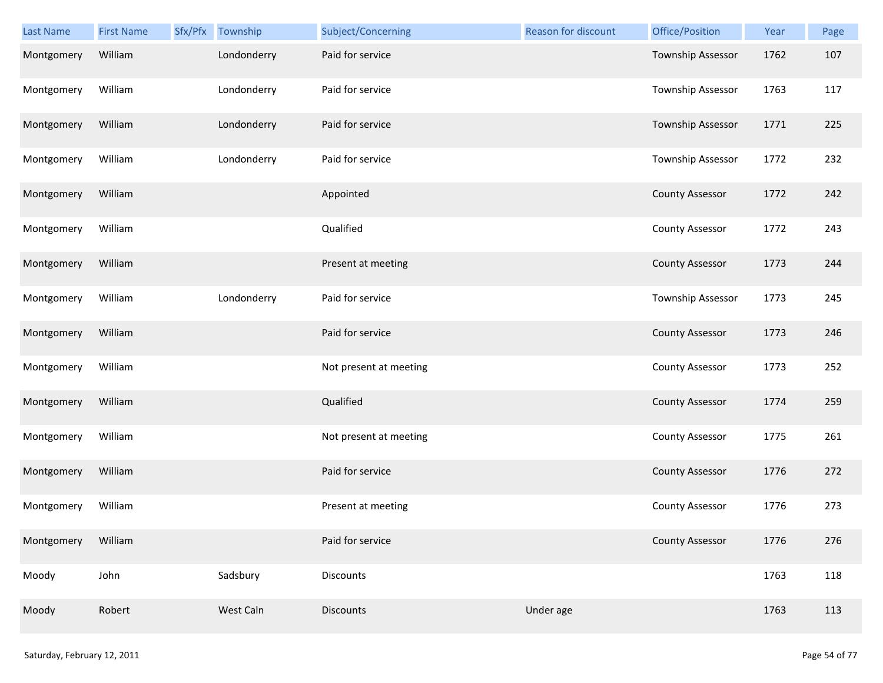| Last Name | First Name | Sfx/Pfx | Township | Subject/Concerning | Reason for discount | Office/Position | Year | Page |
|---|---|---|---|---|---|---|---|---|
| Montgomery | William | | Londonderry | Paid for service | | Township Assessor | 1762 | 107 |
| Montgomery | William | | Londonderry | Paid for service | | Township Assessor | 1763 | 117 |
| Montgomery | William | | Londonderry | Paid for service | | Township Assessor | 1771 | 225 |
| Montgomery | William | | Londonderry | Paid for service | | Township Assessor | 1772 | 232 |
| Montgomery | William | | | Appointed | | County Assessor | 1772 | 242 |
| Montgomery | William | | | Qualified | | County Assessor | 1772 | 243 |
| Montgomery | William | | | Present at meeting | | County Assessor | 1773 | 244 |
| Montgomery | William | | Londonderry | Paid for service | | Township Assessor | 1773 | 245 |
| Montgomery | William | | | Paid for service | | County Assessor | 1773 | 246 |
| Montgomery | William | | | Not present at meeting | | County Assessor | 1773 | 252 |
| Montgomery | William | | | Qualified | | County Assessor | 1774 | 259 |
| Montgomery | William | | | Not present at meeting | | County Assessor | 1775 | 261 |
| Montgomery | William | | | Paid for service | | County Assessor | 1776 | 272 |
| Montgomery | William | | | Present at meeting | | County Assessor | 1776 | 273 |
| Montgomery | William | | | Paid for service | | County Assessor | 1776 | 276 |
| Moody | John | | Sadsbury | Discounts | | | 1763 | 118 |
| Moody | Robert | | West Caln | Discounts | Under age | | 1763 | 113 |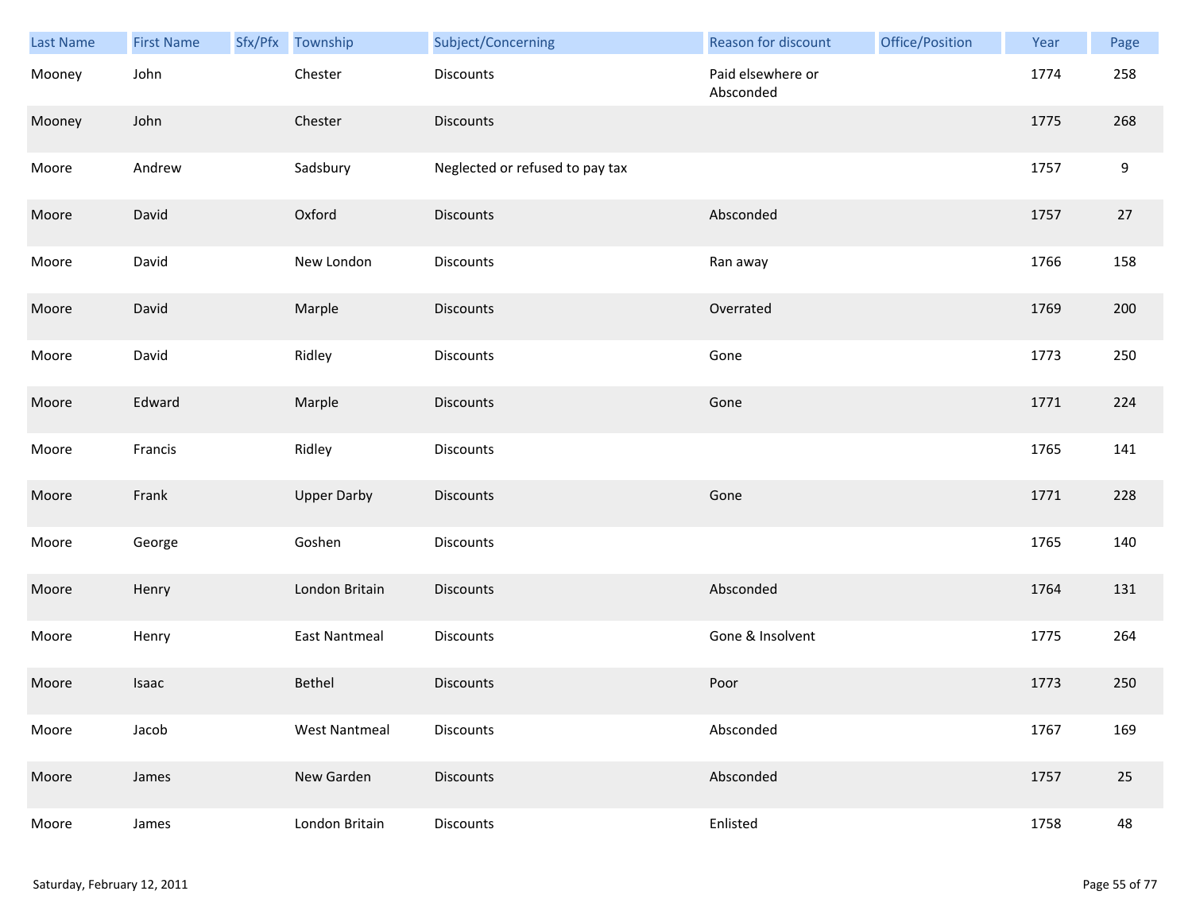| Last Name | First Name | Sfx/Pfx | Township | Subject/Concerning | Reason for discount | Office/Position | Year | Page |
|---|---|---|---|---|---|---|---|---|
| Mooney | John | | Chester | Discounts | Paid elsewhere or Absconded | | 1774 | 258 |
| Mooney | John | | Chester | Discounts | | | 1775 | 268 |
| Moore | Andrew | | Sadsbury | Neglected or refused to pay tax | | | 1757 | 9 |
| Moore | David | | Oxford | Discounts | Absconded | | 1757 | 27 |
| Moore | David | | New London | Discounts | Ran away | | 1766 | 158 |
| Moore | David | | Marple | Discounts | Overrated | | 1769 | 200 |
| Moore | David | | Ridley | Discounts | Gone | | 1773 | 250 |
| Moore | Edward | | Marple | Discounts | Gone | | 1771 | 224 |
| Moore | Francis | | Ridley | Discounts | | | 1765 | 141 |
| Moore | Frank | | Upper Darby | Discounts | Gone | | 1771 | 228 |
| Moore | George | | Goshen | Discounts | | | 1765 | 140 |
| Moore | Henry | | London Britain | Discounts | Absconded | | 1764 | 131 |
| Moore | Henry | | East Nantmeal | Discounts | Gone & Insolvent | | 1775 | 264 |
| Moore | Isaac | | Bethel | Discounts | Poor | | 1773 | 250 |
| Moore | Jacob | | West Nantmeal | Discounts | Absconded | | 1767 | 169 |
| Moore | James | | New Garden | Discounts | Absconded | | 1757 | 25 |
| Moore | James | | London Britain | Discounts | Enlisted | | 1758 | 48 |

Saturday, February 12, 2011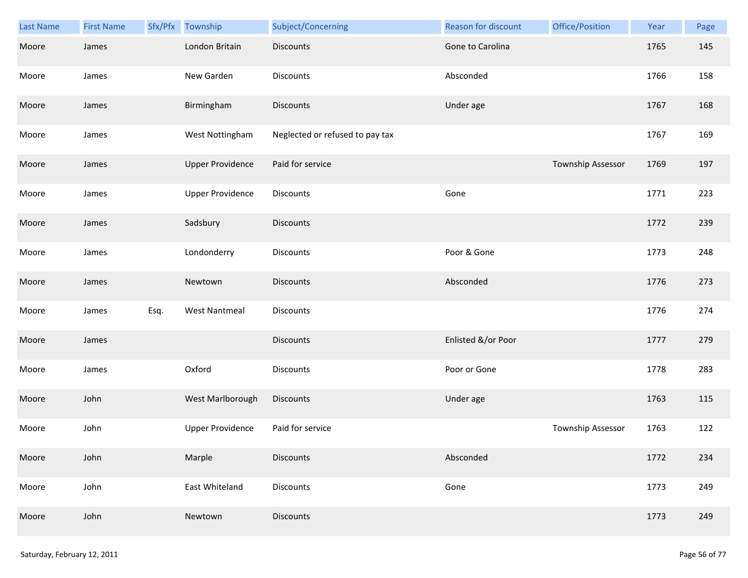| Last Name | First Name | Sfx/Pfx | Township | Subject/Concerning | Reason for discount | Office/Position | Year | Page |
|---|---|---|---|---|---|---|---|---|
| Moore | James | | London Britain | Discounts | Gone to Carolina | | 1765 | 145 |
| Moore | James | | New Garden | Discounts | Absconded | | 1766 | 158 |
| Moore | James | | Birmingham | Discounts | Under age | | 1767 | 168 |
| Moore | James | | West Nottingham | Neglected or refused to pay tax | | | 1767 | 169 |
| Moore | James | | Upper Providence | Paid for service | | Township Assessor | 1769 | 197 |
| Moore | James | | Upper Providence | Discounts | Gone | | 1771 | 223 |
| Moore | James | | Sadsbury | Discounts | | | 1772 | 239 |
| Moore | James | | Londonderry | Discounts | Poor & Gone | | 1773 | 248 |
| Moore | James | | Newtown | Discounts | Absconded | | 1776 | 273 |
| Moore | James | Esq. | West Nantmeal | Discounts | | | 1776 | 274 |
| Moore | James | | | Discounts | Enlisted &/or Poor | | 1777 | 279 |
| Moore | James | | Oxford | Discounts | Poor or Gone | | 1778 | 283 |
| Moore | John | | West Marlborough | Discounts | Under age | | 1763 | 115 |
| Moore | John | | Upper Providence | Paid for service | | Township Assessor | 1763 | 122 |
| Moore | John | | Marple | Discounts | Absconded | | 1772 | 234 |
| Moore | John | | East Whiteland | Discounts | Gone | | 1773 | 249 |
| Moore | John | | Newtown | Discounts | | | 1773 | 249 |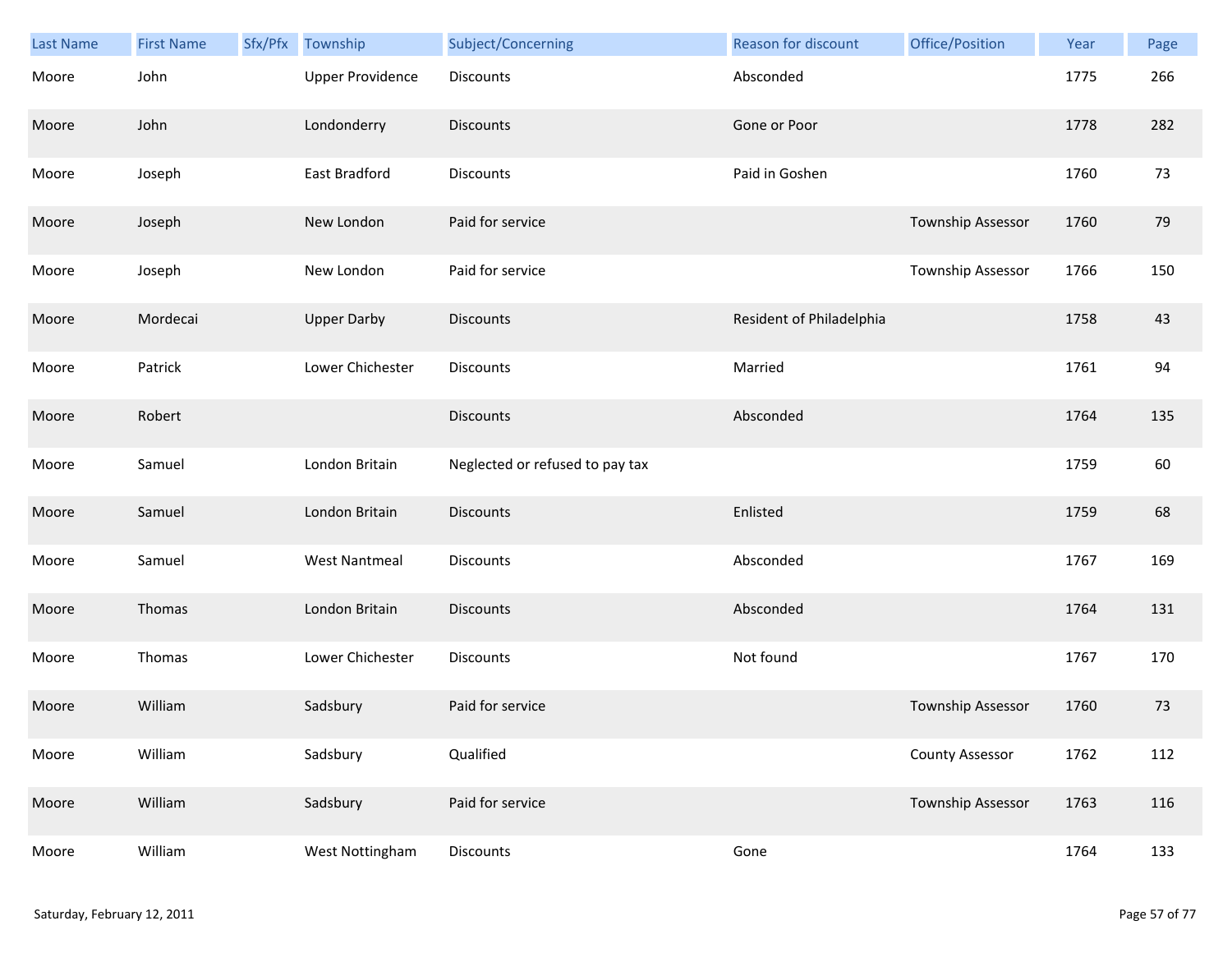| Last Name | First Name | Sfx/Pfx | Township | Subject/Concerning | Reason for discount | Office/Position | Year | Page |
|---|---|---|---|---|---|---|---|---|
| Moore | John | | Upper Providence | Discounts | Absconded | | 1775 | 266 |
| Moore | John | | Londonderry | Discounts | Gone or Poor | | 1778 | 282 |
| Moore | Joseph | | East Bradford | Discounts | Paid in Goshen | | 1760 | 73 |
| Moore | Joseph | | New London | Paid for service | | Township Assessor | 1760 | 79 |
| Moore | Joseph | | New London | Paid for service | | Township Assessor | 1766 | 150 |
| Moore | Mordecai | | Upper Darby | Discounts | Resident of Philadelphia | | 1758 | 43 |
| Moore | Patrick | | Lower Chichester | Discounts | Married | | 1761 | 94 |
| Moore | Robert | | | Discounts | Absconded | | 1764 | 135 |
| Moore | Samuel | | London Britain | Neglected or refused to pay tax | | | 1759 | 60 |
| Moore | Samuel | | London Britain | Discounts | Enlisted | | 1759 | 68 |
| Moore | Samuel | | West Nantmeal | Discounts | Absconded | | 1767 | 169 |
| Moore | Thomas | | London Britain | Discounts | Absconded | | 1764 | 131 |
| Moore | Thomas | | Lower Chichester | Discounts | Not found | | 1767 | 170 |
| Moore | William | | Sadsbury | Paid for service | | Township Assessor | 1760 | 73 |
| Moore | William | | Sadsbury | Qualified | | County Assessor | 1762 | 112 |
| Moore | William | | Sadsbury | Paid for service | | Township Assessor | 1763 | 116 |
| Moore | William | | West Nottingham | Discounts | Gone | | 1764 | 133 |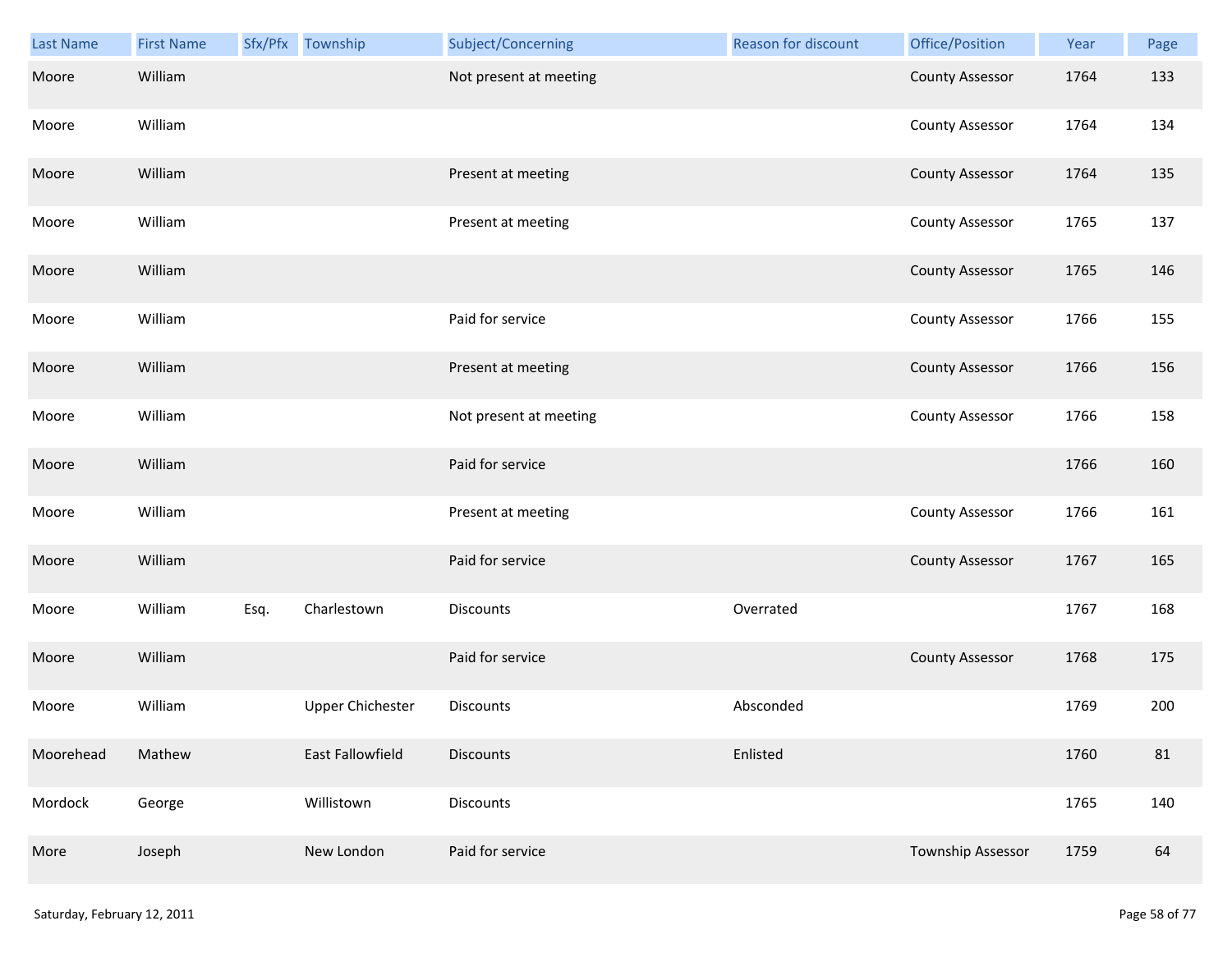| Last Name | First Name | Sfx/Pfx | Township | Subject/Concerning | Reason for discount | Office/Position | Year | Page |
| --- | --- | --- | --- | --- | --- | --- | --- | --- |
| Moore | William | | | Not present at meeting | | County Assessor | 1764 | 133 |
| Moore | William | | | | | County Assessor | 1764 | 134 |
| Moore | William | | | Present at meeting | | County Assessor | 1764 | 135 |
| Moore | William | | | Present at meeting | | County Assessor | 1765 | 137 |
| Moore | William | | | | | County Assessor | 1765 | 146 |
| Moore | William | | | Paid for service | | County Assessor | 1766 | 155 |
| Moore | William | | | Present at meeting | | County Assessor | 1766 | 156 |
| Moore | William | | | Not present at meeting | | County Assessor | 1766 | 158 |
| Moore | William | | | Paid for service | | | 1766 | 160 |
| Moore | William | | | Present at meeting | | County Assessor | 1766 | 161 |
| Moore | William | | | Paid for service | | County Assessor | 1767 | 165 |
| Moore | William | Esq. | Charlestown | Discounts | Overrated | | 1767 | 168 |
| Moore | William | | | Paid for service | | County Assessor | 1768 | 175 |
| Moore | William | | Upper Chichester | Discounts | Absconded | | 1769 | 200 |
| Moorehead | Mathew | | East Fallowfield | Discounts | Enlisted | | 1760 | 81 |
| Mordock | George | | Willistown | Discounts | | | 1765 | 140 |
| More | Joseph | | New London | Paid for service | | Township Assessor | 1759 | 64 |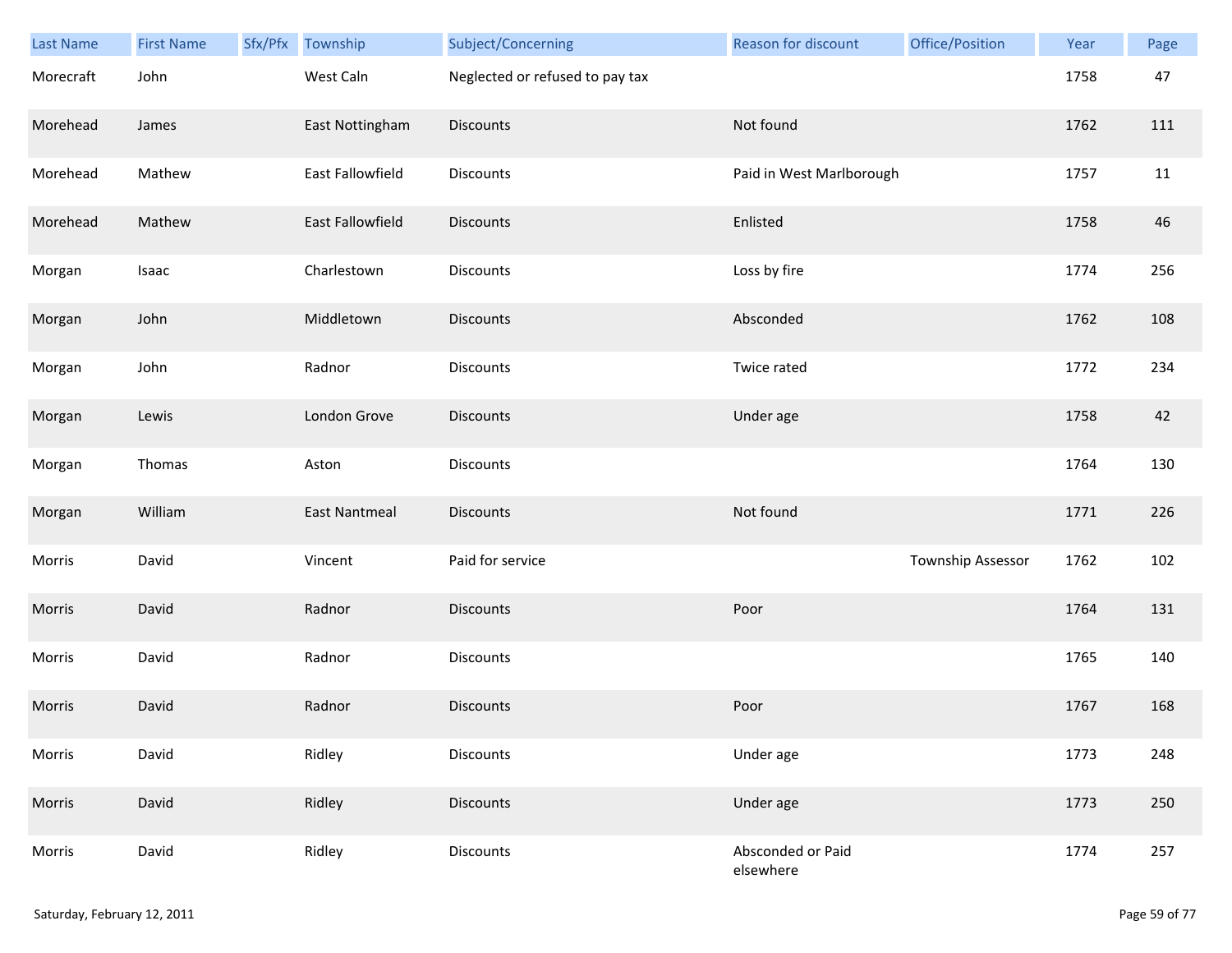| Last Name | First Name | Sfx/Pfx | Township | Subject/Concerning | Reason for discount | Office/Position | Year | Page |
| --- | --- | --- | --- | --- | --- | --- | --- | --- |
| Morecraft | John | | West Caln | Neglected or refused to pay tax | | | 1758 | 47 |
| Morehead | James | | East Nottingham | Discounts | Not found | | 1762 | 111 |
| Morehead | Mathew | | East Fallowfield | Discounts | Paid in West Marlborough | | 1757 | 11 |
| Morehead | Mathew | | East Fallowfield | Discounts | Enlisted | | 1758 | 46 |
| Morgan | Isaac | | Charlestown | Discounts | Loss by fire | | 1774 | 256 |
| Morgan | John | | Middletown | Discounts | Absconded | | 1762 | 108 |
| Morgan | John | | Radnor | Discounts | Twice rated | | 1772 | 234 |
| Morgan | Lewis | | London Grove | Discounts | Under age | | 1758 | 42 |
| Morgan | Thomas | | Aston | Discounts | | | 1764 | 130 |
| Morgan | William | | East Nantmeal | Discounts | Not found | | 1771 | 226 |
| Morris | David | | Vincent | Paid for service | | Township Assessor | 1762 | 102 |
| Morris | David | | Radnor | Discounts | Poor | | 1764 | 131 |
| Morris | David | | Radnor | Discounts | | | 1765 | 140 |
| Morris | David | | Radnor | Discounts | Poor | | 1767 | 168 |
| Morris | David | | Ridley | Discounts | Under age | | 1773 | 248 |
| Morris | David | | Ridley | Discounts | Under age | | 1773 | 250 |
| Morris | David | | Ridley | Discounts | Absconded or Paid elsewhere | | 1774 | 257 |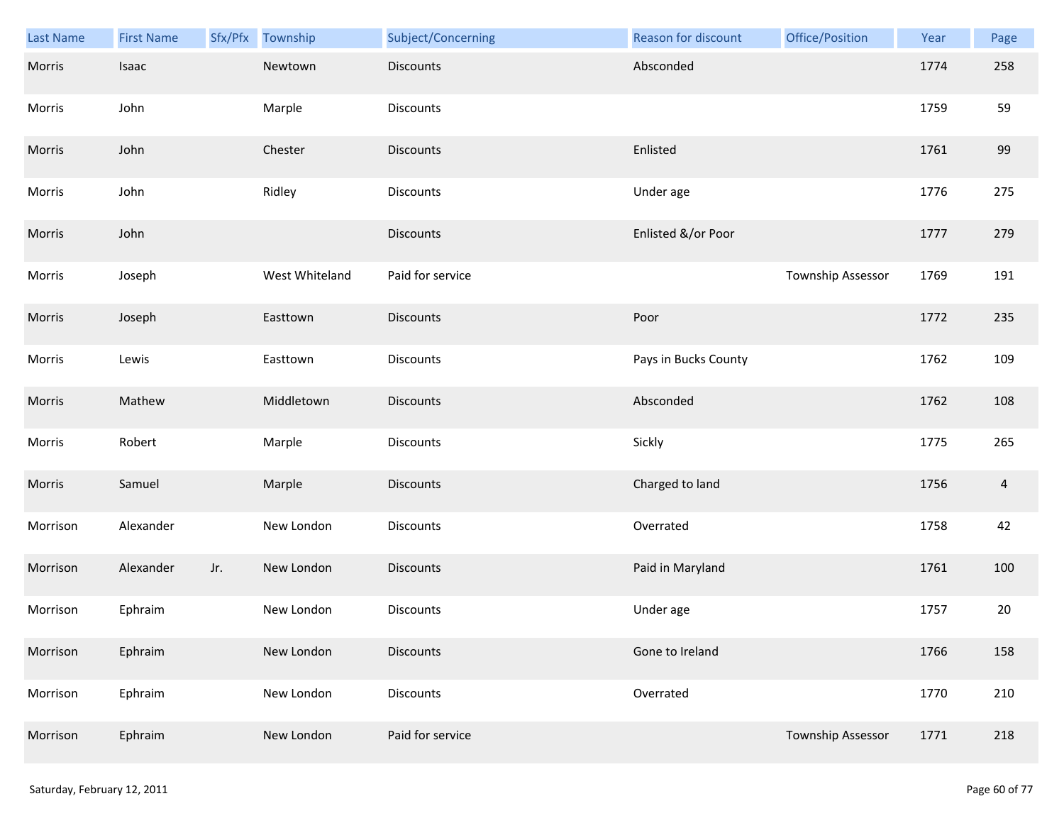| Last Name | First Name | Sfx/Pfx | Township | Subject/Concerning | Reason for discount | Office/Position | Year | Page |
|---|---|---|---|---|---|---|---|---|
| Morris | Isaac | | Newtown | Discounts | Absconded | | 1774 | 258 |
| Morris | John | | Marple | Discounts | | | 1759 | 59 |
| Morris | John | | Chester | Discounts | Enlisted | | 1761 | 99 |
| Morris | John | | Ridley | Discounts | Under age | | 1776 | 275 |
| Morris | John | | | Discounts | Enlisted &/or Poor | | 1777 | 279 |
| Morris | Joseph | | West Whiteland | Paid for service | | Township Assessor | 1769 | 191 |
| Morris | Joseph | | Easttown | Discounts | Poor | | 1772 | 235 |
| Morris | Lewis | | Easttown | Discounts | Pays in Bucks County | | 1762 | 109 |
| Morris | Mathew | | Middletown | Discounts | Absconded | | 1762 | 108 |
| Morris | Robert | | Marple | Discounts | Sickly | | 1775 | 265 |
| Morris | Samuel | | Marple | Discounts | Charged to land | | 1756 | 4 |
| Morrison | Alexander | | New London | Discounts | Overrated | | 1758 | 42 |
| Morrison | Alexander | Jr. | New London | Discounts | Paid in Maryland | | 1761 | 100 |
| Morrison | Ephraim | | New London | Discounts | Under age | | 1757 | 20 |
| Morrison | Ephraim | | New London | Discounts | Gone to Ireland | | 1766 | 158 |
| Morrison | Ephraim | | New London | Discounts | Overrated | | 1770 | 210 |
| Morrison | Ephraim | | New London | Paid for service | | Township Assessor | 1771 | 218 |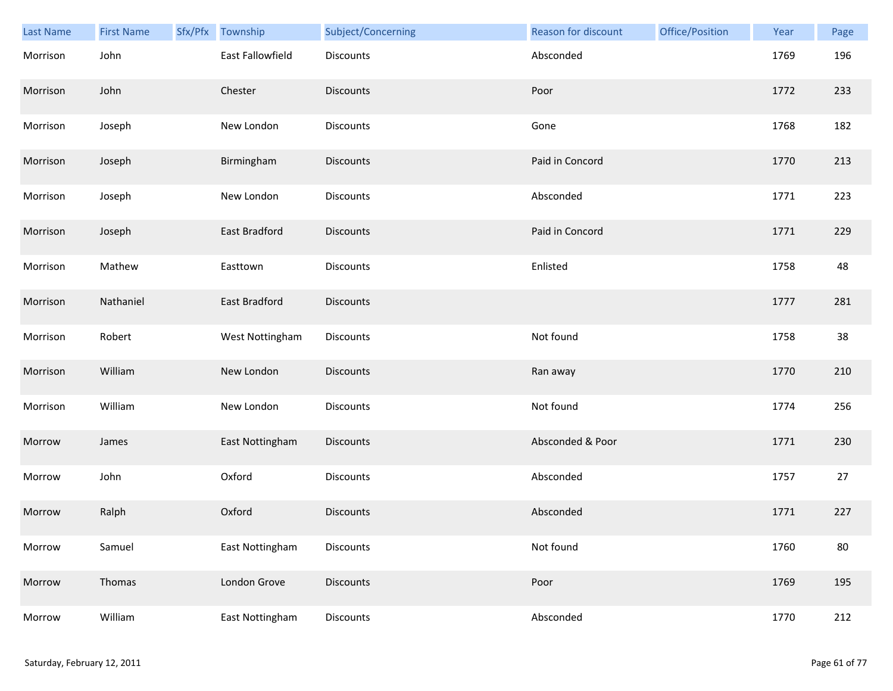| Last Name | First Name | Sfx/Pfx | Township | Subject/Concerning | Reason for discount | Office/Position | Year | Page |
|---|---|---|---|---|---|---|---|---|
| Morrison | John | | East Fallowfield | Discounts | Absconded | | 1769 | 196 |
| Morrison | John | | Chester | Discounts | Poor | | 1772 | 233 |
| Morrison | Joseph | | New London | Discounts | Gone | | 1768 | 182 |
| Morrison | Joseph | | Birmingham | Discounts | Paid in Concord | | 1770 | 213 |
| Morrison | Joseph | | New London | Discounts | Absconded | | 1771 | 223 |
| Morrison | Joseph | | East Bradford | Discounts | Paid in Concord | | 1771 | 229 |
| Morrison | Mathew | | Easttown | Discounts | Enlisted | | 1758 | 48 |
| Morrison | Nathaniel | | East Bradford | Discounts | | | 1777 | 281 |
| Morrison | Robert | | West Nottingham | Discounts | Not found | | 1758 | 38 |
| Morrison | William | | New London | Discounts | Ran away | | 1770 | 210 |
| Morrison | William | | New London | Discounts | Not found | | 1774 | 256 |
| Morrow | James | | East Nottingham | Discounts | Absconded & Poor | | 1771 | 230 |
| Morrow | John | | Oxford | Discounts | Absconded | | 1757 | 27 |
| Morrow | Ralph | | Oxford | Discounts | Absconded | | 1771 | 227 |
| Morrow | Samuel | | East Nottingham | Discounts | Not found | | 1760 | 80 |
| Morrow | Thomas | | London Grove | Discounts | Poor | | 1769 | 195 |
| Morrow | William | | East Nottingham | Discounts | Absconded | | 1770 | 212 |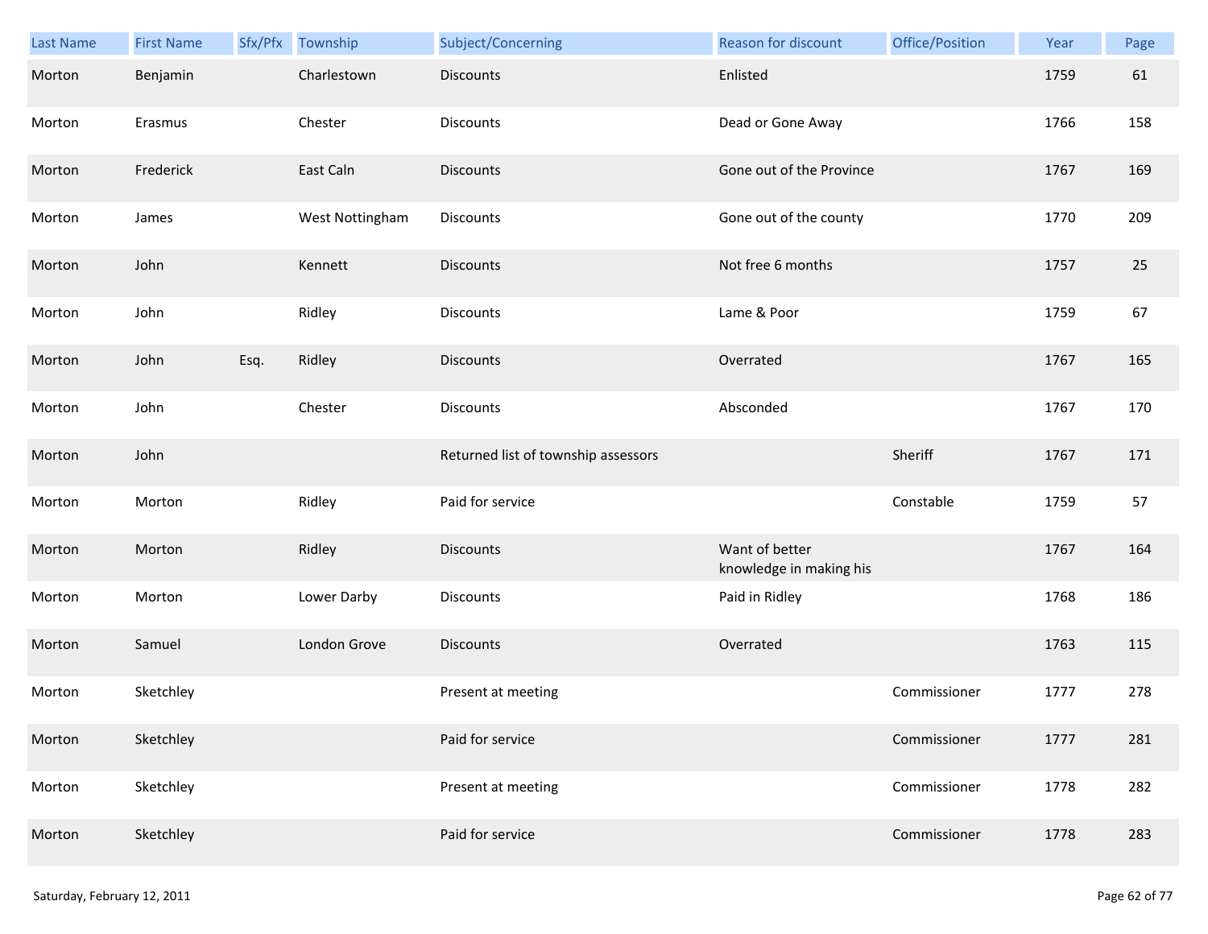| Last Name | First Name | Sfx/Pfx | Township | Subject/Concerning | Reason for discount | Office/Position | Year | Page |
|---|---|---|---|---|---|---|---|---|
| Morton | Benjamin | | Charlestown | Discounts | Enlisted | | 1759 | 61 |
| Morton | Erasmus | | Chester | Discounts | Dead or Gone Away | | 1766 | 158 |
| Morton | Frederick | | East Caln | Discounts | Gone out of the Province | | 1767 | 169 |
| Morton | James | | West Nottingham | Discounts | Gone out of the county | | 1770 | 209 |
| Morton | John | | Kennett | Discounts | Not free 6 months | | 1757 | 25 |
| Morton | John | | Ridley | Discounts | Lame & Poor | | 1759 | 67 |
| Morton | John | Esq. | Ridley | Discounts | Overrated | | 1767 | 165 |
| Morton | John | | Chester | Discounts | Absconded | | 1767 | 170 |
| Morton | John | | | Returned list of township assessors | | Sheriff | 1767 | 171 |
| Morton | Morton | | Ridley | Paid for service | | Constable | 1759 | 57 |
| Morton | Morton | | Ridley | Discounts | Want of better knowledge in making his | | 1767 | 164 |
| Morton | Morton | | Lower Darby | Discounts | Paid in Ridley | | 1768 | 186 |
| Morton | Samuel | | London Grove | Discounts | Overrated | | 1763 | 115 |
| Morton | Sketchley | | | Present at meeting | | Commissioner | 1777 | 278 |
| Morton | Sketchley | | | Paid for service | | Commissioner | 1777 | 281 |
| Morton | Sketchley | | | Present at meeting | | Commissioner | 1778 | 282 |
| Morton | Sketchley | | | Paid for service | | Commissioner | 1778 | 283 |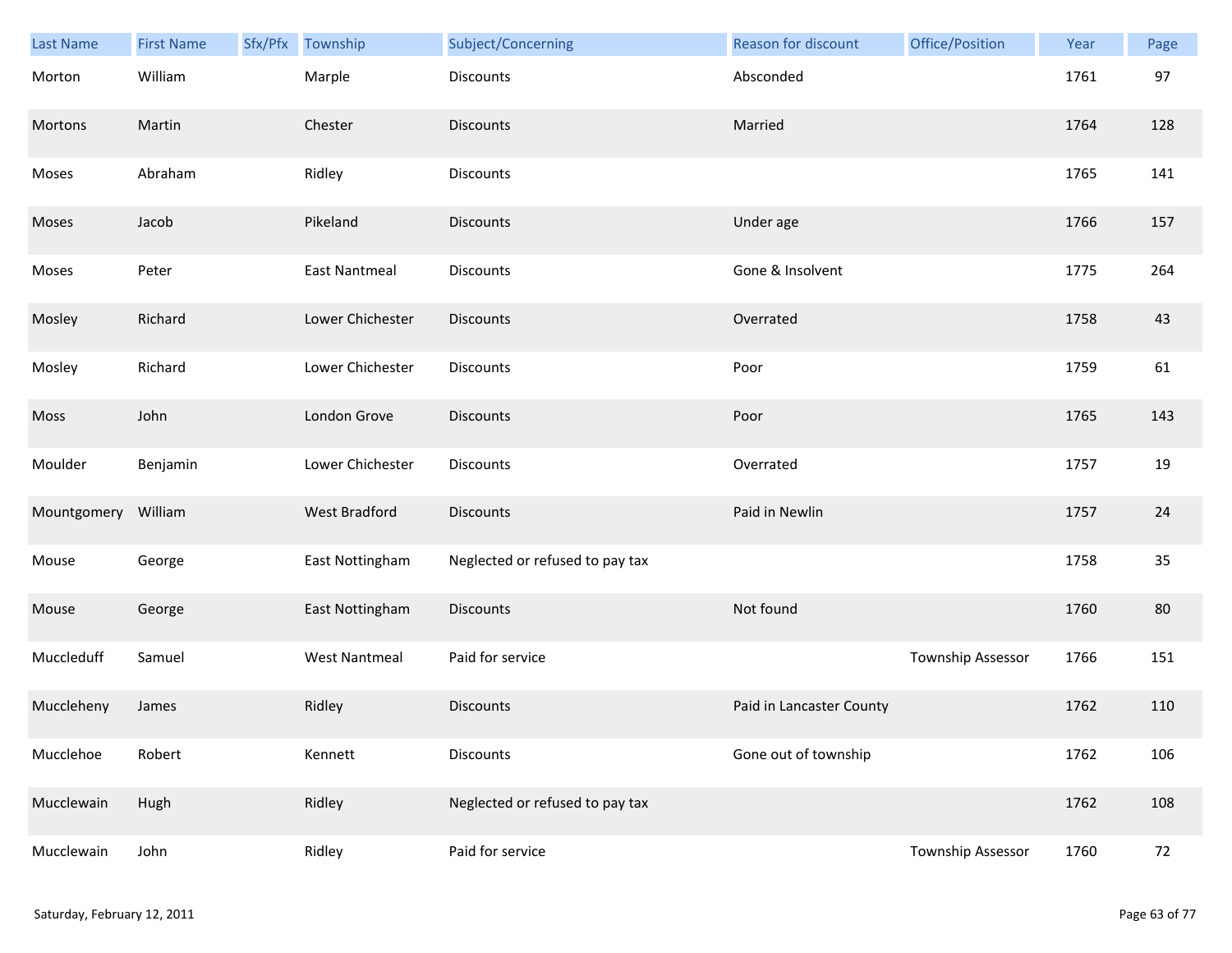| Last Name | First Name | Sfx/Pfx | Township | Subject/Concerning | Reason for discount | Office/Position | Year | Page |
|---|---|---|---|---|---|---|---|---|
| Morton | William | | Marple | Discounts | Absconded | | 1761 | 97 |
| Mortons | Martin | | Chester | Discounts | Married | | 1764 | 128 |
| Moses | Abraham | | Ridley | Discounts | | | 1765 | 141 |
| Moses | Jacob | | Pikeland | Discounts | Under age | | 1766 | 157 |
| Moses | Peter | | East Nantmeal | Discounts | Gone & Insolvent | | 1775 | 264 |
| Mosley | Richard | | Lower Chichester | Discounts | Overrated | | 1758 | 43 |
| Mosley | Richard | | Lower Chichester | Discounts | Poor | | 1759 | 61 |
| Moss | John | | London Grove | Discounts | Poor | | 1765 | 143 |
| Moulder | Benjamin | | Lower Chichester | Discounts | Overrated | | 1757 | 19 |
| Mountgomery | William | | West Bradford | Discounts | Paid in Newlin | | 1757 | 24 |
| Mouse | George | | East Nottingham | Neglected or refused to pay tax | | | 1758 | 35 |
| Mouse | George | | East Nottingham | Discounts | Not found | | 1760 | 80 |
| Muccleduff | Samuel | | West Nantmeal | Paid for service | | Township Assessor | 1766 | 151 |
| Muccleheny | James | | Ridley | Discounts | Paid in Lancaster County | | 1762 | 110 |
| Mucclehoe | Robert | | Kennett | Discounts | Gone out of township | | 1762 | 106 |
| Mucclewain | Hugh | | Ridley | Neglected or refused to pay tax | | | 1762 | 108 |
| Mucclewain | John | | Ridley | Paid for service | | Township Assessor | 1760 | 72 |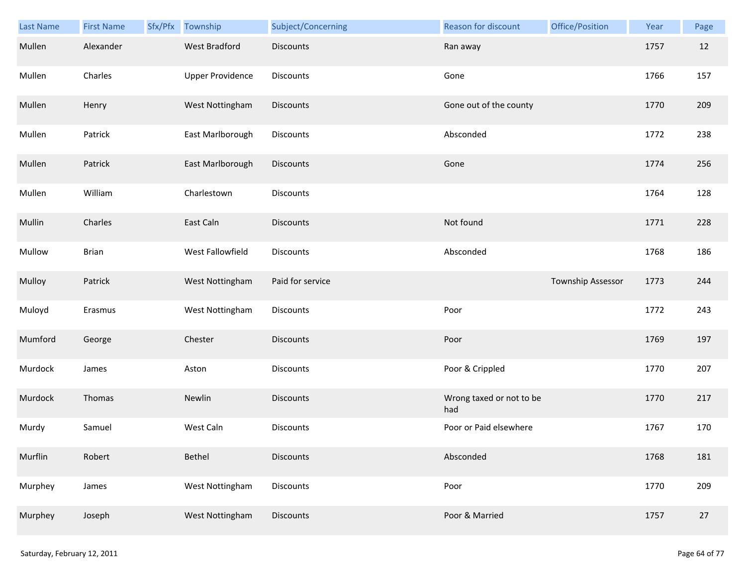| Last Name | First Name | Sfx/Pfx | Township | Subject/Concerning | Reason for discount | Office/Position | Year | Page |
|---|---|---|---|---|---|---|---|---|
| Mullen | Alexander | | West Bradford | Discounts | Ran away | | 1757 | 12 |
| Mullen | Charles | | Upper Providence | Discounts | Gone | | 1766 | 157 |
| Mullen | Henry | | West Nottingham | Discounts | Gone out of the county | | 1770 | 209 |
| Mullen | Patrick | | East Marlborough | Discounts | Absconded | | 1772 | 238 |
| Mullen | Patrick | | East Marlborough | Discounts | Gone | | 1774 | 256 |
| Mullen | William | | Charlestown | Discounts | | | 1764 | 128 |
| Mullin | Charles | | East Caln | Discounts | Not found | | 1771 | 228 |
| Mullow | Brian | | West Fallowfield | Discounts | Absconded | | 1768 | 186 |
| Mulloy | Patrick | | West Nottingham | Paid for service | | Township Assessor | 1773 | 244 |
| Muloyd | Erasmus | | West Nottingham | Discounts | Poor | | 1772 | 243 |
| Mumford | George | | Chester | Discounts | Poor | | 1769 | 197 |
| Murdock | James | | Aston | Discounts | Poor & Crippled | | 1770 | 207 |
| Murdock | Thomas | | Newlin | Discounts | Wrong taxed or not to be had | | 1770 | 217 |
| Murdy | Samuel | | West Caln | Discounts | Poor or Paid elsewhere | | 1767 | 170 |
| Murflin | Robert | | Bethel | Discounts | Absconded | | 1768 | 181 |
| Murphey | James | | West Nottingham | Discounts | Poor | | 1770 | 209 |
| Murphey | Joseph | | West Nottingham | Discounts | Poor & Married | | 1757 | 27 |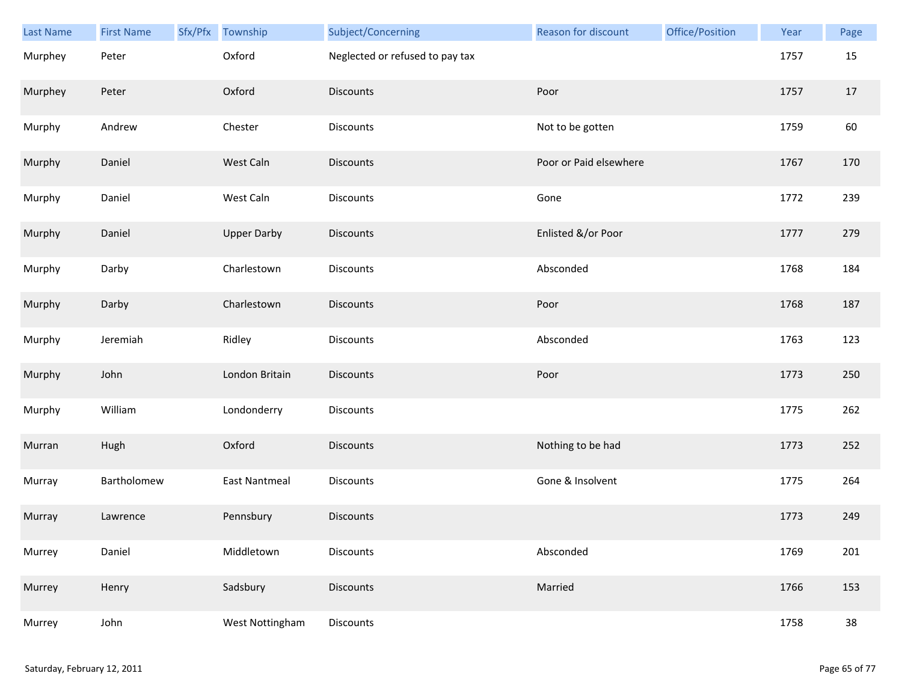| Last Name | First Name | Sfx/Pfx | Township | Subject/Concerning | Reason for discount | Office/Position | Year | Page |
|---|---|---|---|---|---|---|---|---|
| Murphey | Peter | | Oxford | Neglected or refused to pay tax | | | 1757 | 15 |
| Murphey | Peter | | Oxford | Discounts | Poor | | 1757 | 17 |
| Murphy | Andrew | | Chester | Discounts | Not to be gotten | | 1759 | 60 |
| Murphy | Daniel | | West Caln | Discounts | Poor or Paid elsewhere | | 1767 | 170 |
| Murphy | Daniel | | West Caln | Discounts | Gone | | 1772 | 239 |
| Murphy | Daniel | | Upper Darby | Discounts | Enlisted &/or Poor | | 1777 | 279 |
| Murphy | Darby | | Charlestown | Discounts | Absconded | | 1768 | 184 |
| Murphy | Darby | | Charlestown | Discounts | Poor | | 1768 | 187 |
| Murphy | Jeremiah | | Ridley | Discounts | Absconded | | 1763 | 123 |
| Murphy | John | | London Britain | Discounts | Poor | | 1773 | 250 |
| Murphy | William | | Londonderry | Discounts | | | 1775 | 262 |
| Murran | Hugh | | Oxford | Discounts | Nothing to be had | | 1773 | 252 |
| Murray | Bartholomew | | East Nantmeal | Discounts | Gone & Insolvent | | 1775 | 264 |
| Murray | Lawrence | | Pennsbury | Discounts | | | 1773 | 249 |
| Murrey | Daniel | | Middletown | Discounts | Absconded | | 1769 | 201 |
| Murrey | Henry | | Sadsbury | Discounts | Married | | 1766 | 153 |
| Murrey | John | | West Nottingham | Discounts | | | 1758 | 38 |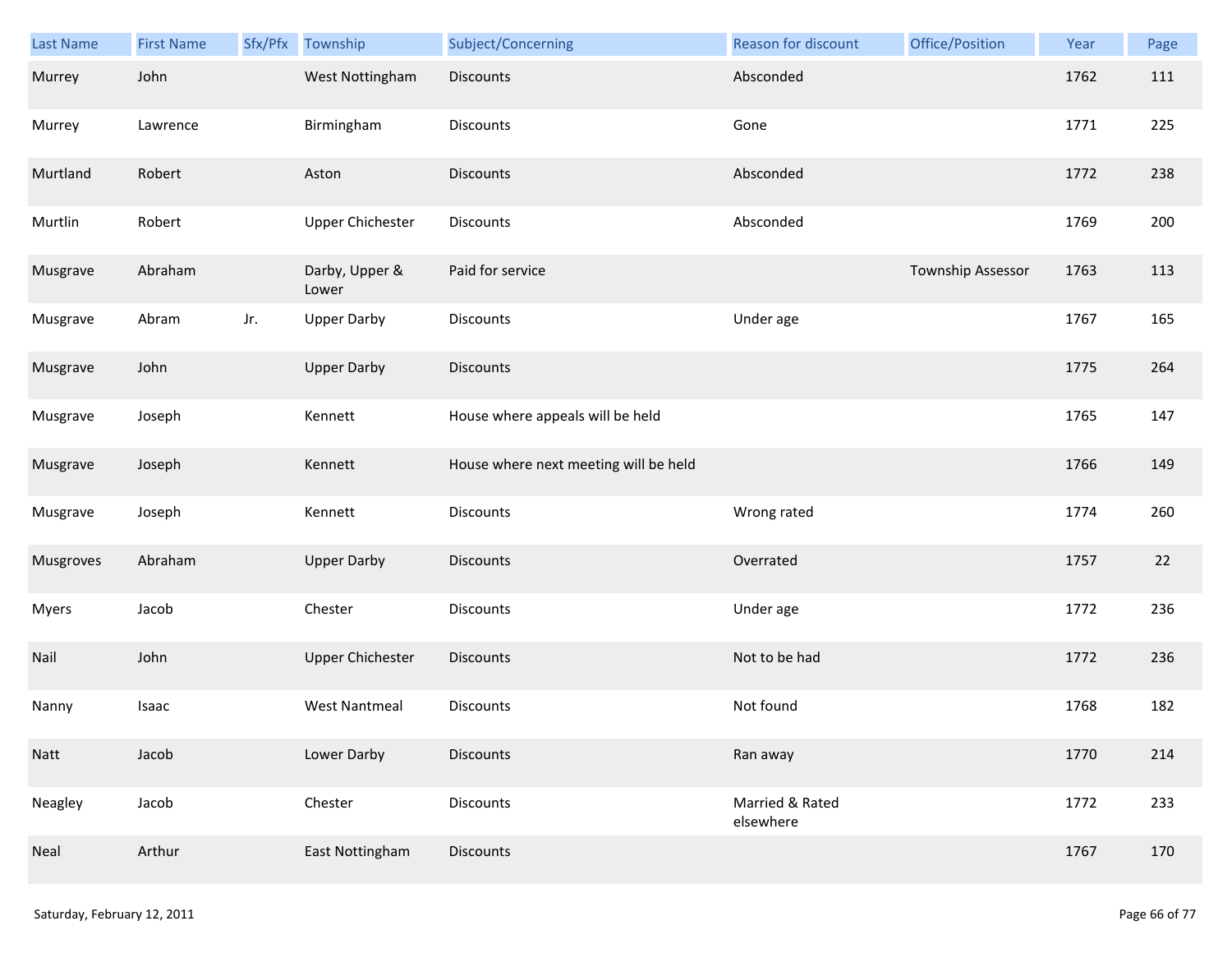| Last Name | First Name | Sfx/Pfx | Township | Subject/Concerning | Reason for discount | Office/Position | Year | Page |
|---|---|---|---|---|---|---|---|---|
| Murrey | John | | West Nottingham | Discounts | Absconded | | 1762 | 111 |
| Murrey | Lawrence | | Birmingham | Discounts | Gone | | 1771 | 225 |
| Murtland | Robert | | Aston | Discounts | Absconded | | 1772 | 238 |
| Murtlin | Robert | | Upper Chichester | Discounts | Absconded | | 1769 | 200 |
| Musgrave | Abraham | | Darby, Upper & Lower | Paid for service | | Township Assessor | 1763 | 113 |
| Musgrave | Abram | Jr. | Upper Darby | Discounts | Under age | | 1767 | 165 |
| Musgrave | John | | Upper Darby | Discounts | | | 1775 | 264 |
| Musgrave | Joseph | | Kennett | House where appeals will be held | | | 1765 | 147 |
| Musgrave | Joseph | | Kennett | House where next meeting will be held | | | 1766 | 149 |
| Musgrave | Joseph | | Kennett | Discounts | Wrong rated | | 1774 | 260 |
| Musgroves | Abraham | | Upper Darby | Discounts | Overrated | | 1757 | 22 |
| Myers | Jacob | | Chester | Discounts | Under age | | 1772 | 236 |
| Nail | John | | Upper Chichester | Discounts | Not to be had | | 1772 | 236 |
| Nanny | Isaac | | West Nantmeal | Discounts | Not found | | 1768 | 182 |
| Natt | Jacob | | Lower Darby | Discounts | Ran away | | 1770 | 214 |
| Neagley | Jacob | | Chester | Discounts | Married & Rated elsewhere | | 1772 | 233 |
| Neal | Arthur | | East Nottingham | Discounts | | | 1767 | 170 |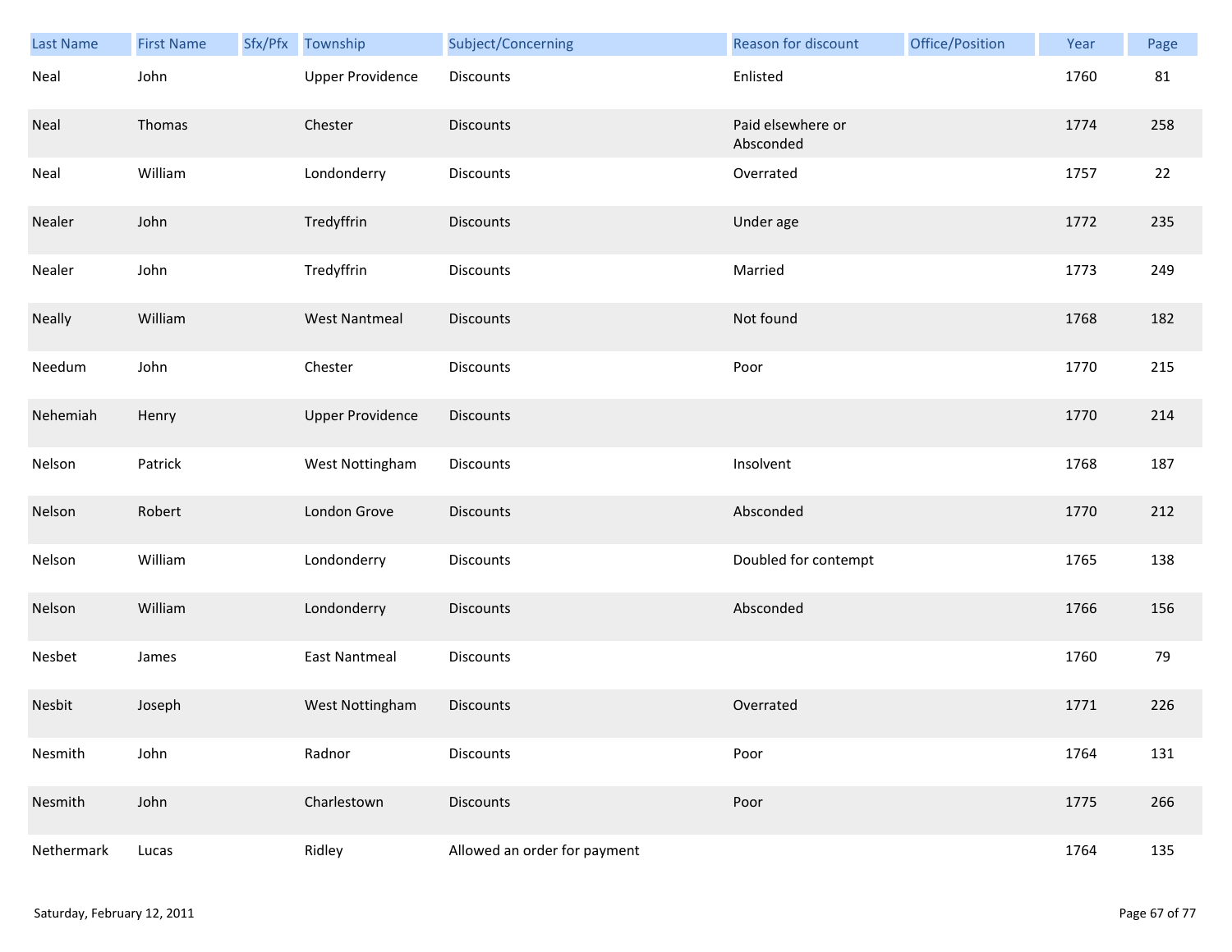| Last Name | First Name | Sfx/Pfx | Township | Subject/Concerning | Reason for discount | Office/Position | Year | Page |
|---|---|---|---|---|---|---|---|---|
| Neal | John | | Upper Providence | Discounts | Enlisted | | 1760 | 81 |
| Neal | Thomas | | Chester | Discounts | Paid elsewhere or Absconded | | 1774 | 258 |
| Neal | William | | Londonderry | Discounts | Overrated | | 1757 | 22 |
| Nealer | John | | Tredyffrin | Discounts | Under age | | 1772 | 235 |
| Nealer | John | | Tredyffrin | Discounts | Married | | 1773 | 249 |
| Neally | William | | West Nantmeal | Discounts | Not found | | 1768 | 182 |
| Needum | John | | Chester | Discounts | Poor | | 1770 | 215 |
| Nehemiah | Henry | | Upper Providence | Discounts | | | 1770 | 214 |
| Nelson | Patrick | | West Nottingham | Discounts | Insolvent | | 1768 | 187 |
| Nelson | Robert | | London Grove | Discounts | Absconded | | 1770 | 212 |
| Nelson | William | | Londonderry | Discounts | Doubled for contempt | | 1765 | 138 |
| Nelson | William | | Londonderry | Discounts | Absconded | | 1766 | 156 |
| Nesbet | James | | East Nantmeal | Discounts | | | 1760 | 79 |
| Nesbit | Joseph | | West Nottingham | Discounts | Overrated | | 1771 | 226 |
| Nesmith | John | | Radnor | Discounts | Poor | | 1764 | 131 |
| Nesmith | John | | Charlestown | Discounts | Poor | | 1775 | 266 |
| Nethermark | Lucas | | Ridley | Allowed an order for payment | | | 1764 | 135 |

Saturday, February 12, 2011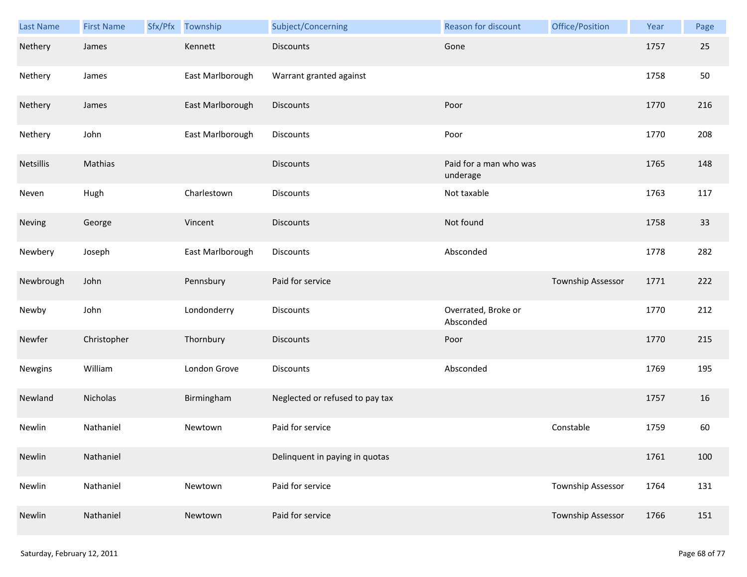| Last Name | First Name | Sfx/Pfx | Township | Subject/Concerning | Reason for discount | Office/Position | Year | Page |
|---|---|---|---|---|---|---|---|---|
| Nethery | James | | Kennett | Discounts | Gone | | 1757 | 25 |
| Nethery | James | | East Marlborough | Warrant granted against | | | 1758 | 50 |
| Nethery | James | | East Marlborough | Discounts | Poor | | 1770 | 216 |
| Nethery | John | | East Marlborough | Discounts | Poor | | 1770 | 208 |
| Netsillis | Mathias | | | Discounts | Paid for a man who was underage | | 1765 | 148 |
| Neven | Hugh | | Charlestown | Discounts | Not taxable | | 1763 | 117 |
| Neving | George | | Vincent | Discounts | Not found | | 1758 | 33 |
| Newbery | Joseph | | East Marlborough | Discounts | Absconded | | 1778 | 282 |
| Newbrough | John | | Pennsbury | Paid for service | | Township Assessor | 1771 | 222 |
| Newby | John | | Londonderry | Discounts | Overrated, Broke or Absconded | | 1770 | 212 |
| Newfer | Christopher | | Thornbury | Discounts | Poor | | 1770 | 215 |
| Newgins | William | | London Grove | Discounts | Absconded | | 1769 | 195 |
| Newland | Nicholas | | Birmingham | Neglected or refused to pay tax | | | 1757 | 16 |
| Newlin | Nathaniel | | Newtown | Paid for service | | Constable | 1759 | 60 |
| Newlin | Nathaniel | | | Delinquent in paying in quotas | | | 1761 | 100 |
| Newlin | Nathaniel | | Newtown | Paid for service | | Township Assessor | 1764 | 131 |
| Newlin | Nathaniel | | Newtown | Paid for service | | Township Assessor | 1766 | 151 |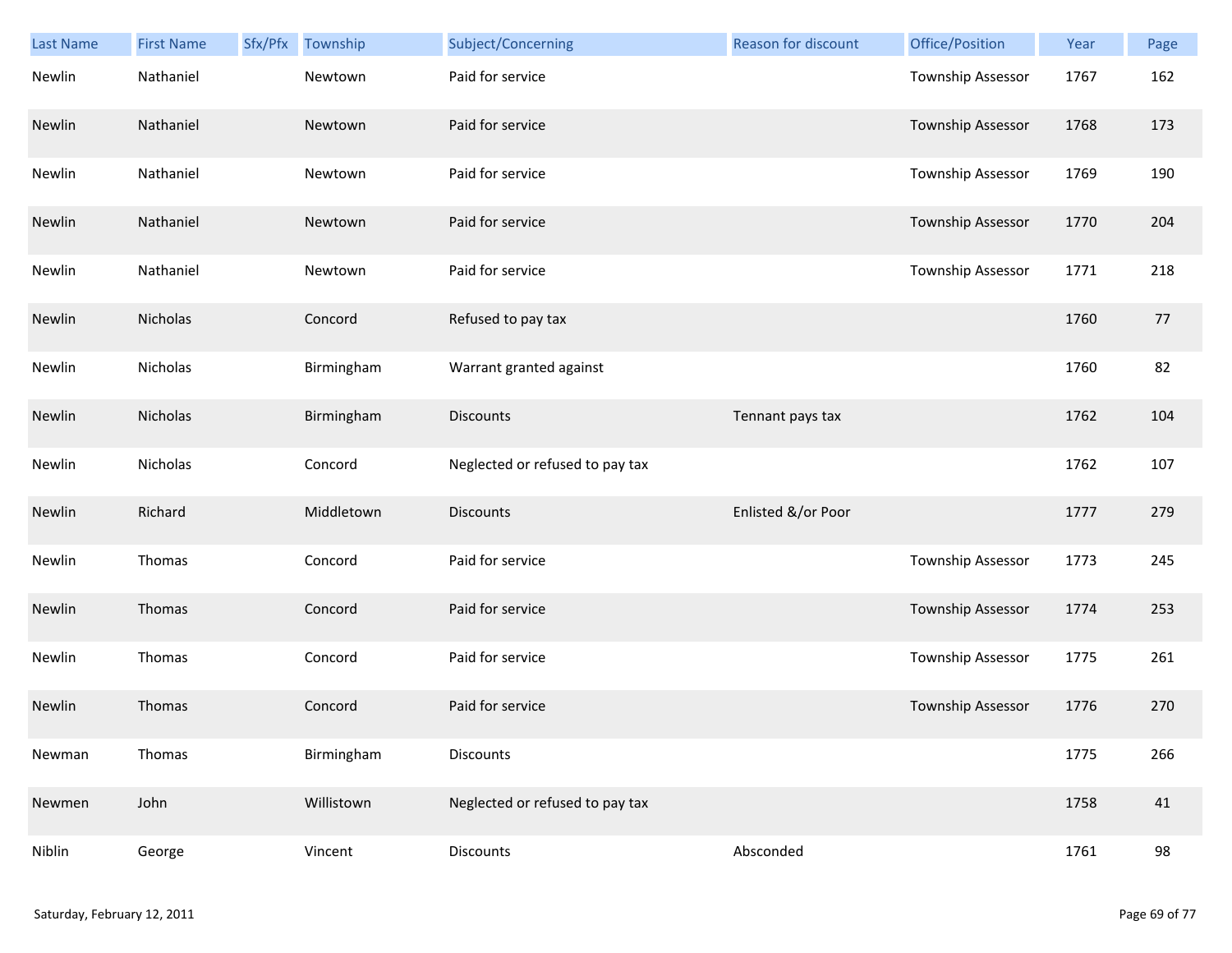| Last Name | First Name | Sfx/Pfx | Township | Subject/Concerning | Reason for discount | Office/Position | Year | Page |
|---|---|---|---|---|---|---|---|---|
| Newlin | Nathaniel | | Newtown | Paid for service | | Township Assessor | 1767 | 162 |
| Newlin | Nathaniel | | Newtown | Paid for service | | Township Assessor | 1768 | 173 |
| Newlin | Nathaniel | | Newtown | Paid for service | | Township Assessor | 1769 | 190 |
| Newlin | Nathaniel | | Newtown | Paid for service | | Township Assessor | 1770 | 204 |
| Newlin | Nathaniel | | Newtown | Paid for service | | Township Assessor | 1771 | 218 |
| Newlin | Nicholas | | Concord | Refused to pay tax | | | 1760 | 77 |
| Newlin | Nicholas | | Birmingham | Warrant granted against | | | 1760 | 82 |
| Newlin | Nicholas | | Birmingham | Discounts | Tennant pays tax | | 1762 | 104 |
| Newlin | Nicholas | | Concord | Neglected or refused to pay tax | | | 1762 | 107 |
| Newlin | Richard | | Middletown | Discounts | Enlisted &/or Poor | | 1777 | 279 |
| Newlin | Thomas | | Concord | Paid for service | | Township Assessor | 1773 | 245 |
| Newlin | Thomas | | Concord | Paid for service | | Township Assessor | 1774 | 253 |
| Newlin | Thomas | | Concord | Paid for service | | Township Assessor | 1775 | 261 |
| Newlin | Thomas | | Concord | Paid for service | | Township Assessor | 1776 | 270 |
| Newman | Thomas | | Birmingham | Discounts | | | 1775 | 266 |
| Newmen | John | | Willistown | Neglected or refused to pay tax | | | 1758 | 41 |
| Niblin | George | | Vincent | Discounts | Absconded | | 1761 | 98 |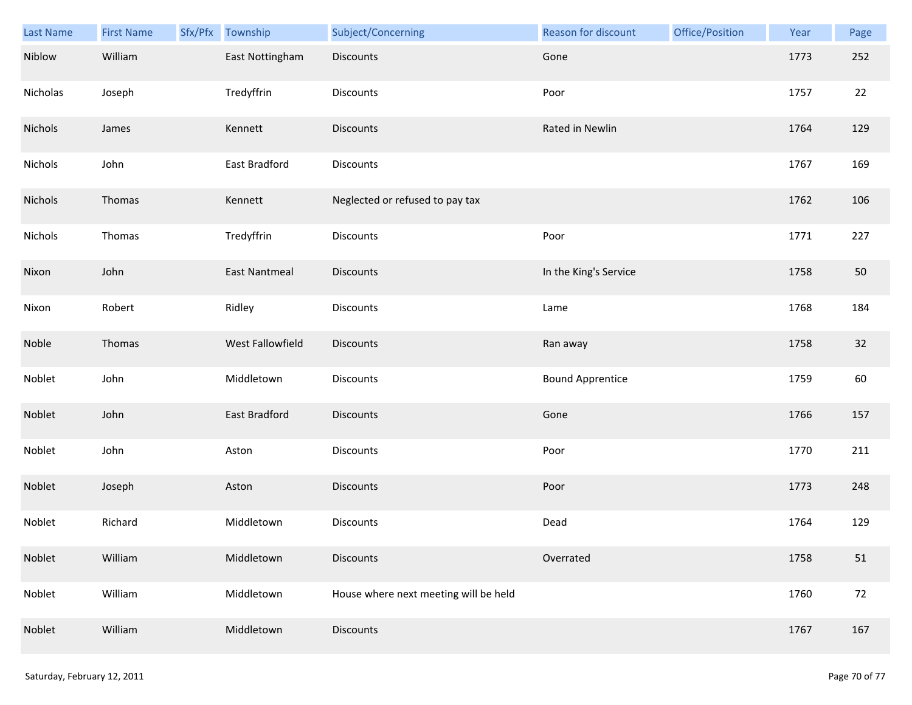| Last Name | First Name | Sfx/Pfx | Township | Subject/Concerning | Reason for discount | Office/Position | Year | Page |
|---|---|---|---|---|---|---|---|---|
| Niblow | William | | East Nottingham | Discounts | Gone | | 1773 | 252 |
| Nicholas | Joseph | | Tredyffrin | Discounts | Poor | | 1757 | 22 |
| Nichols | James | | Kennett | Discounts | Rated in Newlin | | 1764 | 129 |
| Nichols | John | | East Bradford | Discounts | | | 1767 | 169 |
| Nichols | Thomas | | Kennett | Neglected or refused to pay tax | | | 1762 | 106 |
| Nichols | Thomas | | Tredyffrin | Discounts | Poor | | 1771 | 227 |
| Nixon | John | | East Nantmeal | Discounts | In the King's Service | | 1758 | 50 |
| Nixon | Robert | | Ridley | Discounts | Lame | | 1768 | 184 |
| Noble | Thomas | | West Fallowfield | Discounts | Ran away | | 1758 | 32 |
| Noblet | John | | Middletown | Discounts | Bound Apprentice | | 1759 | 60 |
| Noblet | John | | East Bradford | Discounts | Gone | | 1766 | 157 |
| Noblet | John | | Aston | Discounts | Poor | | 1770 | 211 |
| Noblet | Joseph | | Aston | Discounts | Poor | | 1773 | 248 |
| Noblet | Richard | | Middletown | Discounts | Dead | | 1764 | 129 |
| Noblet | William | | Middletown | Discounts | Overrated | | 1758 | 51 |
| Noblet | William | | Middletown | House where next meeting will be held | | | 1760 | 72 |
| Noblet | William | | Middletown | Discounts | | | 1767 | 167 |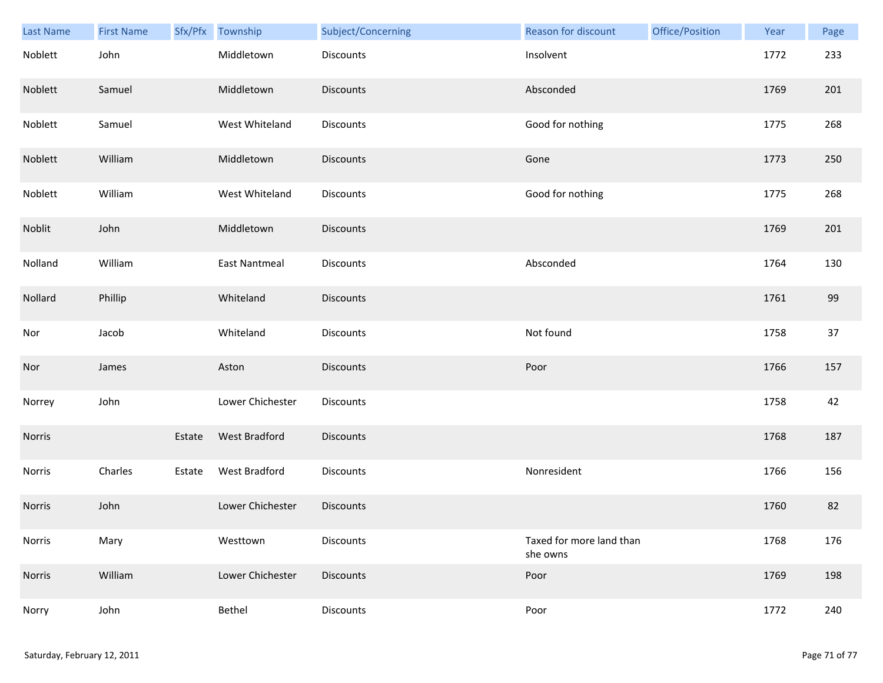| Last Name | First Name | Sfx/Pfx | Township | Subject/Concerning | Reason for discount | Office/Position | Year | Page |
|---|---|---|---|---|---|---|---|---|
| Noblett | John | | Middletown | Discounts | Insolvent | | 1772 | 233 |
| Noblett | Samuel | | Middletown | Discounts | Absconded | | 1769 | 201 |
| Noblett | Samuel | | West Whiteland | Discounts | Good for nothing | | 1775 | 268 |
| Noblett | William | | Middletown | Discounts | Gone | | 1773 | 250 |
| Noblett | William | | West Whiteland | Discounts | Good for nothing | | 1775 | 268 |
| Noblit | John | | Middletown | Discounts | | | 1769 | 201 |
| Nolland | William | | East Nantmeal | Discounts | Absconded | | 1764 | 130 |
| Nollard | Phillip | | Whiteland | Discounts | | | 1761 | 99 |
| Nor | Jacob | | Whiteland | Discounts | Not found | | 1758 | 37 |
| Nor | James | | Aston | Discounts | Poor | | 1766 | 157 |
| Norrey | John | | Lower Chichester | Discounts | | | 1758 | 42 |
| Norris | | Estate | West Bradford | Discounts | | | 1768 | 187 |
| Norris | Charles | Estate | West Bradford | Discounts | Nonresident | | 1766 | 156 |
| Norris | John | | Lower Chichester | Discounts | | | 1760 | 82 |
| Norris | Mary | | Westtown | Discounts | Taxed for more land than she owns | | 1768 | 176 |
| Norris | William | | Lower Chichester | Discounts | Poor | | 1769 | 198 |
| Norry | John | | Bethel | Discounts | Poor | | 1772 | 240 |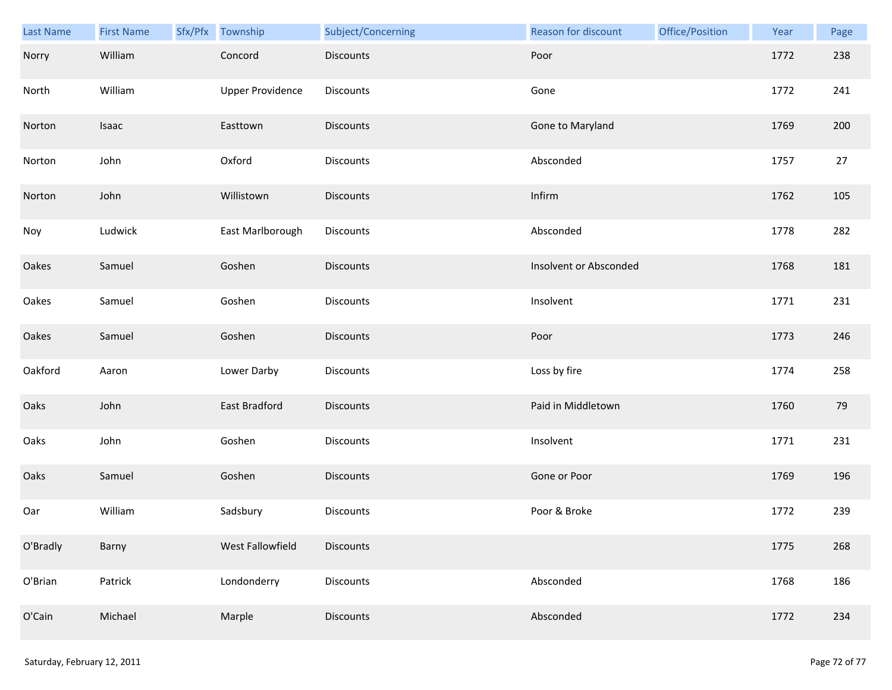| Last Name | First Name | Sfx/Pfx | Township | Subject/Concerning | Reason for discount | Office/Position | Year | Page |
|---|---|---|---|---|---|---|---|---|
| Norry | William | | Concord | Discounts | Poor | | 1772 | 238 |
| North | William | | Upper Providence | Discounts | Gone | | 1772 | 241 |
| Norton | Isaac | | Easttown | Discounts | Gone to Maryland | | 1769 | 200 |
| Norton | John | | Oxford | Discounts | Absconded | | 1757 | 27 |
| Norton | John | | Willistown | Discounts | Infirm | | 1762 | 105 |
| Noy | Ludwick | | East Marlborough | Discounts | Absconded | | 1778 | 282 |
| Oakes | Samuel | | Goshen | Discounts | Insolvent or Absconded | | 1768 | 181 |
| Oakes | Samuel | | Goshen | Discounts | Insolvent | | 1771 | 231 |
| Oakes | Samuel | | Goshen | Discounts | Poor | | 1773 | 246 |
| Oakford | Aaron | | Lower Darby | Discounts | Loss by fire | | 1774 | 258 |
| Oaks | John | | East Bradford | Discounts | Paid in Middletown | | 1760 | 79 |
| Oaks | John | | Goshen | Discounts | Insolvent | | 1771 | 231 |
| Oaks | Samuel | | Goshen | Discounts | Gone or Poor | | 1769 | 196 |
| Oar | William | | Sadsbury | Discounts | Poor & Broke | | 1772 | 239 |
| O'Bradly | Barny | | West Fallowfield | Discounts | | | 1775 | 268 |
| O'Brian | Patrick | | Londonderry | Discounts | Absconded | | 1768 | 186 |
| O'Cain | Michael | | Marple | Discounts | Absconded | | 1772 | 234 |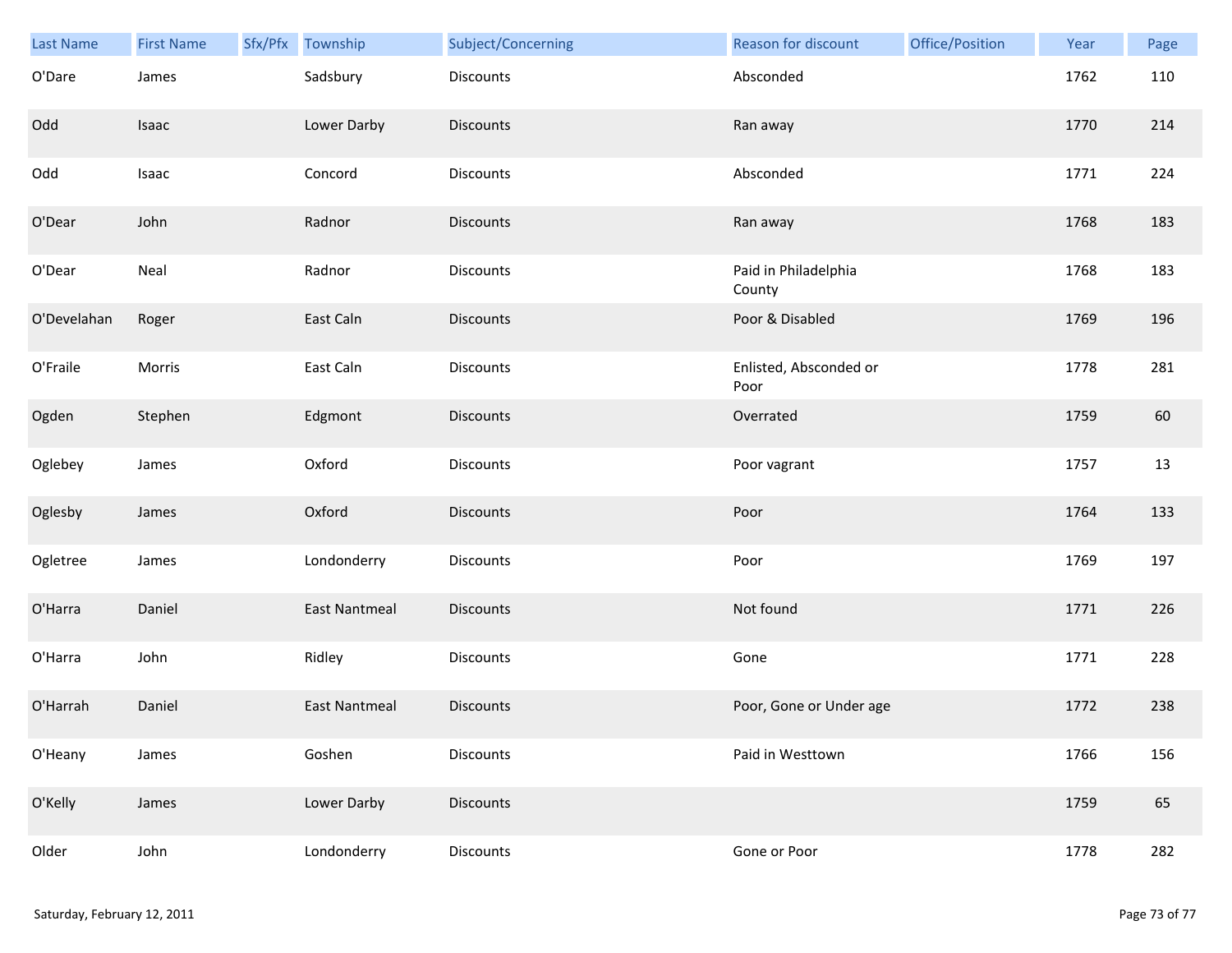| Last Name | First Name | Sfx/Pfx | Township | Subject/Concerning | Reason for discount | Office/Position | Year | Page |
|---|---|---|---|---|---|---|---|---|
| O'Dare | James | | Sadsbury | Discounts | Absconded | | 1762 | 110 |
| Odd | Isaac | | Lower Darby | Discounts | Ran away | | 1770 | 214 |
| Odd | Isaac | | Concord | Discounts | Absconded | | 1771 | 224 |
| O'Dear | John | | Radnor | Discounts | Ran away | | 1768 | 183 |
| O'Dear | Neal | | Radnor | Discounts | Paid in Philadelphia County | | 1768 | 183 |
| O'Develahan | Roger | | East Caln | Discounts | Poor & Disabled | | 1769 | 196 |
| O'Fraile | Morris | | East Caln | Discounts | Enlisted, Absconded or Poor | | 1778 | 281 |
| Ogden | Stephen | | Edgmont | Discounts | Overrated | | 1759 | 60 |
| Oglebey | James | | Oxford | Discounts | Poor vagrant | | 1757 | 13 |
| Oglesby | James | | Oxford | Discounts | Poor | | 1764 | 133 |
| Ogletree | James | | Londonderry | Discounts | Poor | | 1769 | 197 |
| O'Harra | Daniel | | East Nantmeal | Discounts | Not found | | 1771 | 226 |
| O'Harra | John | | Ridley | Discounts | Gone | | 1771 | 228 |
| O'Harrah | Daniel | | East Nantmeal | Discounts | Poor, Gone or Under age | | 1772 | 238 |
| O'Heany | James | | Goshen | Discounts | Paid in Westtown | | 1766 | 156 |
| O'Kelly | James | | Lower Darby | Discounts | | | 1759 | 65 |
| Older | John | | Londonderry | Discounts | Gone or Poor | | 1778 | 282 |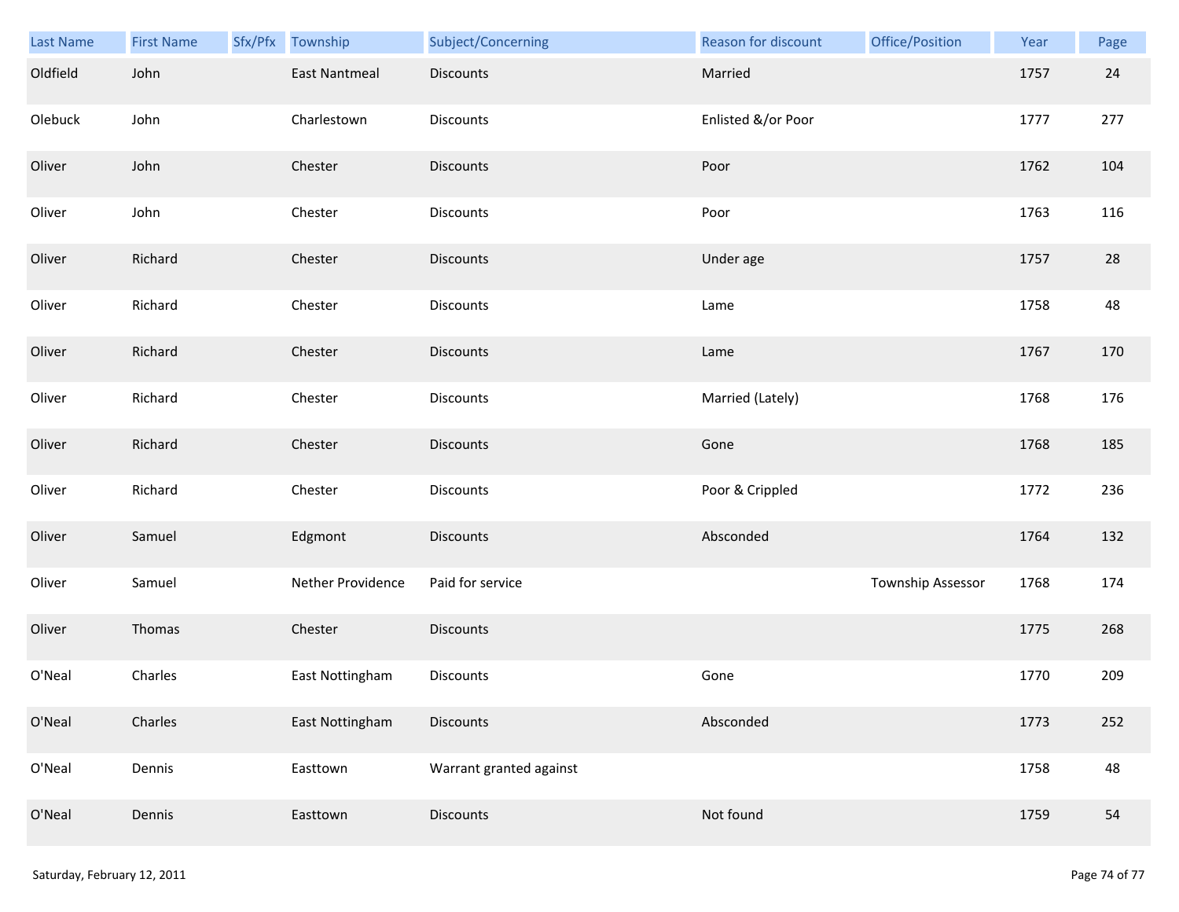| Last Name | First Name | Sfx/Pfx | Township | Subject/Concerning | Reason for discount | Office/Position | Year | Page |
|---|---|---|---|---|---|---|---|---|
| Oldfield | John | | East Nantmeal | Discounts | Married | | 1757 | 24 |
| Olebuck | John | | Charlestown | Discounts | Enlisted &/or Poor | | 1777 | 277 |
| Oliver | John | | Chester | Discounts | Poor | | 1762 | 104 |
| Oliver | John | | Chester | Discounts | Poor | | 1763 | 116 |
| Oliver | Richard | | Chester | Discounts | Under age | | 1757 | 28 |
| Oliver | Richard | | Chester | Discounts | Lame | | 1758 | 48 |
| Oliver | Richard | | Chester | Discounts | Lame | | 1767 | 170 |
| Oliver | Richard | | Chester | Discounts | Married (Lately) | | 1768 | 176 |
| Oliver | Richard | | Chester | Discounts | Gone | | 1768 | 185 |
| Oliver | Richard | | Chester | Discounts | Poor & Crippled | | 1772 | 236 |
| Oliver | Samuel | | Edgmont | Discounts | Absconded | | 1764 | 132 |
| Oliver | Samuel | | Nether Providence | Paid for service | | Township Assessor | 1768 | 174 |
| Oliver | Thomas | | Chester | Discounts | | | 1775 | 268 |
| O'Neal | Charles | | East Nottingham | Discounts | Gone | | 1770 | 209 |
| O'Neal | Charles | | East Nottingham | Discounts | Absconded | | 1773 | 252 |
| O'Neal | Dennis | | Easttown | Warrant granted against | | | 1758 | 48 |
| O'Neal | Dennis | | Easttown | Discounts | Not found | | 1759 | 54 |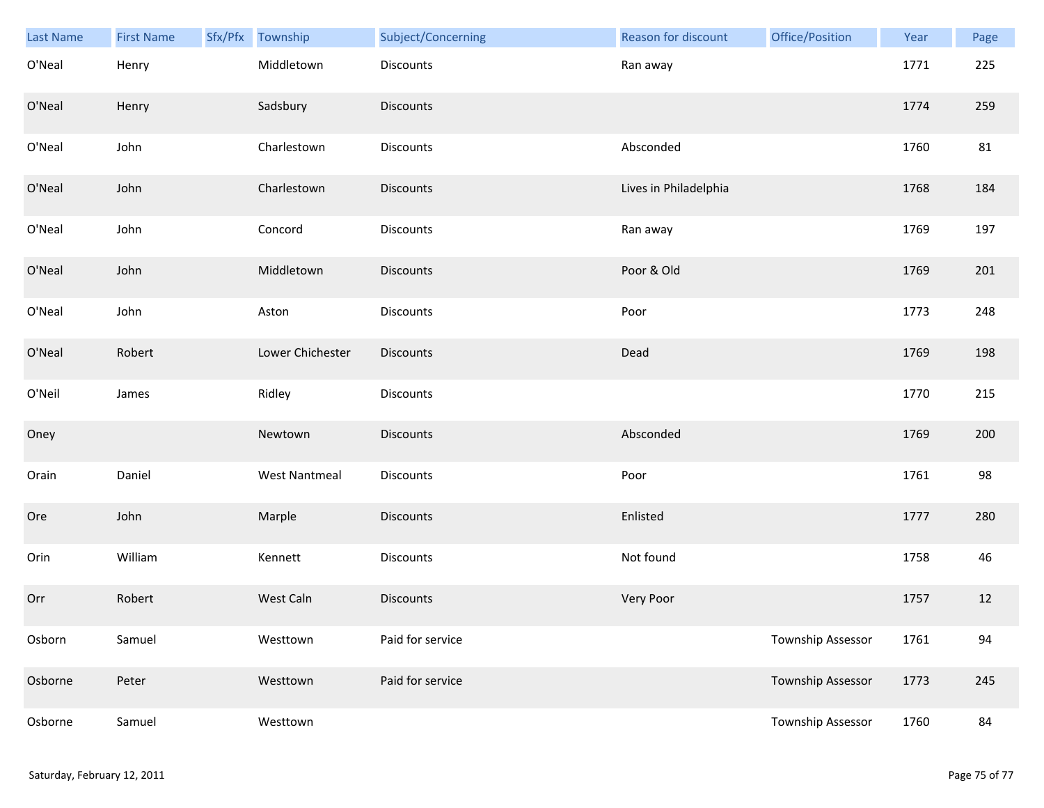| Last Name | First Name | Sfx/Pfx | Township | Subject/Concerning | Reason for discount | Office/Position | Year | Page |
|---|---|---|---|---|---|---|---|---|
| O'Neal | Henry | | Middletown | Discounts | Ran away | | 1771 | 225 |
| O'Neal | Henry | | Sadsbury | Discounts | | | 1774 | 259 |
| O'Neal | John | | Charlestown | Discounts | Absconded | | 1760 | 81 |
| O'Neal | John | | Charlestown | Discounts | Lives in Philadelphia | | 1768 | 184 |
| O'Neal | John | | Concord | Discounts | Ran away | | 1769 | 197 |
| O'Neal | John | | Middletown | Discounts | Poor & Old | | 1769 | 201 |
| O'Neal | John | | Aston | Discounts | Poor | | 1773 | 248 |
| O'Neal | Robert | | Lower Chichester | Discounts | Dead | | 1769 | 198 |
| O'Neil | James | | Ridley | Discounts | | | 1770 | 215 |
| Oney | | | Newtown | Discounts | Absconded | | 1769 | 200 |
| Orain | Daniel | | West Nantmeal | Discounts | Poor | | 1761 | 98 |
| Ore | John | | Marple | Discounts | Enlisted | | 1777 | 280 |
| Orin | William | | Kennett | Discounts | Not found | | 1758 | 46 |
| Orr | Robert | | West Caln | Discounts | Very Poor | | 1757 | 12 |
| Osborn | Samuel | | Westtown | Paid for service | | Township Assessor | 1761 | 94 |
| Osborne | Peter | | Westtown | Paid for service | | Township Assessor | 1773 | 245 |
| Osborne | Samuel | | Westtown | | | Township Assessor | 1760 | 84 |

Saturday, February 12, 2011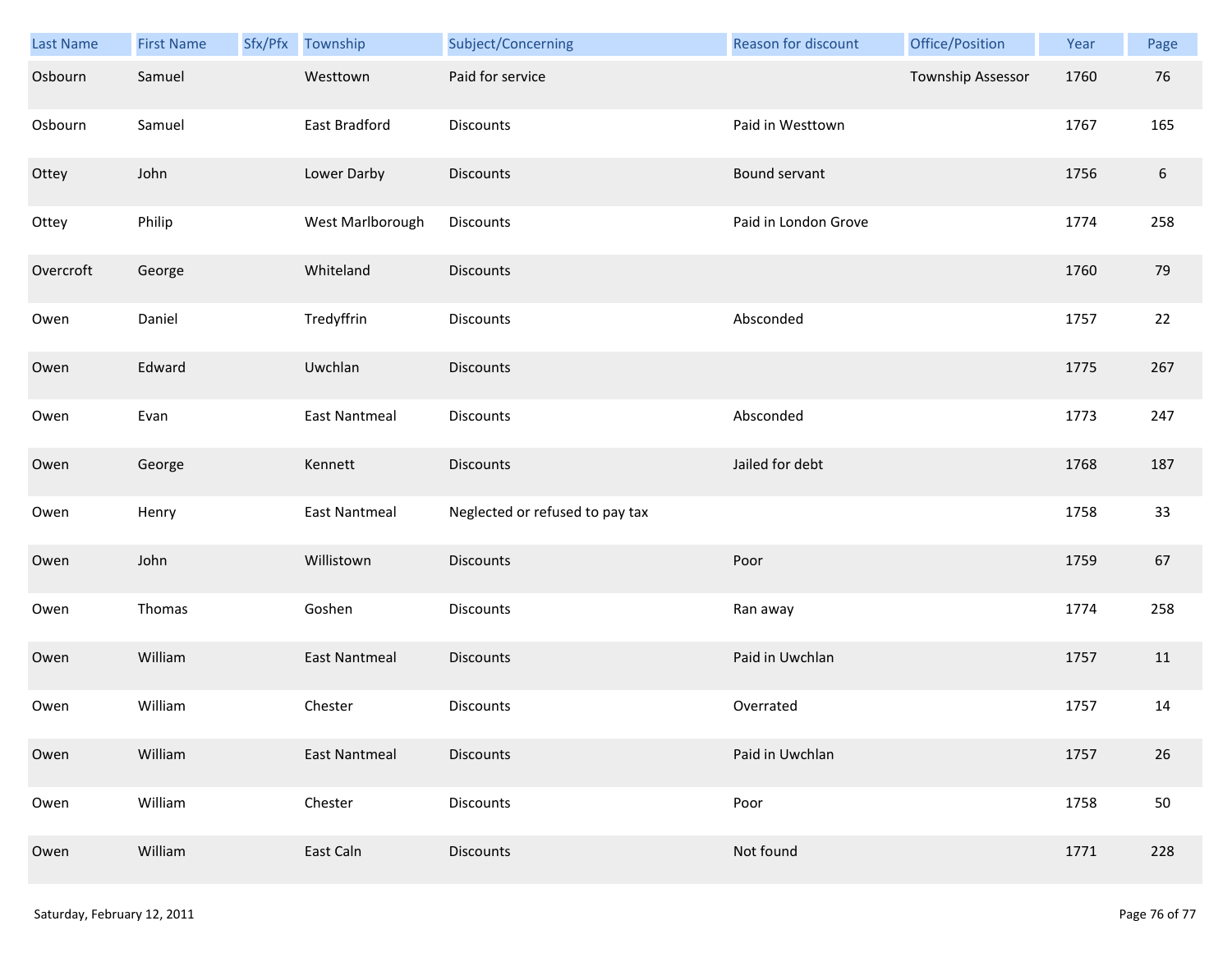| Last Name | First Name | Sfx/Pfx | Township | Subject/Concerning | Reason for discount | Office/Position | Year | Page |
|---|---|---|---|---|---|---|---|---|
| Osbourn | Samuel | | Westtown | Paid for service | | Township Assessor | 1760 | 76 |
| Osbourn | Samuel | | East Bradford | Discounts | Paid in Westtown | | 1767 | 165 |
| Ottey | John | | Lower Darby | Discounts | Bound servant | | 1756 | 6 |
| Ottey | Philip | | West Marlborough | Discounts | Paid in London Grove | | 1774 | 258 |
| Overcroft | George | | Whiteland | Discounts | | | 1760 | 79 |
| Owen | Daniel | | Tredyffrin | Discounts | Absconded | | 1757 | 22 |
| Owen | Edward | | Uwchlan | Discounts | | | 1775 | 267 |
| Owen | Evan | | East Nantmeal | Discounts | Absconded | | 1773 | 247 |
| Owen | George | | Kennett | Discounts | Jailed for debt | | 1768 | 187 |
| Owen | Henry | | East Nantmeal | Neglected or refused to pay tax | | | 1758 | 33 |
| Owen | John | | Willistown | Discounts | Poor | | 1759 | 67 |
| Owen | Thomas | | Goshen | Discounts | Ran away | | 1774 | 258 |
| Owen | William | | East Nantmeal | Discounts | Paid in Uwchlan | | 1757 | 11 |
| Owen | William | | Chester | Discounts | Overrated | | 1757 | 14 |
| Owen | William | | East Nantmeal | Discounts | Paid in Uwchlan | | 1757 | 26 |
| Owen | William | | Chester | Discounts | Poor | | 1758 | 50 |
| Owen | William | | East Caln | Discounts | Not found | | 1771 | 228 |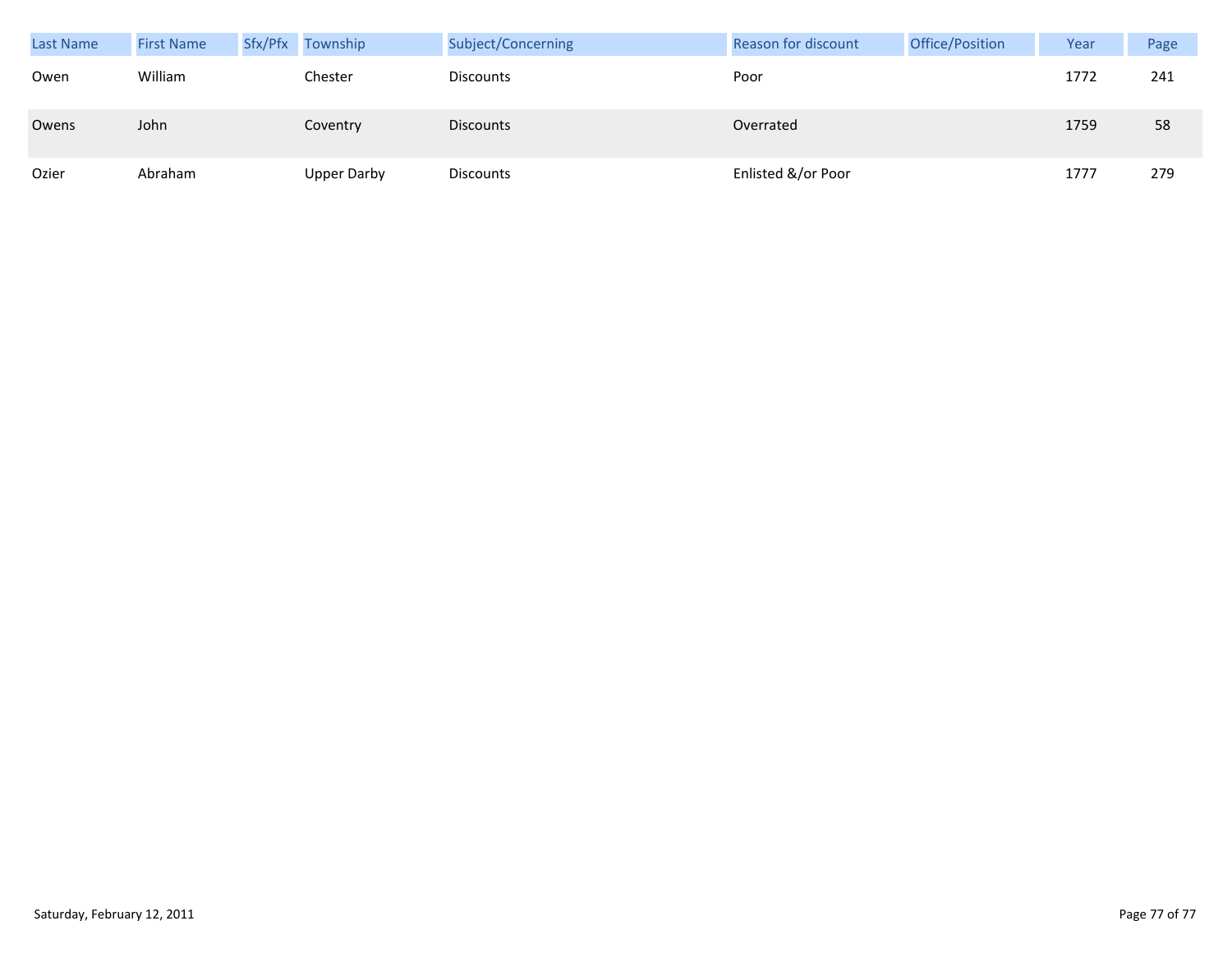| Last Name | First Name | Sfx/Pfx | Township | Subject/Concerning | Reason for discount | Office/Position | Year | Page |
|---|---|---|---|---|---|---|---|---|
| Owen | William | | Chester | Discounts | Poor | | 1772 | 241 |
| Owens | John | | Coventry | Discounts | Overrated | | 1759 | 58 |
| Ozier | Abraham | | Upper Darby | Discounts | Enlisted &/or Poor | | 1777 | 279 |

Saturday, February 12, 2011